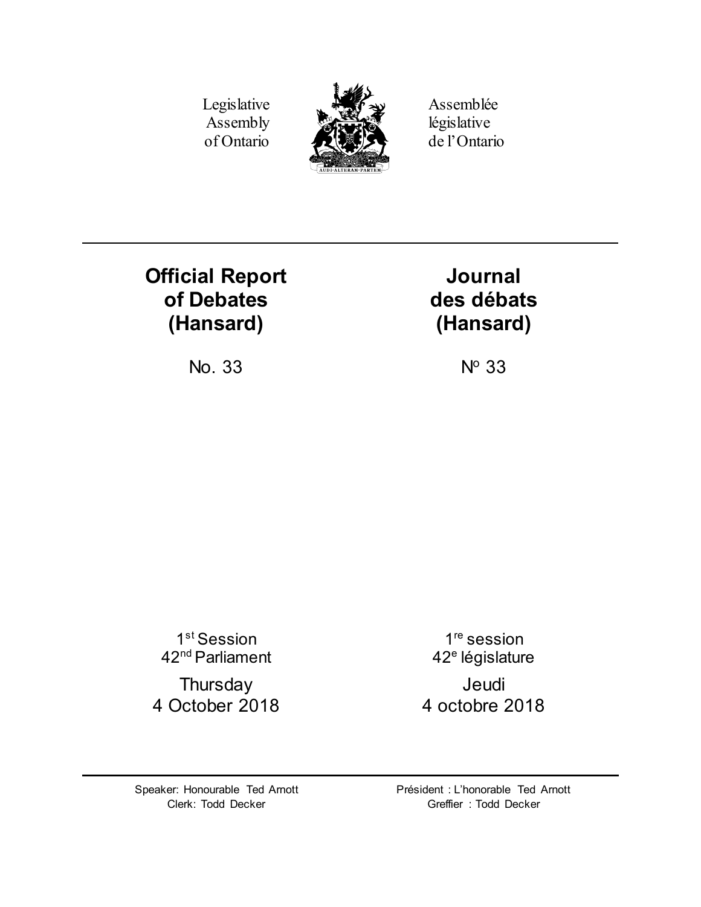Legislative Assembly of Ontario

Assemblée législative de l'Ontario

AUDI·ALTERAM·PARTEM

# Official Report of Debates (Hansard)

No. 33

# Journal des débats (Hansard)

N° 33

1st Session
42nd Parliament

Thursday
4 October 2018

1re session
42e législature

Jeudi
4 octobre 2018

Speaker: Honourable Ted Arnott
Clerk: Todd Decker

Président : L'honorable Ted Arnott
Greffier : Todd Decker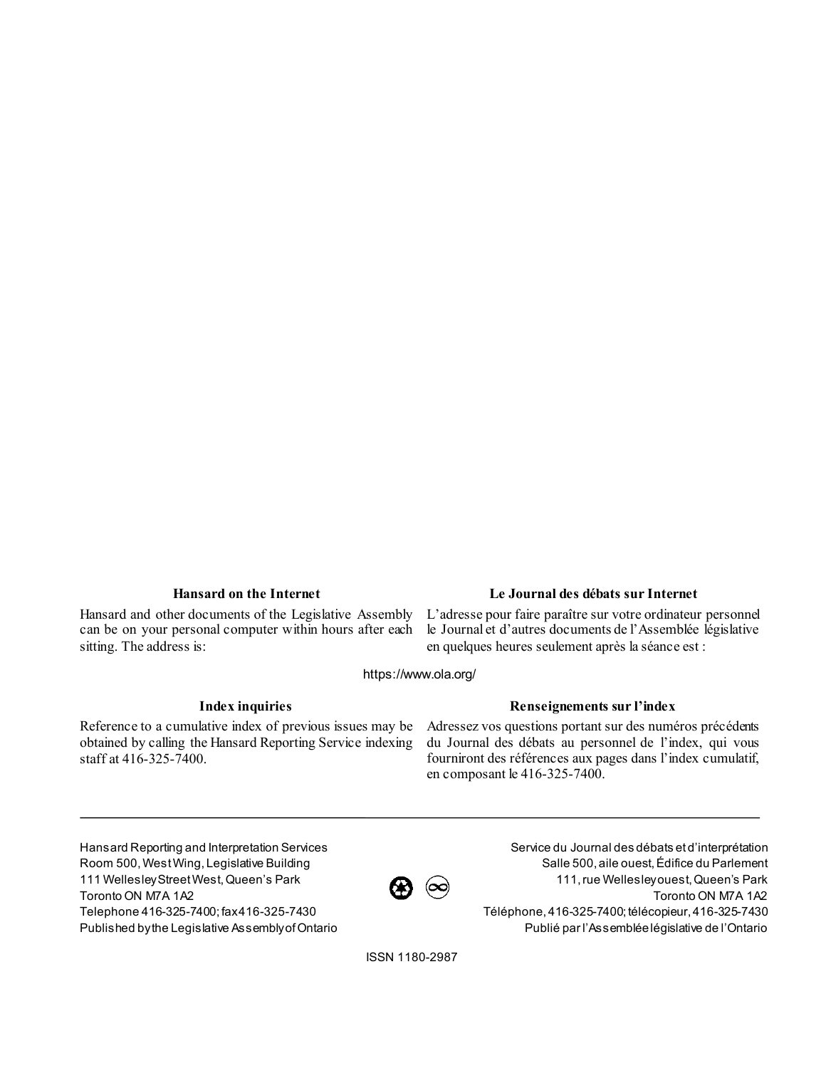### Hansard on the Internet

Hansard and other documents of the Legislative Assembly can be on your personal computer within hours after each sitting. The address is:

### Le Journal des débats sur Internet

L'adresse pour faire paraître sur votre ordinateur personnel le Journal et d'autres documents de l'Assemblée législative en quelques heures seulement après la séance est :

https://www.ola.org/

### Index inquiries

Reference to a cumulative index of previous issues may be obtained by calling the Hansard Reporting Service indexing staff at 416-325-7400.

### Renseignements sur l'index

Adressez vos questions portant sur des numéros précédents du Journal des débats au personnel de l'index, qui vous fourniront des références aux pages dans l'index cumulatif, en composant le 416-325-7400.

---

Hansard Reporting and Interpretation Services
Room 500, West Wing, Legislative Building
111 Wellesley Street West, Queen's Park
Toronto ON M7A 1A2
Telephone 416-325-7400; fax 416-325-7430
Published by the Legislative Assembly of Ontario

Service du Journal des débats et d'interprétation
Salle 500, aile ouest, Édifice du Parlement
111, rue Wellesley ouest, Queen's Park
Toronto ON M7A 1A2
Téléphone, 416-325-7400; télécopieur, 416-325-7430
Publié par l'Assemblée législative de l'Ontario

ISSN 1180-2987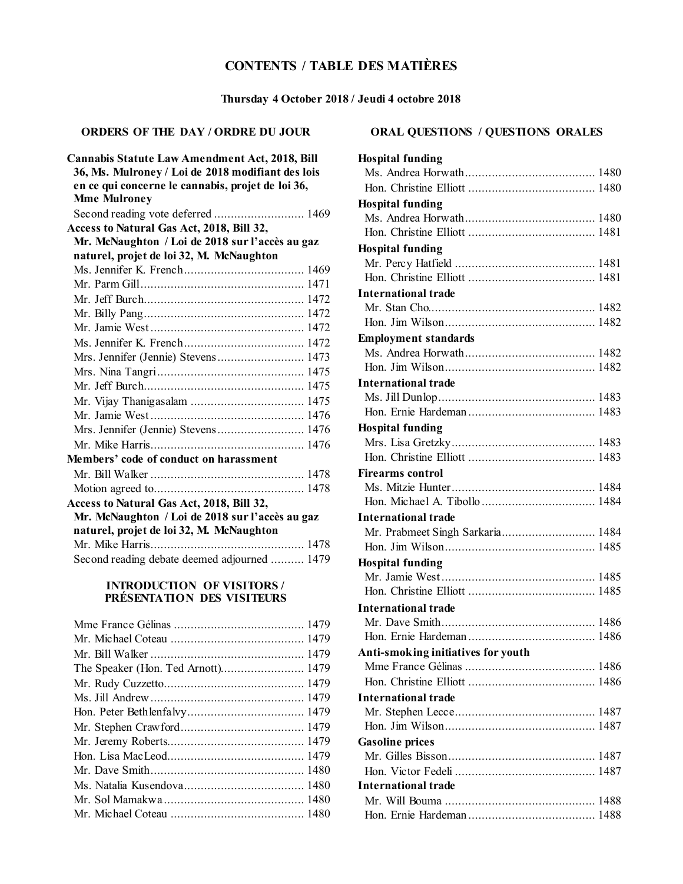# CONTENTS / TABLE DES MATIÈRES

**Thursday 4 October 2018 / Jeudi 4 octobre 2018**

## ORDERS OF THE DAY / ORDRE DU JOUR

**Cannabis Statute Law Amendment Act, 2018, Bill 36, Ms. Mulroney / Loi de 2018 modifiant des lois en ce qui concerne le cannabis, projet de loi 36, Mme Mulroney**

Second reading vote deferred ............................ 1469

**Access to Natural Gas Act, 2018, Bill 32, Mr. McNaughton / Loi de 2018 sur l'accès au gaz naturel, projet de loi 32, M. McNaughton**

Ms. Jennifer K. French.................................... 1469
Mr. Parm Gill................................................. 1471
Mr. Jeff Burch................................................ 1472
Mr. Billy Pang................................................ 1472
Mr. Jamie West.............................................. 1472
Ms. Jennifer K. French.................................... 1472
Mrs. Jennifer (Jennie) Stevens.......................... 1473
Mrs. Nina Tangri............................................ 1475
Mr. Jeff Burch................................................ 1475
Mr. Vijay Thanigasalam .................................. 1475
Mr. Jamie West.............................................. 1476
Mrs. Jennifer (Jennie) Stevens.......................... 1476
Mr. Mike Harris.............................................. 1476

**Members' code of conduct on harassment**

Mr. Bill Walker .............................................. 1478
Motion agreed to............................................. 1478

**Access to Natural Gas Act, 2018, Bill 32, Mr. McNaughton / Loi de 2018 sur l'accès au gaz naturel, projet de loi 32, M. McNaughton**

Mr. Mike Harris.............................................. 1478
Second reading debate deemed adjourned .......... 1479

## INTRODUCTION OF VISITORS / PRÉSENTATION DES VISITEURS

Mme France Gélinas ....................................... 1479
Mr. Michael Coteau ........................................ 1479
Mr. Bill Walker .............................................. 1479
The Speaker (Hon. Ted Arnott)......................... 1479
Mr. Rudy Cuzzetto.......................................... 1479
Ms. Jill Andrew .............................................. 1479
Hon. Peter Bethlenfalvy................................... 1479
Mr. Stephen Crawford..................................... 1479
Mr. Jeremy Roberts......................................... 1479
Hon. Lisa MacLeod......................................... 1479
Mr. Dave Smith.............................................. 1480
Ms. Natalia Kusendova.................................... 1480
Mr. Sol Mamakwa.......................................... 1480
Mr. Michael Coteau ........................................ 1480

## ORAL QUESTIONS / QUESTIONS ORALES

**Hospital funding**

Ms. Andrea Horwath....................................... 1480
Hon. Christine Elliott ...................................... 1480

**Hospital funding**

Ms. Andrea Horwath....................................... 1480
Hon. Christine Elliott ...................................... 1481

**Hospital funding**

Mr. Percy Hatfield .......................................... 1481
Hon. Christine Elliott ...................................... 1481

**International trade**

Mr. Stan Cho.................................................. 1482
Hon. Jim Wilson............................................. 1482

**Employment standards**

Ms. Andrea Horwath....................................... 1482
Hon. Jim Wilson............................................. 1482

**International trade**

Ms. Jill Dunlop............................................... 1483
Hon. Ernie Hardeman...................................... 1483

**Hospital funding**

Mrs. Lisa Gretzky........................................... 1483
Hon. Christine Elliott ...................................... 1483

**Firearms control**

Ms. Mitzie Hunter........................................... 1484
Hon. Michael A. Tibollo.................................. 1484

**International trade**

Mr. Prabmeet Singh Sarkaria............................ 1484
Hon. Jim Wilson............................................. 1485

**Hospital funding**

Mr. Jamie West.............................................. 1485
Hon. Christine Elliott ...................................... 1485

**International trade**

Mr. Dave Smith.............................................. 1486
Hon. Ernie Hardeman...................................... 1486

**Anti-smoking initiatives for youth**

Mme France Gélinas ....................................... 1486
Hon. Christine Elliott ...................................... 1486

**International trade**

Mr. Stephen Lecce.......................................... 1487
Hon. Jim Wilson............................................. 1487

**Gasoline prices**

Mr. Gilles Bisson............................................ 1487
Hon. Victor Fedeli .......................................... 1487

**International trade**

Mr. Will Bouma ............................................. 1488
Hon. Ernie Hardeman...................................... 1488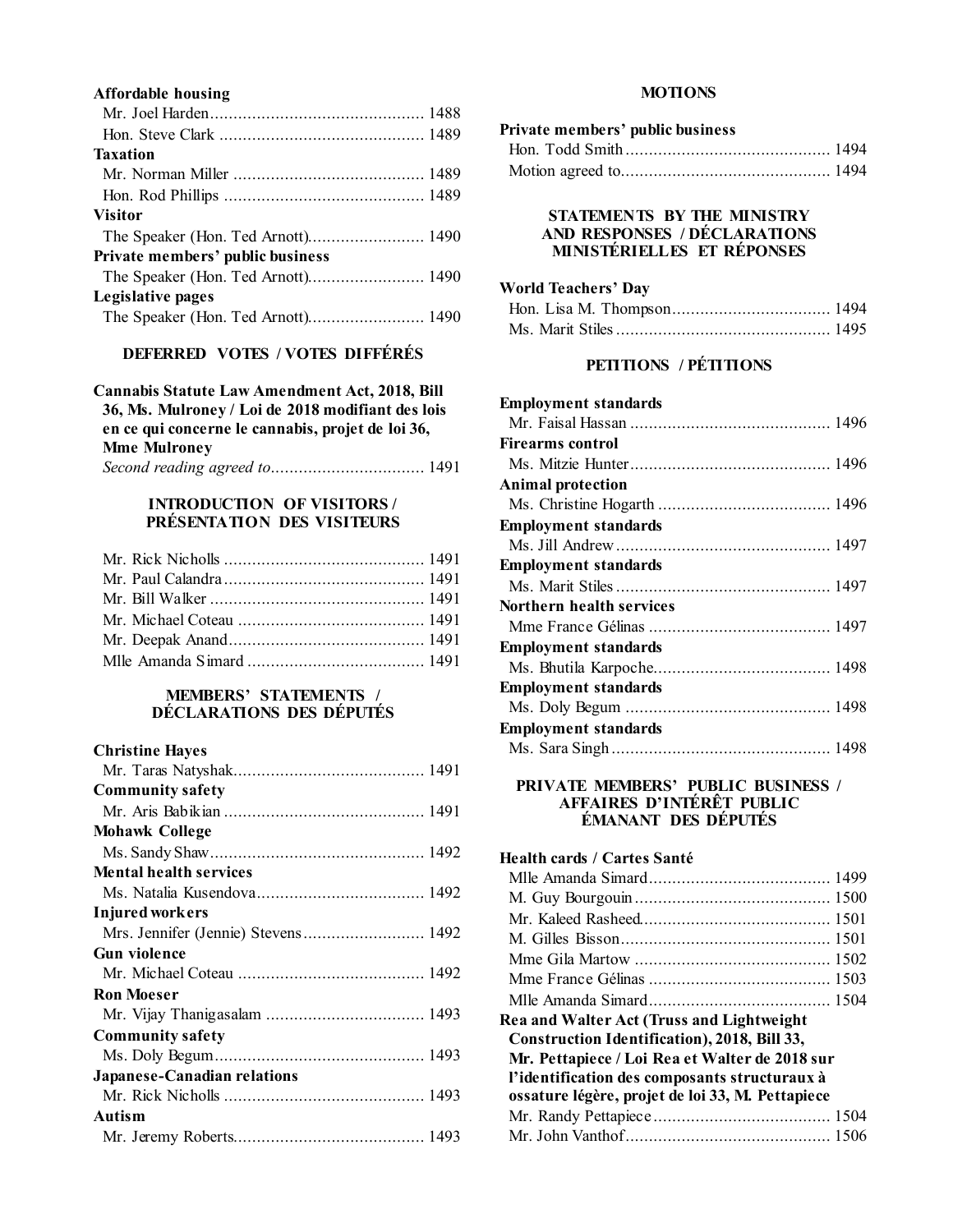**Affordable housing**

Mr. Joel Harden.............................................. 1488
Hon. Steve Clark ............................................ 1489

**Taxation**

Mr. Norman Miller ......................................... 1489
Hon. Rod Phillips ........................................... 1489

**Visitor**

The Speaker (Hon. Ted Arnott)......................... 1490

**Private members' public business**

The Speaker (Hon. Ted Arnott)......................... 1490

**Legislative pages**

The Speaker (Hon. Ted Arnott)......................... 1490

## DEFERRED VOTES / VOTES DIFFÉRÉS

**Cannabis Statute Law Amendment Act, 2018, Bill 36, Ms. Mulroney / Loi de 2018 modifiant des lois en ce qui concerne le cannabis, projet de loi 36, Mme Mulroney**

*Second reading agreed to*................................. 1491

## INTRODUCTION OF VISITORS / PRÉSENTATION DES VISITEURS

Mr. Rick Nicholls ........................................... 1491
Mr. Paul Calandra........................................... 1491
Mr. Bill Walker .............................................. 1491
Mr. Michael Coteau ........................................ 1491
Mr. Deepak Anand.......................................... 1491
Mlle Amanda Simard ...................................... 1491

## MEMBERS' STATEMENTS / DÉCLARATIONS DES DÉPUTÉS

**Christine Hayes**

Mr. Taras Natyshak......................................... 1491

**Community safety**

Mr. Aris Babikian ........................................... 1491

**Mohawk College**

Ms. Sandy Shaw.............................................. 1492

**Mental health services**

Ms. Natalia Kusendova.................................... 1492

**Injured workers**

Mrs. Jennifer (Jennie) Stevens.......................... 1492

**Gun violence**

Mr. Michael Coteau ........................................ 1492

**Ron Moeser**

Mr. Vijay Thanigasalam .................................. 1493

**Community safety**

Ms. Doly Begum............................................. 1493

**Japanese-Canadian relations**

Mr. Rick Nicholls ........................................... 1493

**Autism**

Mr. Jeremy Roberts......................................... 1493

## MOTIONS

**Private members' public business**

Hon. Todd Smith ............................................ 1494
Motion agreed to............................................. 1494

## STATEMENTS BY THE MINISTRY AND RESPONSES / DÉCLARATIONS MINISTÉRIELLES ET RÉPONSES

**World Teachers' Day**

Hon. Lisa M. Thompson.................................. 1494
Ms. Marit Stiles .............................................. 1495

## PETITIONS / PÉTITIONS

**Employment standards**

Mr. Faisal Hassan ........................................... 1496

**Firearms control**

Ms. Mitzie Hunter........................................... 1496

**Animal protection**

Ms. Christine Hogarth ..................................... 1496

**Employment standards**

Ms. Jill Andrew.............................................. 1497

**Employment standards**

Ms. Marit Stiles .............................................. 1497

**Northern health services**

Mme France Gélinas ....................................... 1497

**Employment standards**

Ms. Bhutila Karpoche...................................... 1498

**Employment standards**

Ms. Doly Begum ............................................ 1498

**Employment standards**

Ms. Sara Singh ............................................... 1498

## PRIVATE MEMBERS' PUBLIC BUSINESS / AFFAIRES D'INTÉRÊT PUBLIC ÉMANANT DES DÉPUTÉS

**Health cards / Cartes Santé**

Mlle Amanda Simard....................................... 1499
M. Guy Bourgouin .......................................... 1500
Mr. Kaleed Rasheed......................................... 1501
M. Gilles Bisson.............................................. 1501
Mme Gila Martow ........................................... 1502
Mme France Gélinas ....................................... 1503
Mlle Amanda Simard....................................... 1504

**Rea and Walter Act (Truss and Lightweight Construction Identification), 2018, Bill 33, Mr. Pettapiece / Loi Rea et Walter de 2018 sur l'identification des composants structuraux à ossature légère, projet de loi 33, M. Pettapiece**

Mr. Randy Pettapiece ...................................... 1504
Mr. John Vanthof............................................ 1506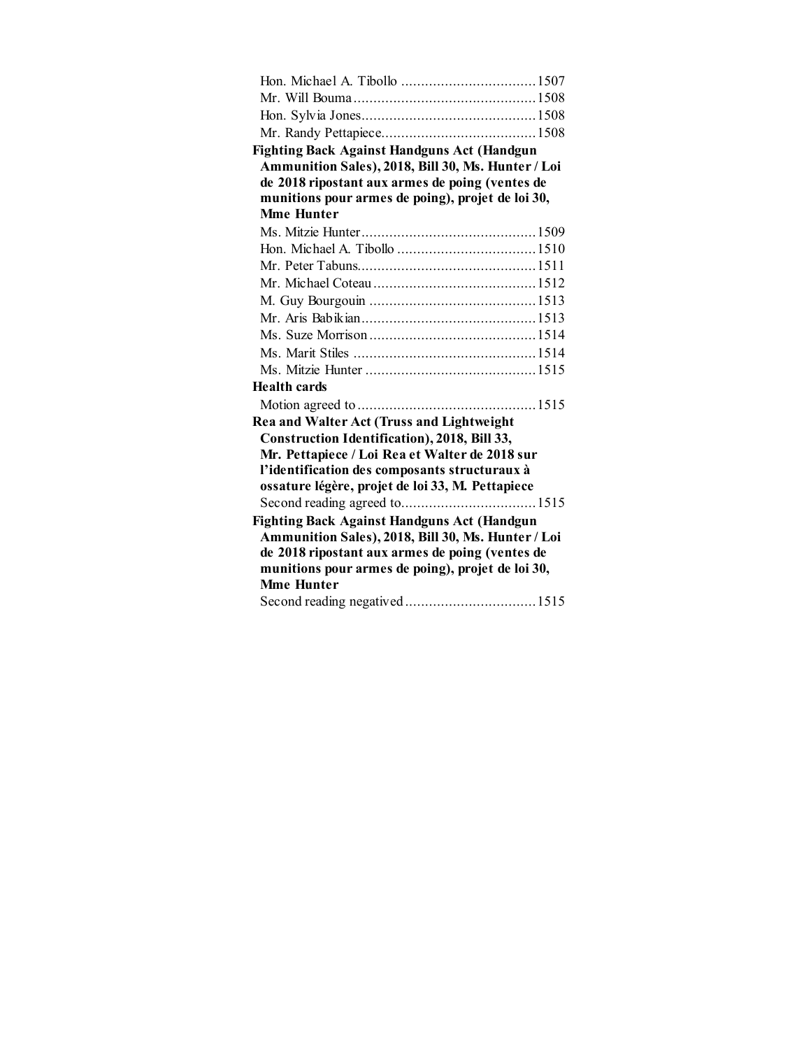Hon. Michael A. Tibollo ..................................1507
Mr. Will Bouma ..............................................1508
Hon. Sylvia Jones............................................1508
Mr. Randy Pettapiece.......................................1508

**Fighting Back Against Handguns Act (Handgun Ammunition Sales), 2018, Bill 30, Ms. Hunter / Loi de 2018 ripostant aux armes de poing (ventes de munitions pour armes de poing), projet de loi 30, Mme Hunter**

Ms. Mitzie Hunter............................................1509
Hon. Michael A. Tibollo ...................................1510
Mr. Peter Tabuns.............................................1511
Mr. Michael Coteau .........................................1512
M. Guy Bourgouin ..........................................1513
Mr. Aris Babikian............................................1513
Ms. Suze Morrison ..........................................1514
Ms. Marit Stiles ..............................................1514
Ms. Mitzie Hunter ...........................................1515

**Health cards**

Motion agreed to .............................................1515

**Rea and Walter Act (Truss and Lightweight Construction Identification), 2018, Bill 33, Mr. Pettapiece / Loi Rea et Walter de 2018 sur l'identification des composants structuraux à ossature légère, projet de loi 33, M. Pettapiece**

Second reading agreed to..................................1515

**Fighting Back Against Handguns Act (Handgun Ammunition Sales), 2018, Bill 30, Ms. Hunter / Loi de 2018 ripostant aux armes de poing (ventes de munitions pour armes de poing), projet de loi 30, Mme Hunter**

Second reading negatived .................................1515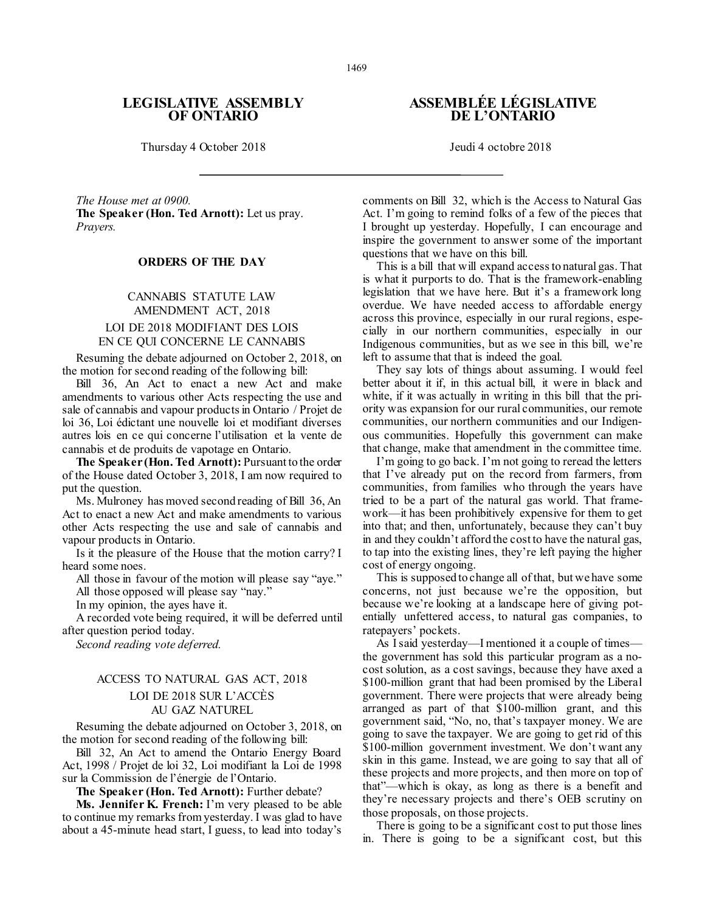# LEGISLATIVE ASSEMBLY OF ONTARIO

# ASSEMBLÉE LÉGISLATIVE DE L'ONTARIO

Thursday 4 October 2018

Jeudi 4 octobre 2018

*The House met at 0900.*

**The Speaker (Hon. Ted Arnott):** Let us pray.

*Prayers.*

## ORDERS OF THE DAY

### CANNABIS STATUTE LAW AMENDMENT ACT, 2018

### LOI DE 2018 MODIFIANT DES LOIS EN CE QUI CONCERNE LE CANNABIS

Resuming the debate adjourned on October 2, 2018, on the motion for second reading of the following bill:

Bill 36, An Act to enact a new Act and make amendments to various other Acts respecting the use and sale of cannabis and vapour products in Ontario / Projet de loi 36, Loi édictant une nouvelle loi et modifiant diverses autres lois en ce qui concerne l'utilisation et la vente de cannabis et de produits de vapotage en Ontario.

**The Speaker (Hon. Ted Arnott):** Pursuant to the order of the House dated October 3, 2018, I am now required to put the question.

Ms. Mulroney has moved second reading of Bill 36, An Act to enact a new Act and make amendments to various other Acts respecting the use and sale of cannabis and vapour products in Ontario.

Is it the pleasure of the House that the motion carry? I heard some noes.

All those in favour of the motion will please say "aye."

All those opposed will please say "nay."

In my opinion, the ayes have it.

A recorded vote being required, it will be deferred until after question period today.

*Second reading vote deferred.*

### ACCESS TO NATURAL GAS ACT, 2018

### LOI DE 2018 SUR L'ACCÈS AU GAZ NATUREL

Resuming the debate adjourned on October 3, 2018, on the motion for second reading of the following bill:

Bill 32, An Act to amend the Ontario Energy Board Act, 1998 / Projet de loi 32, Loi modifiant la Loi de 1998 sur la Commission de l'énergie de l'Ontario.

**The Speaker (Hon. Ted Arnott):** Further debate?

**Ms. Jennifer K. French:** I'm very pleased to be able to continue my remarks from yesterday. I was glad to have about a 45-minute head start, I guess, to lead into today's comments on Bill 32, which is the Access to Natural Gas Act. I'm going to remind folks of a few of the pieces that I brought up yesterday. Hopefully, I can encourage and inspire the government to answer some of the important questions that we have on this bill.

This is a bill that will expand access to natural gas. That is what it purports to do. That is the framework-enabling legislation that we have here. But it's a framework long overdue. We have needed access to affordable energy across this province, especially in our rural regions, especially in our northern communities, especially in our Indigenous communities, but as we see in this bill, we're left to assume that that is indeed the goal.

They say lots of things about assuming. I would feel better about it if, in this actual bill, it were in black and white, if it was actually in writing in this bill that the priority was expansion for our rural communities, our remote communities, our northern communities and our Indigenous communities. Hopefully this government can make that change, make that amendment in the committee time.

I'm going to go back. I'm not going to reread the letters that I've already put on the record from farmers, from communities, from families who through the years have tried to be a part of the natural gas world. That framework—it has been prohibitively expensive for them to get into that; and then, unfortunately, because they can't buy in and they couldn't afford the cost to have the natural gas, to tap into the existing lines, they're left paying the higher cost of energy ongoing.

This is supposed to change all of that, but we have some concerns, not just because we're the opposition, but because we're looking at a landscape here of giving potentially unfettered access, to natural gas companies, to ratepayers' pockets.

As I said yesterday—I mentioned it a couple of times—the government has sold this particular program as a no-cost solution, as a cost savings, because they have axed a $100-million grant that had been promised by the Liberal government. There were projects that were already being arranged as part of that $100-million grant, and this government said, "No, no, that's taxpayer money. We are going to save the taxpayer. We are going to get rid of this $100-million government investment. We don't want any skin in this game. Instead, we are going to say that all of these projects and more projects, and then more on top of that"—which is okay, as long as there is a benefit and they're necessary projects and there's OEB scrutiny on those proposals, on those projects.

There is going to be a significant cost to put those lines in. There is going to be a significant cost, but this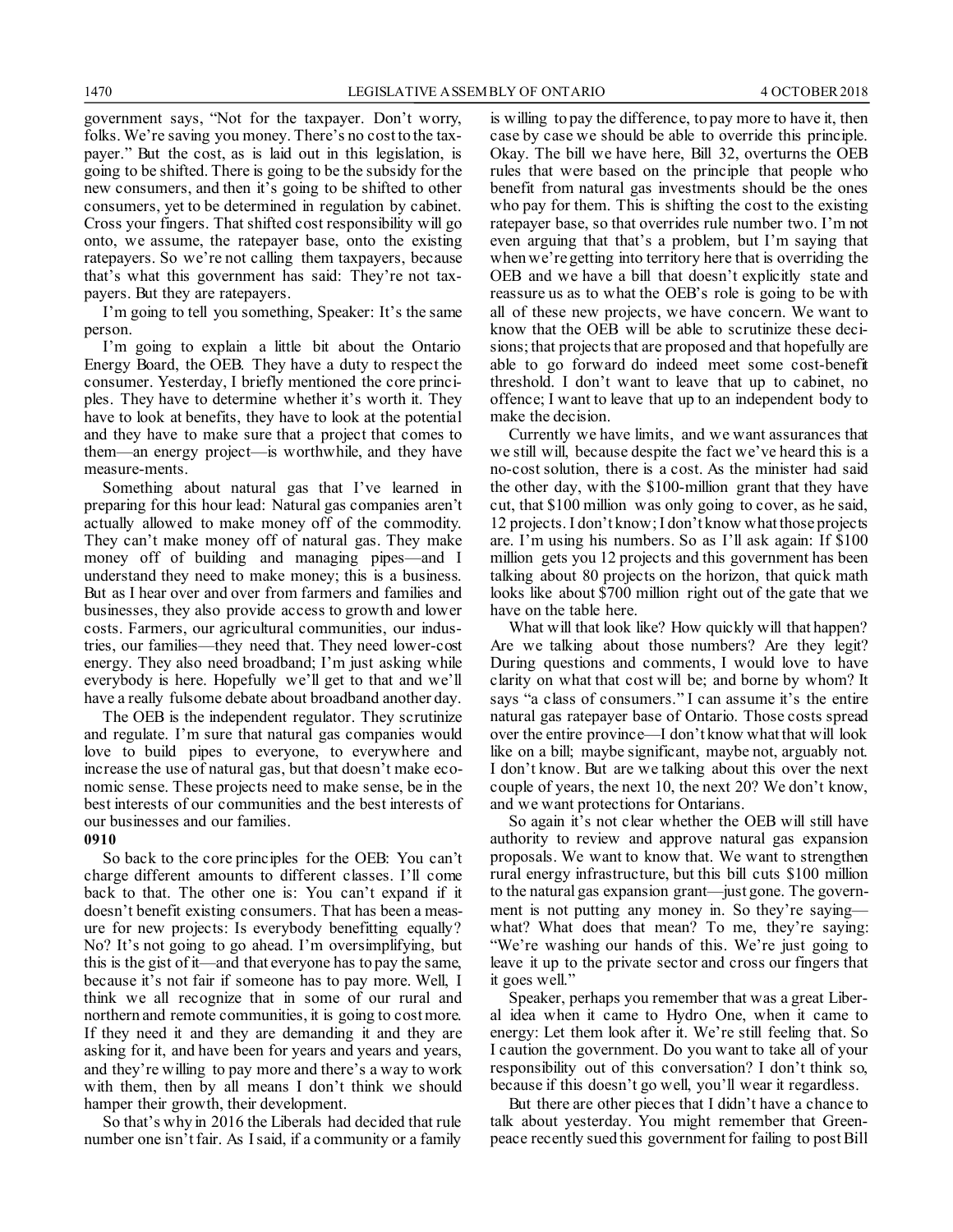government says, "Not for the taxpayer. Don't worry, folks. We're saving you money. There's no cost to the taxpayer." But the cost, as is laid out in this legislation, is going to be shifted. There is going to be the subsidy for the new consumers, and then it's going to be shifted to other consumers, yet to be determined in regulation by cabinet. Cross your fingers. That shifted cost responsibility will go onto, we assume, the ratepayer base, onto the existing ratepayers. So we're not calling them taxpayers, because that's what this government has said: They're not taxpayers. But they are ratepayers.

I'm going to tell you something, Speaker: It's the same person.

I'm going to explain a little bit about the Ontario Energy Board, the OEB. They have a duty to respect the consumer. Yesterday, I briefly mentioned the core principles. They have to determine whether it's worth it. They have to look at benefits, they have to look at the potential and they have to make sure that a project that comes to them—an energy project—is worthwhile, and they have measure-ments.

Something about natural gas that I've learned in preparing for this hour lead: Natural gas companies aren't actually allowed to make money off of the commodity. They can't make money off of natural gas. They make money off of building and managing pipes—and I understand they need to make money; this is a business. But as I hear over and over from farmers and families and businesses, they also provide access to growth and lower costs. Farmers, our agricultural communities, our industries, our families—they need that. They need lower-cost energy. They also need broadband; I'm just asking while everybody is here. Hopefully we'll get to that and we'll have a really fulsome debate about broadband another day.

The OEB is the independent regulator. They scrutinize and regulate. I'm sure that natural gas companies would love to build pipes to everyone, to everywhere and increase the use of natural gas, but that doesn't make economic sense. These projects need to make sense, be in the best interests of our communities and the best interests of our businesses and our families.

**0910**

So back to the core principles for the OEB: You can't charge different amounts to different classes. I'll come back to that. The other one is: You can't expand if it doesn't benefit existing consumers. That has been a measure for new projects: Is everybody benefitting equally? No? It's not going to go ahead. I'm oversimplifying, but this is the gist of it—and that everyone has to pay the same, because it's not fair if someone has to pay more. Well, I think we all recognize that in some of our rural and northern and remote communities, it is going to cost more. If they need it and they are demanding it and they are asking for it, and have been for years and years and years, and they're willing to pay more and there's a way to work with them, then by all means I don't think we should hamper their growth, their development.

So that's why in 2016 the Liberals had decided that rule number one isn't fair. As I said, if a community or a family is willing to pay the difference, to pay more to have it, then case by case we should be able to override this principle. Okay. The bill we have here, Bill 32, overturns the OEB rules that were based on the principle that people who benefit from natural gas investments should be the ones who pay for them. This is shifting the cost to the existing ratepayer base, so that overrides rule number two. I'm not even arguing that that's a problem, but I'm saying that when we're getting into territory here that is overriding the OEB and we have a bill that doesn't explicitly state and reassure us as to what the OEB's role is going to be with all of these new projects, we have concern. We want to know that the OEB will be able to scrutinize these decisions; that projects that are proposed and that hopefully are able to go forward do indeed meet some cost-benefit threshold. I don't want to leave that up to cabinet, no offence; I want to leave that up to an independent body to make the decision.

Currently we have limits, and we want assurances that we still will, because despite the fact we've heard this is a no-cost solution, there is a cost. As the minister had said the other day, with the $100-million grant that they have cut, that $100 million was only going to cover, as he said, 12 projects. I don't know; I don't know what those projects are. I'm using his numbers. So as I'll ask again: If $100 million gets you 12 projects and this government has been talking about 80 projects on the horizon, that quick math looks like about $700 million right out of the gate that we have on the table here.

What will that look like? How quickly will that happen? Are we talking about those numbers? Are they legit? During questions and comments, I would love to have clarity on what that cost will be; and borne by whom? It says "a class of consumers." I can assume it's the entire natural gas ratepayer base of Ontario. Those costs spread over the entire province—I don't know what that will look like on a bill; maybe significant, maybe not, arguably not. I don't know. But are we talking about this over the next couple of years, the next 10, the next 20? We don't know, and we want protections for Ontarians.

So again it's not clear whether the OEB will still have authority to review and approve natural gas expansion proposals. We want to know that. We want to strengthen rural energy infrastructure, but this bill cuts $100 million to the natural gas expansion grant—just gone. The government is not putting any money in. So they're saying—what? What does that mean? To me, they're saying: "We're washing our hands of this. We're just going to leave it up to the private sector and cross our fingers that it goes well."

Speaker, perhaps you remember that was a great Liberal idea when it came to Hydro One, when it came to energy: Let them look after it. We're still feeling that. So I caution the government. Do you want to take all of your responsibility out of this conversation? I don't think so, because if this doesn't go well, you'll wear it regardless.

But there are other pieces that I didn't have a chance to talk about yesterday. You might remember that Greenpeace recently sued this government for failing to post Bill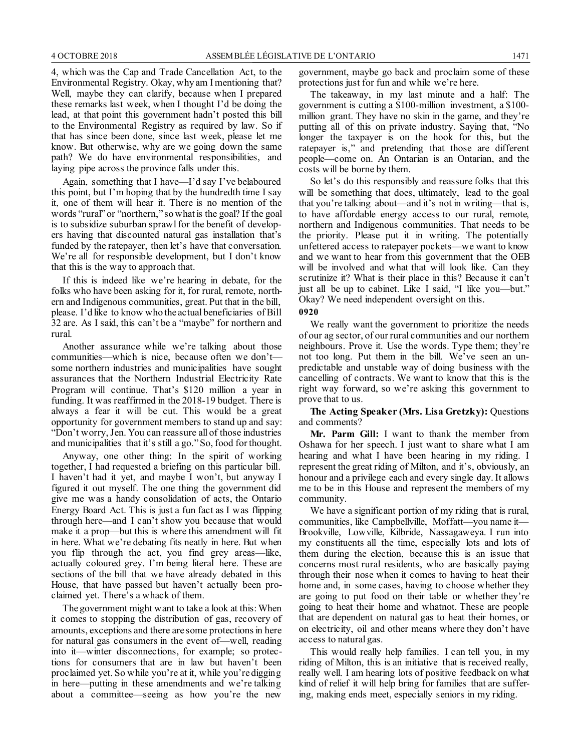4, which was the Cap and Trade Cancellation Act, to the Environmental Registry. Okay, why am I mentioning that? Well, maybe they can clarify, because when I prepared these remarks last week, when I thought I'd be doing the lead, at that point this government hadn't posted this bill to the Environmental Registry as required by law. So if that has since been done, since last week, please let me know. But otherwise, why are we going down the same path? We do have environmental responsibilities, and laying pipe across the province falls under this.

Again, something that I have—I'd say I've belaboured this point, but I'm hoping that by the hundredth time I say it, one of them will hear it. There is no mention of the words "rural" or "northern," so what is the goal? If the goal is to subsidize suburban sprawl for the benefit of developers having that discounted natural gas installation that's funded by the ratepayer, then let's have that conversation. We're all for responsible development, but I don't know that this is the way to approach that.

If this is indeed like we're hearing in debate, for the folks who have been asking for it, for rural, remote, northern and Indigenous communities, great. Put that in the bill, please. I'd like to know who the actual beneficiaries of Bill 32 are. As I said, this can't be a "maybe" for northern and rural.

Another assurance while we're talking about those communities—which is nice, because often we don't—some northern industries and municipalities have sought assurances that the Northern Industrial Electricity Rate Program will continue. That's $120 million a year in funding. It was reaffirmed in the 2018-19 budget. There is always a fear it will be cut. This would be a great opportunity for government members to stand up and say: "Don't worry, Jen. You can reassure all of those industries and municipalities that it's still a go." So, food for thought.

Anyway, one other thing: In the spirit of working together, I had requested a briefing on this particular bill. I haven't had it yet, and maybe I won't, but anyway I figured it out myself. The one thing the government did give me was a handy consolidation of acts, the Ontario Energy Board Act. This is just a fun fact as I was flipping through here—and I can't show you because that would make it a prop—but this is where this amendment will fit in here. What we're debating fits neatly in here. But when you flip through the act, you find grey areas—like, actually coloured grey. I'm being literal here. These are sections of the bill that we have already debated in this House, that have passed but haven't actually been proclaimed yet. There's a whack of them.

The government might want to take a look at this: When it comes to stopping the distribution of gas, recovery of amounts, exceptions and there are some protections in here for natural gas consumers in the event of—well, reading into it—winter disconnections, for example; so protections for consumers that are in law but haven't been proclaimed yet. So while you're at it, while you're digging in here—putting in these amendments and we're talking about a committee—seeing as how you're the new government, maybe go back and proclaim some of these protections just for fun and while we're here.

The takeaway, in my last minute and a half: The government is cutting a $100-million investment, a $100-million grant. They have no skin in the game, and they're putting all of this on private industry. Saying that, "No longer the taxpayer is on the hook for this, but the ratepayer is," and pretending that those are different people—come on. An Ontarian is an Ontarian, and the costs will be borne by them.

So let's do this responsibly and reassure folks that this will be something that does, ultimately, lead to the goal that you're talking about—and it's not in writing—that is, to have affordable energy access to our rural, remote, northern and Indigenous communities. That needs to be the priority. Please put it in writing. The potentially unfettered access to ratepayer pockets—we want to know and we want to hear from this government that the OEB will be involved and what that will look like. Can they scrutinize it? What is their place in this? Because it can't just all be up to cabinet. Like I said, "I like you—but." Okay? We need independent oversight on this.

**0920**

We really want the government to prioritize the needs of our ag sector, of our rural communities and our northern neighbours. Prove it. Use the words. Type them; they're not too long. Put them in the bill. We've seen an unpredictable and unstable way of doing business with the cancelling of contracts. We want to know that this is the right way forward, so we're asking this government to prove that to us.

**The Acting Speaker (Mrs. Lisa Gretzky):** Questions and comments?

**Mr. Parm Gill:** I want to thank the member from Oshawa for her speech. I just want to share what I am hearing and what I have been hearing in my riding. I represent the great riding of Milton, and it's, obviously, an honour and a privilege each and every single day. It allows me to be in this House and represent the members of my community.

We have a significant portion of my riding that is rural, communities, like Campbellville, Moffatt—you name it—Brookville, Lowville, Kilbride, Nassagaweya. I run into my constituents all the time, especially lots and lots of them during the election, because this is an issue that concerns most rural residents, who are basically paying through their nose when it comes to having to heat their home and, in some cases, having to choose whether they are going to put food on their table or whether they're going to heat their home and whatnot. These are people that are dependent on natural gas to heat their homes, or on electricity, oil and other means where they don't have access to natural gas.

This would really help families. I can tell you, in my riding of Milton, this is an initiative that is received really, really well. I am hearing lots of positive feedback on what kind of relief it will help bring for families that are suffering, making ends meet, especially seniors in my riding.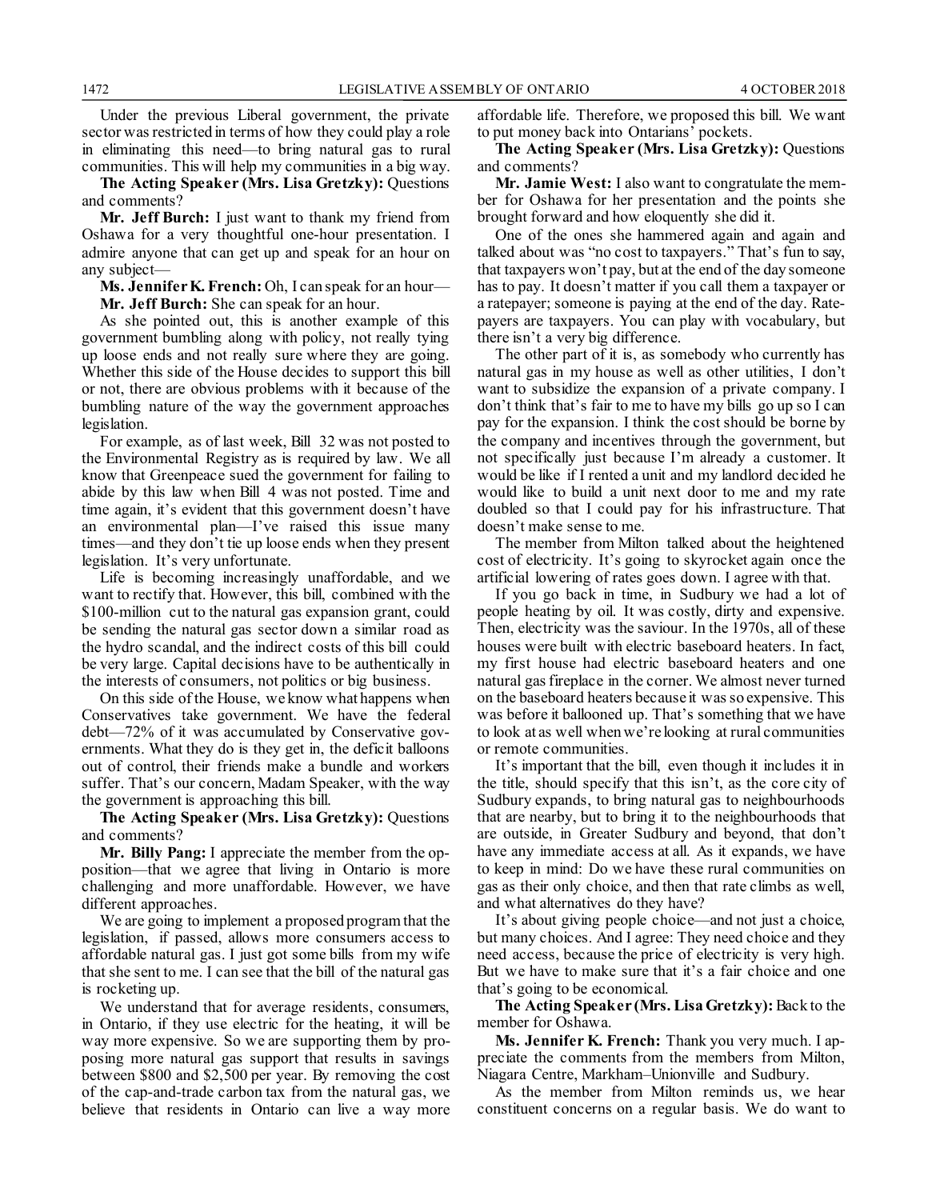Under the previous Liberal government, the private sector was restricted in terms of how they could play a role in eliminating this need—to bring natural gas to rural communities. This will help my communities in a big way.

**The Acting Speaker (Mrs. Lisa Gretzky):** Questions and comments?

**Mr. Jeff Burch:** I just want to thank my friend from Oshawa for a very thoughtful one-hour presentation. I admire anyone that can get up and speak for an hour on any subject—

**Ms. Jennifer K. French:** Oh, I can speak for an hour—

**Mr. Jeff Burch:** She can speak for an hour.

As she pointed out, this is another example of this government bumbling along with policy, not really tying up loose ends and not really sure where they are going. Whether this side of the House decides to support this bill or not, there are obvious problems with it because of the bumbling nature of the way the government approaches legislation.

For example, as of last week, Bill 32 was not posted to the Environmental Registry as is required by law. We all know that Greenpeace sued the government for failing to abide by this law when Bill 4 was not posted. Time and time again, it's evident that this government doesn't have an environmental plan—I've raised this issue many times—and they don't tie up loose ends when they present legislation. It's very unfortunate.

Life is becoming increasingly unaffordable, and we want to rectify that. However, this bill, combined with the $100-million cut to the natural gas expansion grant, could be sending the natural gas sector down a similar road as the hydro scandal, and the indirect costs of this bill could be very large. Capital decisions have to be authentically in the interests of consumers, not politics or big business.

On this side of the House, we know what happens when Conservatives take government. We have the federal debt—72% of it was accumulated by Conservative governments. What they do is they get in, the deficit balloons out of control, their friends make a bundle and workers suffer. That's our concern, Madam Speaker, with the way the government is approaching this bill.

**The Acting Speaker (Mrs. Lisa Gretzky):** Questions and comments?

**Mr. Billy Pang:** I appreciate the member from the opposition—that we agree that living in Ontario is more challenging and more unaffordable. However, we have different approaches.

We are going to implement a proposed program that the legislation, if passed, allows more consumers access to affordable natural gas. I just got some bills from my wife that she sent to me. I can see that the bill of the natural gas is rocketing up.

We understand that for average residents, consumers, in Ontario, if they use electric for the heating, it will be way more expensive. So we are supporting them by proposing more natural gas support that results in savings between $800 and $2,500 per year. By removing the cost of the cap-and-trade carbon tax from the natural gas, we believe that residents in Ontario can live a way more affordable life. Therefore, we proposed this bill. We want to put money back into Ontarians' pockets.

**The Acting Speaker (Mrs. Lisa Gretzky):** Questions and comments?

**Mr. Jamie West:** I also want to congratulate the member for Oshawa for her presentation and the points she brought forward and how eloquently she did it.

One of the ones she hammered again and again and talked about was "no cost to taxpayers." That's fun to say, that taxpayers won't pay, but at the end of the day someone has to pay. It doesn't matter if you call them a taxpayer or a ratepayer; someone is paying at the end of the day. Ratepayers are taxpayers. You can play with vocabulary, but there isn't a very big difference.

The other part of it is, as somebody who currently has natural gas in my house as well as other utilities, I don't want to subsidize the expansion of a private company. I don't think that's fair to me to have my bills go up so I can pay for the expansion. I think the cost should be borne by the company and incentives through the government, but not specifically just because I'm already a customer. It would be like if I rented a unit and my landlord decided he would like to build a unit next door to me and my rate doubled so that I could pay for his infrastructure. That doesn't make sense to me.

The member from Milton talked about the heightened cost of electricity. It's going to skyrocket again once the artificial lowering of rates goes down. I agree with that.

If you go back in time, in Sudbury we had a lot of people heating by oil. It was costly, dirty and expensive. Then, electricity was the saviour. In the 1970s, all of these houses were built with electric baseboard heaters. In fact, my first house had electric baseboard heaters and one natural gas fireplace in the corner. We almost never turned on the baseboard heaters because it was so expensive. This was before it ballooned up. That's something that we have to look at as well when we're looking at rural communities or remote communities.

It's important that the bill, even though it includes it in the title, should specify that this isn't, as the core city of Sudbury expands, to bring natural gas to neighbourhoods that are nearby, but to bring it to the neighbourhoods that are outside, in Greater Sudbury and beyond, that don't have any immediate access at all. As it expands, we have to keep in mind: Do we have these rural communities on gas as their only choice, and then that rate climbs as well, and what alternatives do they have?

It's about giving people choice—and not just a choice, but many choices. And I agree: They need choice and they need access, because the price of electricity is very high. But we have to make sure that it's a fair choice and one that's going to be economical.

**The Acting Speaker (Mrs. Lisa Gretzky):** Back to the member for Oshawa.

**Ms. Jennifer K. French:** Thank you very much. I appreciate the comments from the members from Milton, Niagara Centre, Markham–Unionville and Sudbury.

As the member from Milton reminds us, we hear constituent concerns on a regular basis. We do want to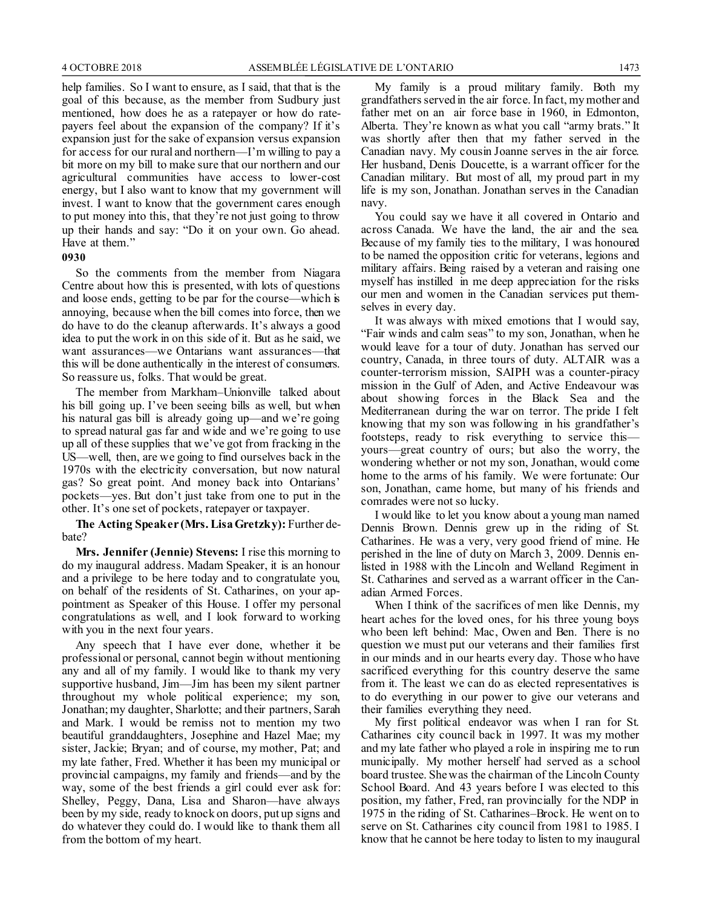help families. So I want to ensure, as I said, that that is the goal of this because, as the member from Sudbury just mentioned, how does he as a ratepayer or how do ratepayers feel about the expansion of the company? If it's expansion just for the sake of expansion versus expansion for access for our rural and northern—I'm willing to pay a bit more on my bill to make sure that our northern and our agricultural communities have access to lower-cost energy, but I also want to know that my government will invest. I want to know that the government cares enough to put money into this, that they're not just going to throw up their hands and say: "Do it on your own. Go ahead. Have at them."

**0930**

So the comments from the member from Niagara Centre about how this is presented, with lots of questions and loose ends, getting to be par for the course—which is annoying, because when the bill comes into force, then we do have to do the cleanup afterwards. It's always a good idea to put the work in on this side of it. But as he said, we want assurances—we Ontarians want assurances—that this will be done authentically in the interest of consumers. So reassure us, folks. That would be great.

The member from Markham–Unionville talked about his bill going up. I've been seeing bills as well, but when his natural gas bill is already going up—and we're going to spread natural gas far and wide and we're going to use up all of these supplies that we've got from fracking in the US—well, then, are we going to find ourselves back in the 1970s with the electricity conversation, but now natural gas? So great point. And money back into Ontarians' pockets—yes. But don't just take from one to put in the other. It's one set of pockets, ratepayer or taxpayer.

**The Acting Speaker (Mrs. Lisa Gretzky):** Further debate?

**Mrs. Jennifer (Jennie) Stevens:** I rise this morning to do my inaugural address. Madam Speaker, it is an honour and a privilege to be here today and to congratulate you, on behalf of the residents of St. Catharines, on your appointment as Speaker of this House. I offer my personal congratulations as well, and I look forward to working with you in the next four years.

Any speech that I have ever done, whether it be professional or personal, cannot begin without mentioning any and all of my family. I would like to thank my very supportive husband, Jim—Jim has been my silent partner throughout my whole political experience; my son, Jonathan; my daughter, Sharlotte; and their partners, Sarah and Mark. I would be remiss not to mention my two beautiful granddaughters, Josephine and Hazel Mae; my sister, Jackie; Bryan; and of course, my mother, Pat; and my late father, Fred. Whether it has been my municipal or provincial campaigns, my family and friends—and by the way, some of the best friends a girl could ever ask for: Shelley, Peggy, Dana, Lisa and Sharon—have always been by my side, ready to knock on doors, put up signs and do whatever they could do. I would like to thank them all from the bottom of my heart.

My family is a proud military family. Both my grandfathers served in the air force. In fact, my mother and father met on an air force base in 1960, in Edmonton, Alberta. They're known as what you call "army brats." It was shortly after then that my father served in the Canadian navy. My cousin Joanne serves in the air force. Her husband, Denis Doucette, is a warrant officer for the Canadian military. But most of all, my proud part in my life is my son, Jonathan. Jonathan serves in the Canadian navy.

You could say we have it all covered in Ontario and across Canada. We have the land, the air and the sea. Because of my family ties to the military, I was honoured to be named the opposition critic for veterans, legions and military affairs. Being raised by a veteran and raising one myself has instilled in me deep appreciation for the risks our men and women in the Canadian services put themselves in every day.

It was always with mixed emotions that I would say, "Fair winds and calm seas" to my son, Jonathan, when he would leave for a tour of duty. Jonathan has served our country, Canada, in three tours of duty. ALTAIR was a counter-terrorism mission, SAIPH was a counter-piracy mission in the Gulf of Aden, and Active Endeavour was about showing forces in the Black Sea and the Mediterranean during the war on terror. The pride I felt knowing that my son was following in his grandfather's footsteps, ready to risk everything to service this—yours—great country of ours; but also the worry, the wondering whether or not my son, Jonathan, would come home to the arms of his family. We were fortunate: Our son, Jonathan, came home, but many of his friends and comrades were not so lucky.

I would like to let you know about a young man named Dennis Brown. Dennis grew up in the riding of St. Catharines. He was a very, very good friend of mine. He perished in the line of duty on March 3, 2009. Dennis enlisted in 1988 with the Lincoln and Welland Regiment in St. Catharines and served as a warrant officer in the Canadian Armed Forces.

When I think of the sacrifices of men like Dennis, my heart aches for the loved ones, for his three young boys who been left behind: Mac, Owen and Ben. There is no question we must put our veterans and their families first in our minds and in our hearts every day. Those who have sacrificed everything for this country deserve the same from it. The least we can do as elected representatives is to do everything in our power to give our veterans and their families everything they need.

My first political endeavor was when I ran for St. Catharines city council back in 1997. It was my mother and my late father who played a role in inspiring me to run municipally. My mother herself had served as a school board trustee. She was the chairman of the Lincoln County School Board. And 43 years before I was elected to this position, my father, Fred, ran provincially for the NDP in 1975 in the riding of St. Catharines–Brock. He went on to serve on St. Catharines city council from 1981 to 1985. I know that he cannot be here today to listen to my inaugural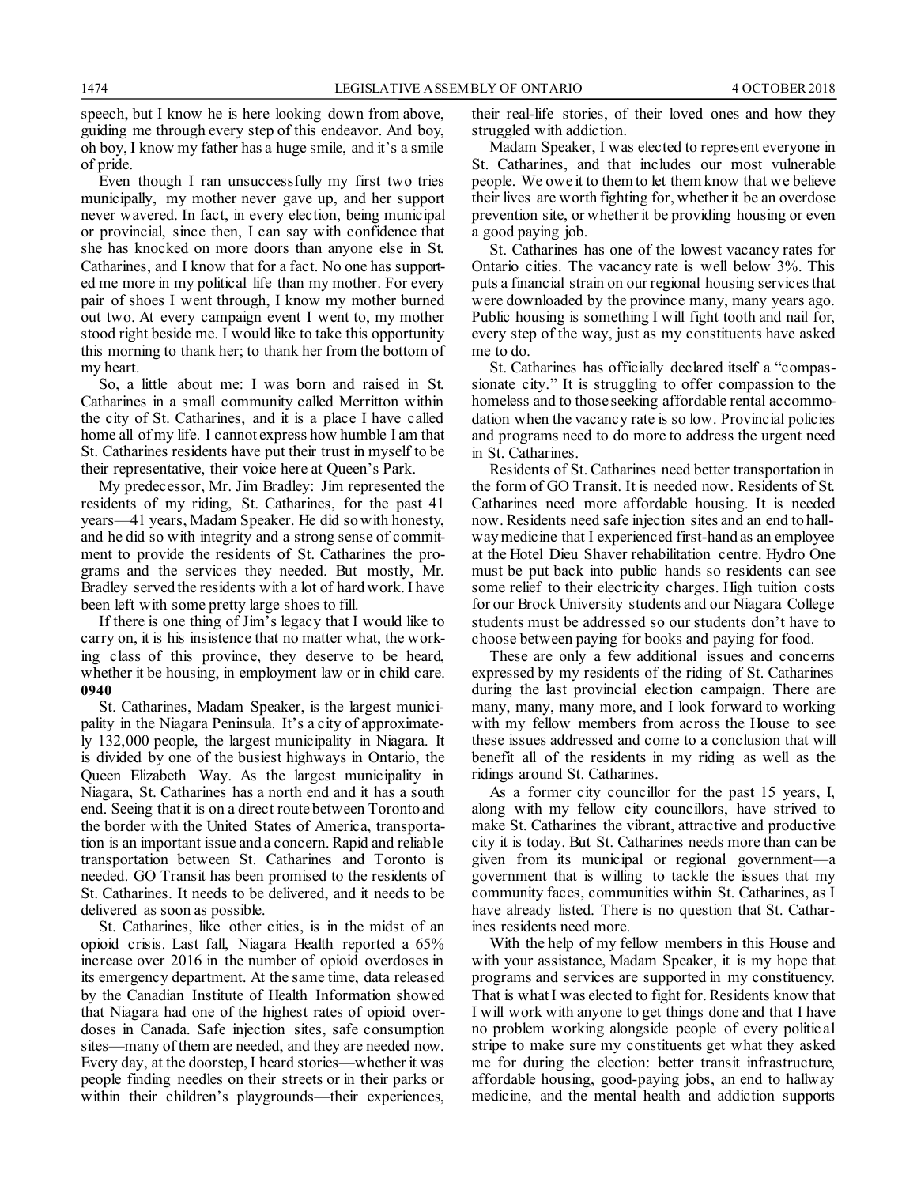speech, but I know he is here looking down from above, guiding me through every step of this endeavor. And boy, oh boy, I know my father has a huge smile, and it's a smile of pride.

Even though I ran unsuccessfully my first two tries municipally, my mother never gave up, and her support never wavered. In fact, in every election, being municipal or provincial, since then, I can say with confidence that she has knocked on more doors than anyone else in St. Catharines, and I know that for a fact. No one has supported me more in my political life than my mother. For every pair of shoes I went through, I know my mother burned out two. At every campaign event I went to, my mother stood right beside me. I would like to take this opportunity this morning to thank her; to thank her from the bottom of my heart.

So, a little about me: I was born and raised in St. Catharines in a small community called Merritton within the city of St. Catharines, and it is a place I have called home all of my life. I cannot express how humble I am that St. Catharines residents have put their trust in myself to be their representative, their voice here at Queen's Park.

My predecessor, Mr. Jim Bradley: Jim represented the residents of my riding, St. Catharines, for the past 41 years—41 years, Madam Speaker. He did so with honesty, and he did so with integrity and a strong sense of commitment to provide the residents of St. Catharines the programs and the services they needed. But mostly, Mr. Bradley served the residents with a lot of hard work. I have been left with some pretty large shoes to fill.

If there is one thing of Jim's legacy that I would like to carry on, it is his insistence that no matter what, the working class of this province, they deserve to be heard, whether it be housing, in employment law or in child care.

**0940**

St. Catharines, Madam Speaker, is the largest municipality in the Niagara Peninsula. It's a city of approximately 132,000 people, the largest municipality in Niagara. It is divided by one of the busiest highways in Ontario, the Queen Elizabeth Way. As the largest municipality in Niagara, St. Catharines has a north end and it has a south end. Seeing that it is on a direct route between Toronto and the border with the United States of America, transportation is an important issue and a concern. Rapid and reliable transportation between St. Catharines and Toronto is needed. GO Transit has been promised to the residents of St. Catharines. It needs to be delivered, and it needs to be delivered as soon as possible.

St. Catharines, like other cities, is in the midst of an opioid crisis. Last fall, Niagara Health reported a 65% increase over 2016 in the number of opioid overdoses in its emergency department. At the same time, data released by the Canadian Institute of Health Information showed that Niagara had one of the highest rates of opioid overdoses in Canada. Safe injection sites, safe consumption sites—many of them are needed, and they are needed now. Every day, at the doorstep, I heard stories—whether it was people finding needles on their streets or in their parks or within their children's playgrounds—their experiences, their real-life stories, of their loved ones and how they struggled with addiction.

Madam Speaker, I was elected to represent everyone in St. Catharines, and that includes our most vulnerable people. We owe it to them to let them know that we believe their lives are worth fighting for, whether it be an overdose prevention site, or whether it be providing housing or even a good paying job.

St. Catharines has one of the lowest vacancy rates for Ontario cities. The vacancy rate is well below 3%. This puts a financial strain on our regional housing services that were downloaded by the province many, many years ago. Public housing is something I will fight tooth and nail for, every step of the way, just as my constituents have asked me to do.

St. Catharines has officially declared itself a "compassionate city." It is struggling to offer compassion to the homeless and to those seeking affordable rental accommodation when the vacancy rate is so low. Provincial policies and programs need to do more to address the urgent need in St. Catharines.

Residents of St. Catharines need better transportation in the form of GO Transit. It is needed now. Residents of St. Catharines need more affordable housing. It is needed now. Residents need safe injection sites and an end to hallway medicine that I experienced first-hand as an employee at the Hotel Dieu Shaver rehabilitation centre. Hydro One must be put back into public hands so residents can see some relief to their electricity charges. High tuition costs for our Brock University students and our Niagara College students must be addressed so our students don't have to choose between paying for books and paying for food.

These are only a few additional issues and concerns expressed by my residents of the riding of St. Catharines during the last provincial election campaign. There are many, many, many more, and I look forward to working with my fellow members from across the House to see these issues addressed and come to a conclusion that will benefit all of the residents in my riding as well as the ridings around St. Catharines.

As a former city councillor for the past 15 years, I, along with my fellow city councillors, have strived to make St. Catharines the vibrant, attractive and productive city it is today. But St. Catharines needs more than can be given from its municipal or regional government—a government that is willing to tackle the issues that my community faces, communities within St. Catharines, as I have already listed. There is no question that St. Catharines residents need more.

With the help of my fellow members in this House and with your assistance, Madam Speaker, it is my hope that programs and services are supported in my constituency. That is what I was elected to fight for. Residents know that I will work with anyone to get things done and that I have no problem working alongside people of every political stripe to make sure my constituents get what they asked me for during the election: better transit infrastructure, affordable housing, good-paying jobs, an end to hallway medicine, and the mental health and addiction supports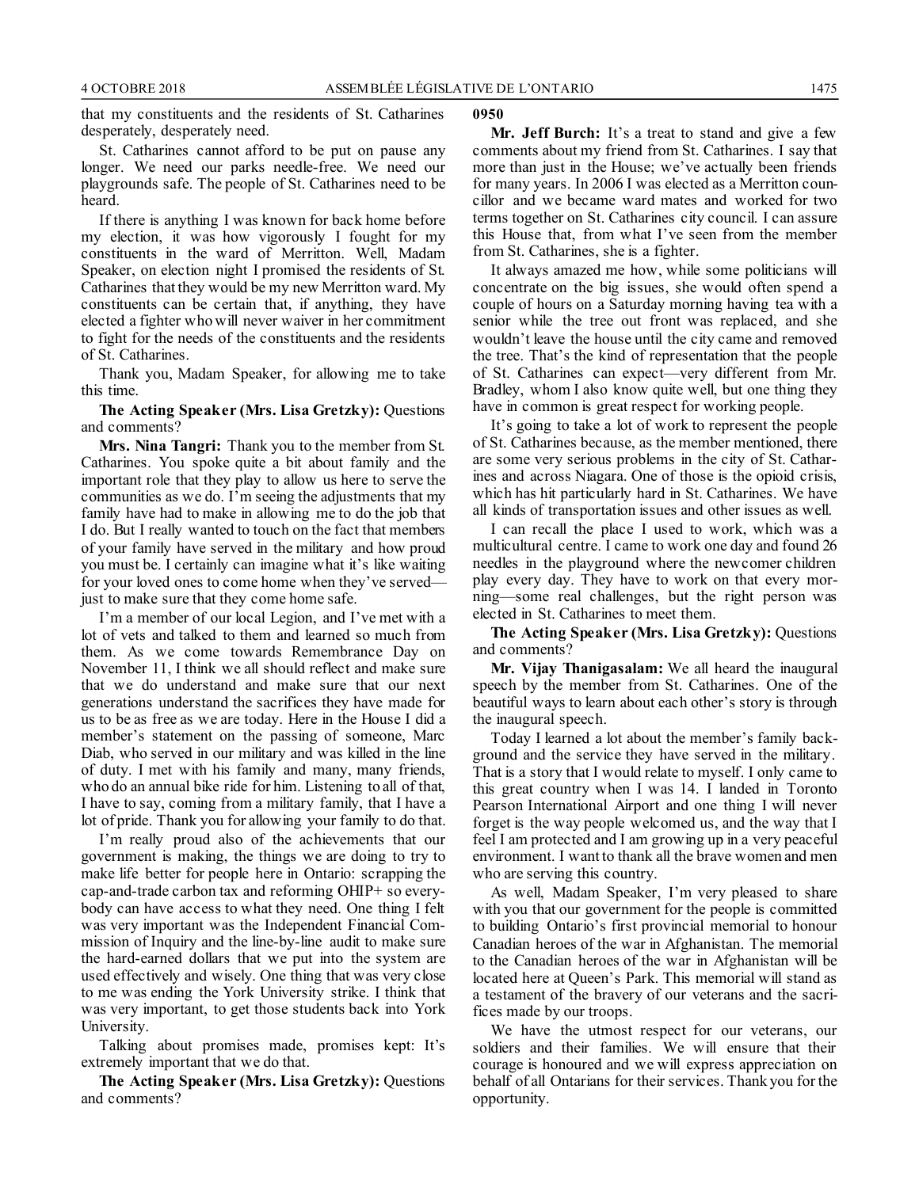that my constituents and the residents of St. Catharines desperately, desperately need.

St. Catharines cannot afford to be put on pause any longer. We need our parks needle-free. We need our playgrounds safe. The people of St. Catharines need to be heard.

If there is anything I was known for back home before my election, it was how vigorously I fought for my constituents in the ward of Merritton. Well, Madam Speaker, on election night I promised the residents of St. Catharines that they would be my new Merritton ward. My constituents can be certain that, if anything, they have elected a fighter who will never waiver in her commitment to fight for the needs of the constituents and the residents of St. Catharines.

Thank you, Madam Speaker, for allowing me to take this time.

**The Acting Speaker (Mrs. Lisa Gretzky):** Questions and comments?

**Mrs. Nina Tangri:** Thank you to the member from St. Catharines. You spoke quite a bit about family and the important role that they play to allow us here to serve the communities as we do. I'm seeing the adjustments that my family have had to make in allowing me to do the job that I do. But I really wanted to touch on the fact that members of your family have served in the military and how proud you must be. I certainly can imagine what it's like waiting for your loved ones to come home when they've served—just to make sure that they come home safe.

I'm a member of our local Legion, and I've met with a lot of vets and talked to them and learned so much from them. As we come towards Remembrance Day on November 11, I think we all should reflect and make sure that we do understand and make sure that our next generations understand the sacrifices they have made for us to be as free as we are today. Here in the House I did a member's statement on the passing of someone, Marc Diab, who served in our military and was killed in the line of duty. I met with his family and many, many friends, who do an annual bike ride for him. Listening to all of that, I have to say, coming from a military family, that I have a lot of pride. Thank you for allowing your family to do that.

I'm really proud also of the achievements that our government is making, the things we are doing to try to make life better for people here in Ontario: scrapping the cap-and-trade carbon tax and reforming OHIP+ so everybody can have access to what they need. One thing I felt was very important was the Independent Financial Commission of Inquiry and the line-by-line audit to make sure the hard-earned dollars that we put into the system are used effectively and wisely. One thing that was very close to me was ending the York University strike. I think that was very important, to get those students back into York University.

Talking about promises made, promises kept: It's extremely important that we do that.

**The Acting Speaker (Mrs. Lisa Gretzky):** Questions and comments?

**0950**

**Mr. Jeff Burch:** It's a treat to stand and give a few comments about my friend from St. Catharines. I say that more than just in the House; we've actually been friends for many years. In 2006 I was elected as a Merritton councillor and we became ward mates and worked for two terms together on St. Catharines city council. I can assure this House that, from what I've seen from the member from St. Catharines, she is a fighter.

It always amazed me how, while some politicians will concentrate on the big issues, she would often spend a couple of hours on a Saturday morning having tea with a senior while the tree out front was replaced, and she wouldn't leave the house until the city came and removed the tree. That's the kind of representation that the people of St. Catharines can expect—very different from Mr. Bradley, whom I also know quite well, but one thing they have in common is great respect for working people.

It's going to take a lot of work to represent the people of St. Catharines because, as the member mentioned, there are some very serious problems in the city of St. Catharines and across Niagara. One of those is the opioid crisis, which has hit particularly hard in St. Catharines. We have all kinds of transportation issues and other issues as well.

I can recall the place I used to work, which was a multicultural centre. I came to work one day and found 26 needles in the playground where the newcomer children play every day. They have to work on that every morning—some real challenges, but the right person was elected in St. Catharines to meet them.

**The Acting Speaker (Mrs. Lisa Gretzky):** Questions and comments?

**Mr. Vijay Thanigasalam:** We all heard the inaugural speech by the member from St. Catharines. One of the beautiful ways to learn about each other's story is through the inaugural speech.

Today I learned a lot about the member's family background and the service they have served in the military. That is a story that I would relate to myself. I only came to this great country when I was 14. I landed in Toronto Pearson International Airport and one thing I will never forget is the way people welcomed us, and the way that I feel I am protected and I am growing up in a very peaceful environment. I want to thank all the brave women and men who are serving this country.

As well, Madam Speaker, I'm very pleased to share with you that our government for the people is committed to building Ontario's first provincial memorial to honour Canadian heroes of the war in Afghanistan. The memorial to the Canadian heroes of the war in Afghanistan will be located here at Queen's Park. This memorial will stand as a testament of the bravery of our veterans and the sacrifices made by our troops.

We have the utmost respect for our veterans, our soldiers and their families. We will ensure that their courage is honoured and we will express appreciation on behalf of all Ontarians for their services. Thank you for the opportunity.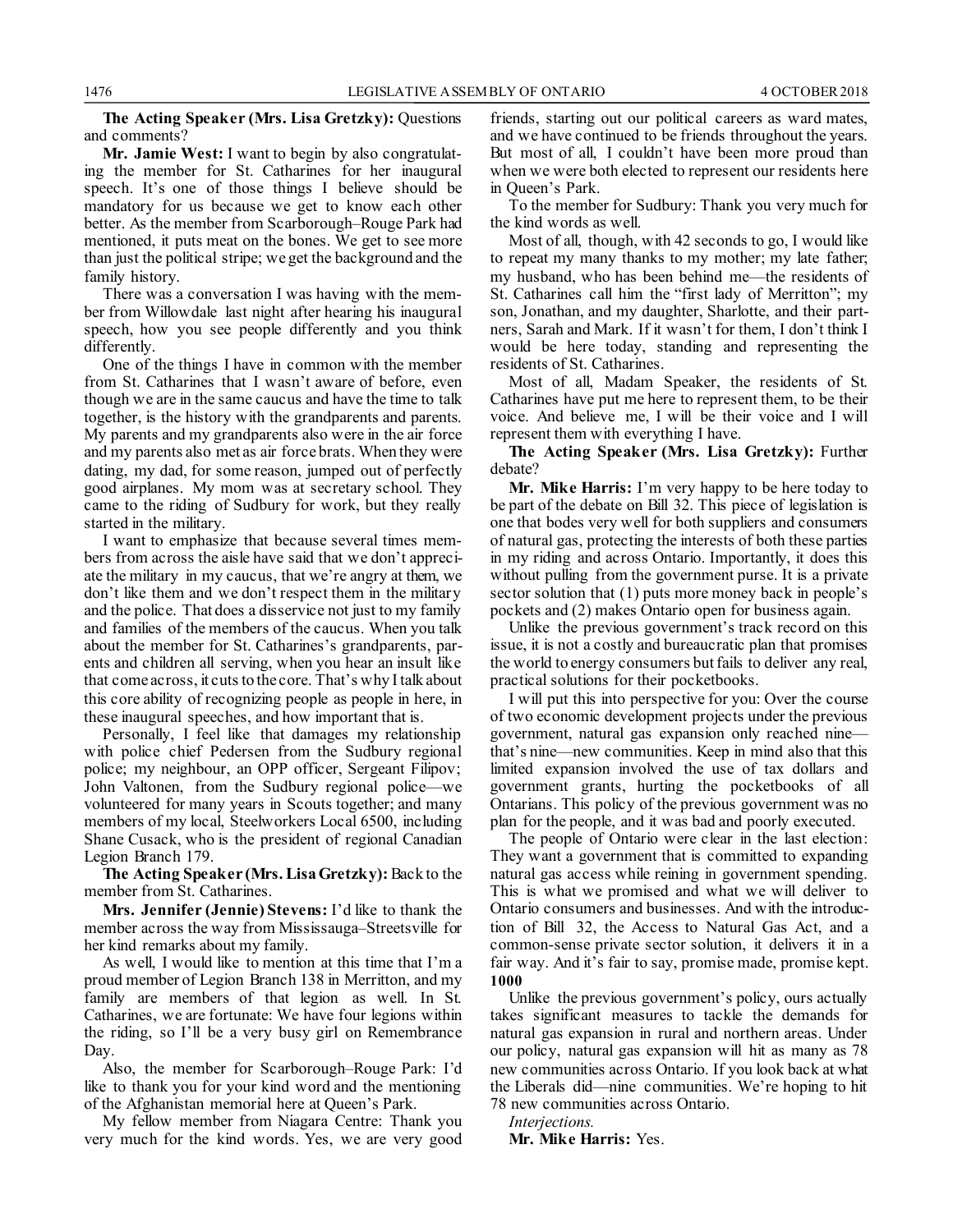**The Acting Speaker (Mrs. Lisa Gretzky):** Questions and comments?

**Mr. Jamie West:** I want to begin by also congratulating the member for St. Catharines for her inaugural speech. It's one of those things I believe should be mandatory for us because we get to know each other better. As the member from Scarborough–Rouge Park had mentioned, it puts meat on the bones. We get to see more than just the political stripe; we get the background and the family history.

There was a conversation I was having with the member from Willowdale last night after hearing his inaugural speech, how you see people differently and you think differently.

One of the things I have in common with the member from St. Catharines that I wasn't aware of before, even though we are in the same caucus and have the time to talk together, is the history with the grandparents and parents. My parents and my grandparents also were in the air force and my parents also met as air force brats. When they were dating, my dad, for some reason, jumped out of perfectly good airplanes. My mom was at secretary school. They came to the riding of Sudbury for work, but they really started in the military.

I want to emphasize that because several times members from across the aisle have said that we don't appreciate the military in my caucus, that we're angry at them, we don't like them and we don't respect them in the military and the police. That does a disservice not just to my family and families of the members of the caucus. When you talk about the member for St. Catharines's grandparents, parents and children all serving, when you hear an insult like that come across, it cuts to the core. That's why I talk about this core ability of recognizing people as people in here, in these inaugural speeches, and how important that is.

Personally, I feel like that damages my relationship with police chief Pedersen from the Sudbury regional police; my neighbour, an OPP officer, Sergeant Filipov; John Valtonen, from the Sudbury regional police—we volunteered for many years in Scouts together; and many members of my local, Steelworkers Local 6500, including Shane Cusack, who is the president of regional Canadian Legion Branch 179.

**The Acting Speaker (Mrs. Lisa Gretzky):** Back to the member from St. Catharines.

**Mrs. Jennifer (Jennie) Stevens:** I'd like to thank the member across the way from Mississauga–Streetsville for her kind remarks about my family.

As well, I would like to mention at this time that I'm a proud member of Legion Branch 138 in Merritton, and my family are members of that legion as well. In St. Catharines, we are fortunate: We have four legions within the riding, so I'll be a very busy girl on Remembrance Day.

Also, the member for Scarborough–Rouge Park: I'd like to thank you for your kind word and the mentioning of the Afghanistan memorial here at Queen's Park.

My fellow member from Niagara Centre: Thank you very much for the kind words. Yes, we are very good friends, starting out our political careers as ward mates, and we have continued to be friends throughout the years. But most of all, I couldn't have been more proud than when we were both elected to represent our residents here in Queen's Park.

To the member for Sudbury: Thank you very much for the kind words as well.

Most of all, though, with 42 seconds to go, I would like to repeat my many thanks to my mother; my late father; my husband, who has been behind me—the residents of St. Catharines call him the "first lady of Merritton"; my son, Jonathan, and my daughter, Sharlotte, and their partners, Sarah and Mark. If it wasn't for them, I don't think I would be here today, standing and representing the residents of St. Catharines.

Most of all, Madam Speaker, the residents of St. Catharines have put me here to represent them, to be their voice. And believe me, I will be their voice and I will represent them with everything I have.

**The Acting Speaker (Mrs. Lisa Gretzky):** Further debate?

**Mr. Mike Harris:** I'm very happy to be here today to be part of the debate on Bill 32. This piece of legislation is one that bodes very well for both suppliers and consumers of natural gas, protecting the interests of both these parties in my riding and across Ontario. Importantly, it does this without pulling from the government purse. It is a private sector solution that (1) puts more money back in people's pockets and (2) makes Ontario open for business again.

Unlike the previous government's track record on this issue, it is not a costly and bureaucratic plan that promises the world to energy consumers but fails to deliver any real, practical solutions for their pocketbooks.

I will put this into perspective for you: Over the course of two economic development projects under the previous government, natural gas expansion only reached nine—that's nine—new communities. Keep in mind also that this limited expansion involved the use of tax dollars and government grants, hurting the pocketbooks of all Ontarians. This policy of the previous government was no plan for the people, and it was bad and poorly executed.

The people of Ontario were clear in the last election: They want a government that is committed to expanding natural gas access while reining in government spending. This is what we promised and what we will deliver to Ontario consumers and businesses. And with the introduction of Bill 32, the Access to Natural Gas Act, and a common-sense private sector solution, it delivers it in a fair way. And it's fair to say, promise made, promise kept.

**1000**

Unlike the previous government's policy, ours actually takes significant measures to tackle the demands for natural gas expansion in rural and northern areas. Under our policy, natural gas expansion will hit as many as 78 new communities across Ontario. If you look back at what the Liberals did—nine communities. We're hoping to hit 78 new communities across Ontario.

*Interjections.*

**Mr. Mike Harris:** Yes.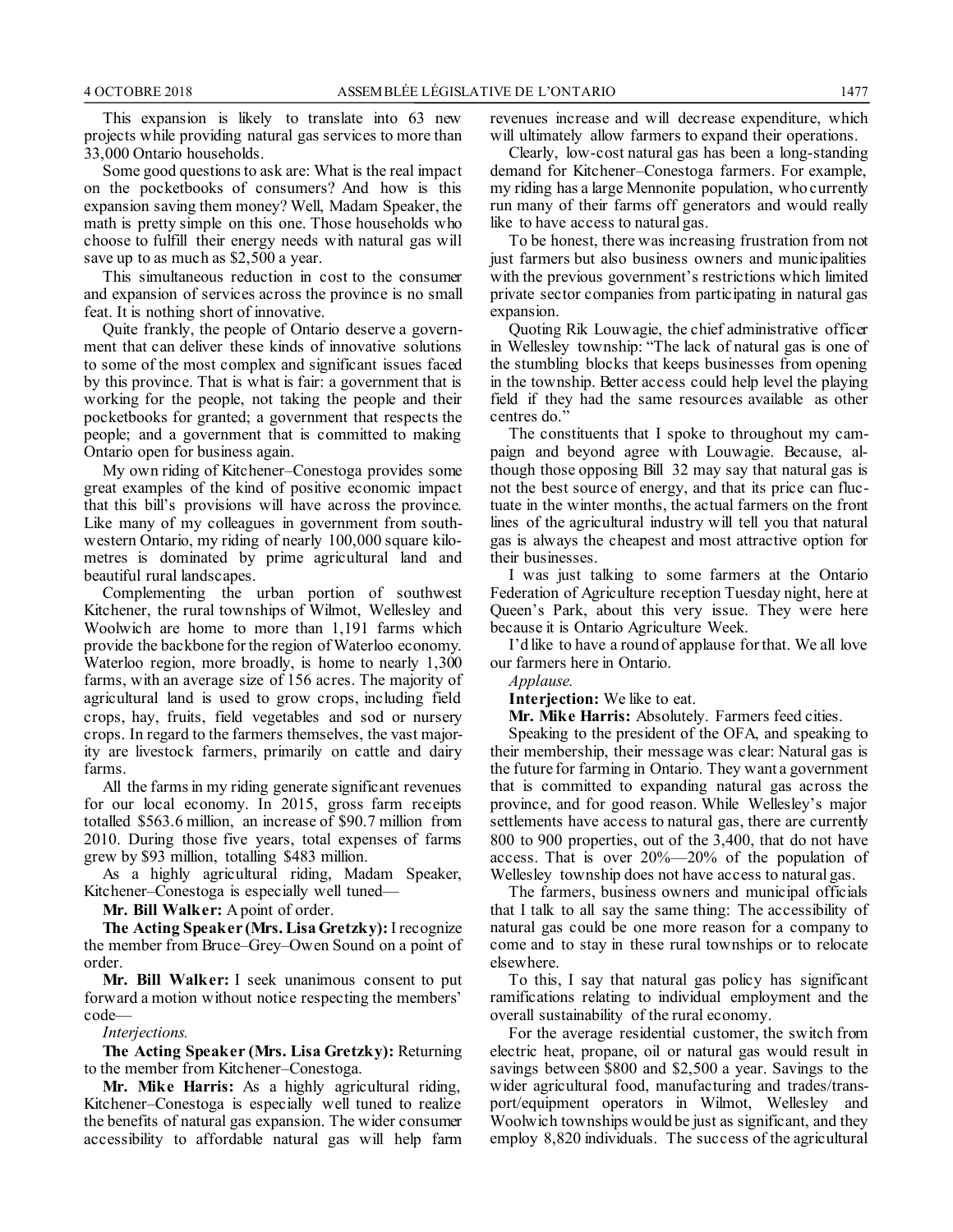This expansion is likely to translate into 63 new projects while providing natural gas services to more than 33,000 Ontario households.

Some good questions to ask are: What is the real impact on the pocketbooks of consumers? And how is this expansion saving them money? Well, Madam Speaker, the math is pretty simple on this one. Those households who choose to fulfill their energy needs with natural gas will save up to as much as $2,500 a year.

This simultaneous reduction in cost to the consumer and expansion of services across the province is no small feat. It is nothing short of innovative.

Quite frankly, the people of Ontario deserve a government that can deliver these kinds of innovative solutions to some of the most complex and significant issues faced by this province. That is what is fair: a government that is working for the people, not taking the people and their pocketbooks for granted; a government that respects the people; and a government that is committed to making Ontario open for business again.

My own riding of Kitchener–Conestoga provides some great examples of the kind of positive economic impact that this bill's provisions will have across the province. Like many of my colleagues in government from southwestern Ontario, my riding of nearly 100,000 square kilometres is dominated by prime agricultural land and beautiful rural landscapes.

Complementing the urban portion of southwest Kitchener, the rural townships of Wilmot, Wellesley and Woolwich are home to more than 1,191 farms which provide the backbone for the region of Waterloo economy. Waterloo region, more broadly, is home to nearly 1,300 farms, with an average size of 156 acres. The majority of agricultural land is used to grow crops, including field crops, hay, fruits, field vegetables and sod or nursery crops. In regard to the farmers themselves, the vast majority are livestock farmers, primarily on cattle and dairy farms.

All the farms in my riding generate significant revenues for our local economy. In 2015, gross farm receipts totalled $563.6 million, an increase of $90.7 million from 2010. During those five years, total expenses of farms grew by $93 million, totalling $483 million.

As a highly agricultural riding, Madam Speaker, Kitchener–Conestoga is especially well tuned—

**Mr. Bill Walker:** A point of order.

**The Acting Speaker (Mrs. Lisa Gretzky):** I recognize the member from Bruce–Grey–Owen Sound on a point of order.

**Mr. Bill Walker:** I seek unanimous consent to put forward a motion without notice respecting the members' code—

*Interjections.*

**The Acting Speaker (Mrs. Lisa Gretzky):** Returning to the member from Kitchener–Conestoga.

**Mr. Mike Harris:** As a highly agricultural riding, Kitchener–Conestoga is especially well tuned to realize the benefits of natural gas expansion. The wider consumer accessibility to affordable natural gas will help farm revenues increase and will decrease expenditure, which will ultimately allow farmers to expand their operations.

Clearly, low-cost natural gas has been a long-standing demand for Kitchener–Conestoga farmers. For example, my riding has a large Mennonite population, who currently run many of their farms off generators and would really like to have access to natural gas.

To be honest, there was increasing frustration from not just farmers but also business owners and municipalities with the previous government's restrictions which limited private sector companies from participating in natural gas expansion.

Quoting Rik Louwagie, the chief administrative officer in Wellesley township: "The lack of natural gas is one of the stumbling blocks that keeps businesses from opening in the township. Better access could help level the playing field if they had the same resources available as other centres do."

The constituents that I spoke to throughout my campaign and beyond agree with Louwagie. Because, although those opposing Bill 32 may say that natural gas is not the best source of energy, and that its price can fluctuate in the winter months, the actual farmers on the front lines of the agricultural industry will tell you that natural gas is always the cheapest and most attractive option for their businesses.

I was just talking to some farmers at the Ontario Federation of Agriculture reception Tuesday night, here at Queen's Park, about this very issue. They were here because it is Ontario Agriculture Week.

I'd like to have a round of applause for that. We all love our farmers here in Ontario.

*Applause.*

**Interjection:** We like to eat.

**Mr. Mike Harris:** Absolutely. Farmers feed cities.

Speaking to the president of the OFA, and speaking to their membership, their message was clear: Natural gas is the future for farming in Ontario. They want a government that is committed to expanding natural gas across the province, and for good reason. While Wellesley's major settlements have access to natural gas, there are currently 800 to 900 properties, out of the 3,400, that do not have access. That is over 20%—20% of the population of Wellesley township does not have access to natural gas.

The farmers, business owners and municipal officials that I talk to all say the same thing: The accessibility of natural gas could be one more reason for a company to come and to stay in these rural townships or to relocate elsewhere.

To this, I say that natural gas policy has significant ramifications relating to individual employment and the overall sustainability of the rural economy.

For the average residential customer, the switch from electric heat, propane, oil or natural gas would result in savings between $800 and $2,500 a year. Savings to the wider agricultural food, manufacturing and trades/transport/equipment operators in Wilmot, Wellesley and Woolwich townships would be just as significant, and they employ 8,820 individuals. The success of the agricultural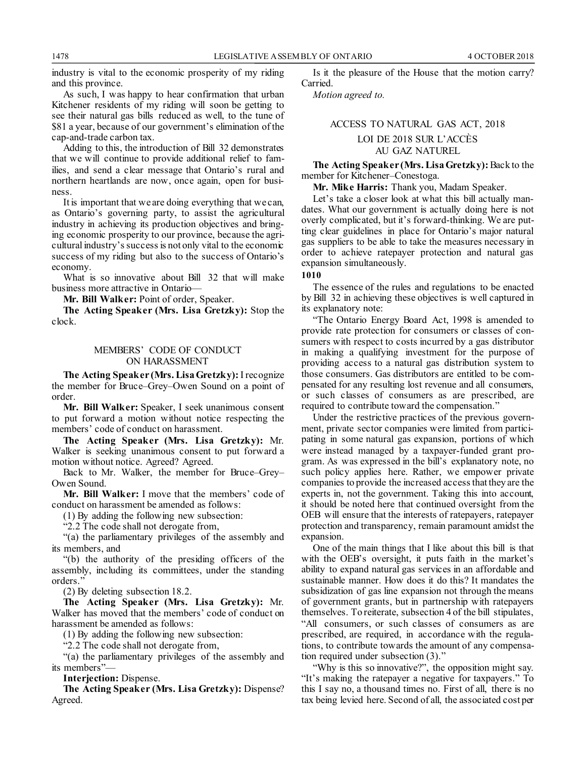industry is vital to the economic prosperity of my riding and this province.

As such, I was happy to hear confirmation that urban Kitchener residents of my riding will soon be getting to see their natural gas bills reduced as well, to the tune of $81 a year, because of our government's elimination of the cap-and-trade carbon tax.

Adding to this, the introduction of Bill 32 demonstrates that we will continue to provide additional relief to families, and send a clear message that Ontario's rural and northern heartlands are now, once again, open for business.

It is important that we are doing everything that we can, as Ontario's governing party, to assist the agricultural industry in achieving its production objectives and bringing economic prosperity to our province, because the agricultural industry's success is not only vital to the economic success of my riding but also to the success of Ontario's economy.

What is so innovative about Bill 32 that will make business more attractive in Ontario—

**Mr. Bill Walker:** Point of order, Speaker.

**The Acting Speaker (Mrs. Lisa Gretzky):** Stop the clock.

## MEMBERS' CODE OF CONDUCT ON HARASSMENT

**The Acting Speaker (Mrs. Lisa Gretzky):** I recognize the member for Bruce–Grey–Owen Sound on a point of order.

**Mr. Bill Walker:** Speaker, I seek unanimous consent to put forward a motion without notice respecting the members' code of conduct on harassment.

**The Acting Speaker (Mrs. Lisa Gretzky):** Mr. Walker is seeking unanimous consent to put forward a motion without notice. Agreed? Agreed.

Back to Mr. Walker, the member for Bruce–Grey–Owen Sound.

**Mr. Bill Walker:** I move that the members' code of conduct on harassment be amended as follows:

(1) By adding the following new subsection:

"2.2 The code shall not derogate from,

"(a) the parliamentary privileges of the assembly and its members, and

"(b) the authority of the presiding officers of the assembly, including its committees, under the standing orders."

(2) By deleting subsection 18.2.

**The Acting Speaker (Mrs. Lisa Gretzky):** Mr. Walker has moved that the members' code of conduct on harassment be amended as follows:

(1) By adding the following new subsection:

"2.2 The code shall not derogate from,

"(a) the parliamentary privileges of the assembly and its members"—

**Interjection:** Dispense.

**The Acting Speaker (Mrs. Lisa Gretzky):** Dispense? Agreed.

Is it the pleasure of the House that the motion carry? Carried.

*Motion agreed to.*

## ACCESS TO NATURAL GAS ACT, 2018

## LOI DE 2018 SUR L'ACCÈS AU GAZ NATUREL

**The Acting Speaker (Mrs. Lisa Gretzky):** Back to the member for Kitchener–Conestoga.

**Mr. Mike Harris:** Thank you, Madam Speaker.

Let's take a closer look at what this bill actually mandates. What our government is actually doing here is not overly complicated, but it's forward-thinking. We are putting clear guidelines in place for Ontario's major natural gas suppliers to be able to take the measures necessary in order to achieve ratepayer protection and natural gas expansion simultaneously.

**1010**

The essence of the rules and regulations to be enacted by Bill 32 in achieving these objectives is well captured in its explanatory note:

"The Ontario Energy Board Act, 1998 is amended to provide rate protection for consumers or classes of consumers with respect to costs incurred by a gas distributor in making a qualifying investment for the purpose of providing access to a natural gas distribution system to those consumers. Gas distributors are entitled to be compensated for any resulting lost revenue and all consumers, or such classes of consumers as are prescribed, are required to contribute toward the compensation."

Under the restrictive practices of the previous government, private sector companies were limited from participating in some natural gas expansion, portions of which were instead managed by a taxpayer-funded grant program. As was expressed in the bill's explanatory note, no such policy applies here. Rather, we empower private companies to provide the increased access that they are the experts in, not the government. Taking this into account, it should be noted here that continued oversight from the OEB will ensure that the interests of ratepayers, ratepayer protection and transparency, remain paramount amidst the expansion.

One of the main things that I like about this bill is that with the OEB's oversight, it puts faith in the market's ability to expand natural gas services in an affordable and sustainable manner. How does it do this? It mandates the subsidization of gas line expansion not through the means of government grants, but in partnership with ratepayers themselves. To reiterate, subsection 4 of the bill stipulates, "All consumers, or such classes of consumers as are prescribed, are required, in accordance with the regulations, to contribute towards the amount of any compensation required under subsection (3)."

"Why is this so innovative?", the opposition might say. "It's making the ratepayer a negative for taxpayers." To this I say no, a thousand times no. First of all, there is no tax being levied here. Second of all, the associated cost per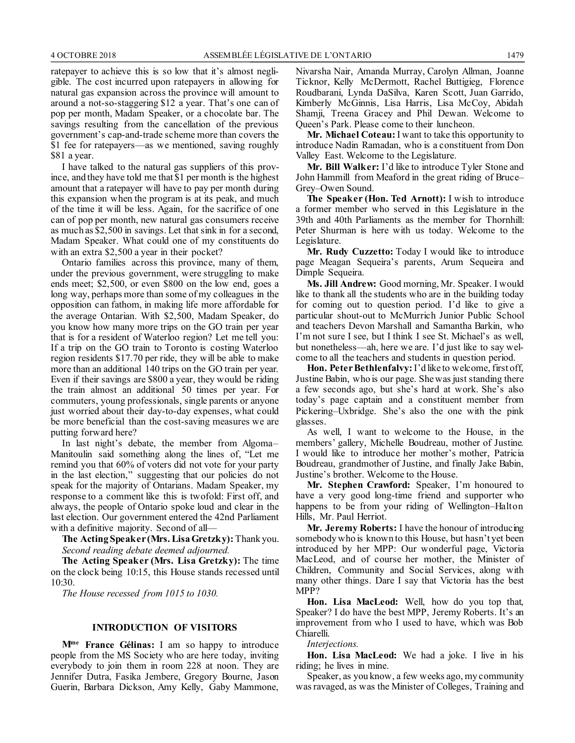ratepayer to achieve this is so low that it's almost negligible. The cost incurred upon ratepayers in allowing for natural gas expansion across the province will amount to around a not-so-staggering $12 a year. That's one can of pop per month, Madam Speaker, or a chocolate bar. The savings resulting from the cancellation of the previous government's cap-and-trade scheme more than covers the $1 fee for ratepayers—as we mentioned, saving roughly $81 a year.

I have talked to the natural gas suppliers of this province, and they have told me that $1 per month is the highest amount that a ratepayer will have to pay per month during this expansion when the program is at its peak, and much of the time it will be less. Again, for the sacrifice of one can of pop per month, new natural gas consumers receive as much as $2,500 in savings. Let that sink in for a second, Madam Speaker. What could one of my constituents do with an extra $2,500 a year in their pocket?

Ontario families across this province, many of them, under the previous government, were struggling to make ends meet; $2,500, or even $800 on the low end, goes a long way, perhaps more than some of my colleagues in the opposition can fathom, in making life more affordable for the average Ontarian. With $2,500, Madam Speaker, do you know how many more trips on the GO train per year that is for a resident of Waterloo region? Let me tell you: If a trip on the GO train to Toronto is costing Waterloo region residents $17.70 per ride, they will be able to make more than an additional 140 trips on the GO train per year. Even if their savings are $800 a year, they would be riding the train almost an additional 50 times per year. For commuters, young professionals, single parents or anyone just worried about their day-to-day expenses, what could be more beneficial than the cost-saving measures we are putting forward here?

In last night's debate, the member from Algoma–Manitoulin said something along the lines of, "Let me remind you that 60% of voters did not vote for your party in the last election," suggesting that our policies do not speak for the majority of Ontarians. Madam Speaker, my response to a comment like this is twofold: First off, and always, the people of Ontario spoke loud and clear in the last election. Our government entered the 42nd Parliament with a definitive majority. Second of all—

**The Acting Speaker (Mrs. Lisa Gretzky):** Thank you. *Second reading debate deemed adjourned.*

**The Acting Speaker (Mrs. Lisa Gretzky):** The time on the clock being 10:15, this House stands recessed until 10:30.

*The House recessed from 1015 to 1030.*

## INTRODUCTION OF VISITORS

**Mme France Gélinas:** I am so happy to introduce people from the MS Society who are here today, inviting everybody to join them in room 228 at noon. They are Jennifer Dutra, Fasika Jembere, Gregory Bourne, Jason Guerin, Barbara Dickson, Amy Kelly, Gaby Mammone, Nivarsha Nair, Amanda Murray, Carolyn Allman, Joanne Ticknor, Kelly McDermott, Rachel Buttigieg, Florence Roudbarani, Lynda DaSilva, Karen Scott, Juan Garrido, Kimberly McGinnis, Lisa Harris, Lisa McCoy, Abidah Shamji, Treena Gracey and Phil Dewan. Welcome to Queen's Park. Please come to their luncheon.

**Mr. Michael Coteau:** I want to take this opportunity to introduce Nadin Ramadan, who is a constituent from Don Valley East. Welcome to the Legislature.

**Mr. Bill Walker:** I'd like to introduce Tyler Stone and John Hammill from Meaford in the great riding of Bruce–Grey–Owen Sound.

**The Speaker (Hon. Ted Arnott):** I wish to introduce a former member who served in this Legislature in the 39th and 40th Parliaments as the member for Thornhill: Peter Shurman is here with us today. Welcome to the Legislature.

**Mr. Rudy Cuzzetto:** Today I would like to introduce page Meagan Sequeira's parents, Arum Sequeira and Dimple Sequeira.

**Ms. Jill Andrew:** Good morning, Mr. Speaker. I would like to thank all the students who are in the building today for coming out to question period. I'd like to give a particular shout-out to McMurrich Junior Public School and teachers Devon Marshall and Samantha Barkin, who I'm not sure I see, but I think I see St. Michael's as well, but nonetheless—ah, here we are. I'd just like to say welcome to all the teachers and students in question period.

**Hon. Peter Bethlenfalvy:** I'd like to welcome, first off, Justine Babin, who is our page. She was just standing there a few seconds ago, but she's hard at work. She's also today's page captain and a constituent member from Pickering–Uxbridge. She's also the one with the pink glasses.

As well, I want to welcome to the House, in the members' gallery, Michelle Boudreau, mother of Justine. I would like to introduce her mother's mother, Patricia Boudreau, grandmother of Justine, and finally Jake Babin, Justine's brother. Welcome to the House.

**Mr. Stephen Crawford:** Speaker, I'm honoured to have a very good long-time friend and supporter who happens to be from your riding of Wellington–Halton Hills, Mr. Paul Herriot.

**Mr. Jeremy Roberts:** I have the honour of introducing somebody who is known to this House, but hasn't yet been introduced by her MPP: Our wonderful page, Victoria MacLeod, and of course her mother, the Minister of Children, Community and Social Services, along with many other things. Dare I say that Victoria has the best MPP?

**Hon. Lisa MacLeod:** Well, how do you top that, Speaker? I do have the best MPP, Jeremy Roberts. It's an improvement from who I used to have, which was Bob Chiarelli.

*Interjections.*

**Hon. Lisa MacLeod:** We had a joke. I live in his riding; he lives in mine.

Speaker, as you know, a few weeks ago, my community was ravaged, as was the Minister of Colleges, Training and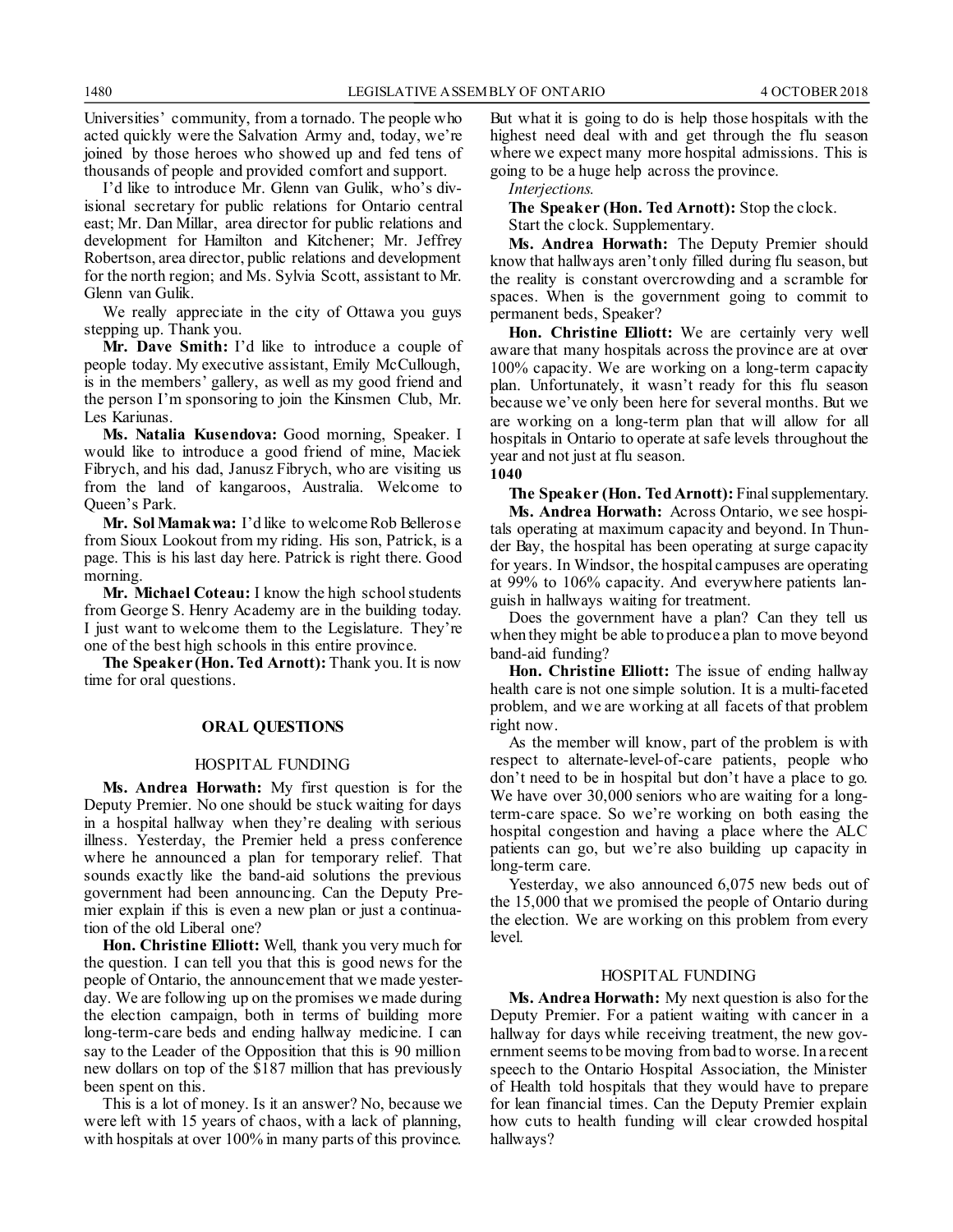Universities' community, from a tornado. The people who acted quickly were the Salvation Army and, today, we're joined by those heroes who showed up and fed tens of thousands of people and provided comfort and support.

I'd like to introduce Mr. Glenn van Gulik, who's divisional secretary for public relations for Ontario central east; Mr. Dan Millar, area director for public relations and development for Hamilton and Kitchener; Mr. Jeffrey Robertson, area director, public relations and development for the north region; and Ms. Sylvia Scott, assistant to Mr. Glenn van Gulik.

We really appreciate in the city of Ottawa you guys stepping up. Thank you.

**Mr. Dave Smith:** I'd like to introduce a couple of people today. My executive assistant, Emily McCullough, is in the members' gallery, as well as my good friend and the person I'm sponsoring to join the Kinsmen Club, Mr. Les Kariunas.

**Ms. Natalia Kusendova:** Good morning, Speaker. I would like to introduce a good friend of mine, Maciek Fibrych, and his dad, Janusz Fibrych, who are visiting us from the land of kangaroos, Australia. Welcome to Queen's Park.

**Mr. Sol Mamakwa:** I'd like to welcome Rob Bellerose from Sioux Lookout from my riding. His son, Patrick, is a page. This is his last day here. Patrick is right there. Good morning.

**Mr. Michael Coteau:** I know the high school students from George S. Henry Academy are in the building today. I just want to welcome them to the Legislature. They're one of the best high schools in this entire province.

**The Speaker (Hon. Ted Arnott):** Thank you. It is now time for oral questions.

## ORAL QUESTIONS

### HOSPITAL FUNDING

**Ms. Andrea Horwath:** My first question is for the Deputy Premier. No one should be stuck waiting for days in a hospital hallway when they're dealing with serious illness. Yesterday, the Premier held a press conference where he announced a plan for temporary relief. That sounds exactly like the band-aid solutions the previous government had been announcing. Can the Deputy Premier explain if this is even a new plan or just a continuation of the old Liberal one?

**Hon. Christine Elliott:** Well, thank you very much for the question. I can tell you that this is good news for the people of Ontario, the announcement that we made yesterday. We are following up on the promises we made during the election campaign, both in terms of building more long-term-care beds and ending hallway medicine. I can say to the Leader of the Opposition that this is 90 million new dollars on top of the $187 million that has previously been spent on this.

This is a lot of money. Is it an answer? No, because we were left with 15 years of chaos, with a lack of planning, with hospitals at over 100% in many parts of this province. But what it is going to do is help those hospitals with the highest need deal with and get through the flu season where we expect many more hospital admissions. This is going to be a huge help across the province.

*Interjections.*

**The Speaker (Hon. Ted Arnott):** Stop the clock.

Start the clock. Supplementary.

**Ms. Andrea Horwath:** The Deputy Premier should know that hallways aren't only filled during flu season, but the reality is constant overcrowding and a scramble for spaces. When is the government going to commit to permanent beds, Speaker?

**Hon. Christine Elliott:** We are certainly very well aware that many hospitals across the province are at over 100% capacity. We are working on a long-term capacity plan. Unfortunately, it wasn't ready for this flu season because we've only been here for several months. But we are working on a long-term plan that will allow for all hospitals in Ontario to operate at safe levels throughout the year and not just at flu season.

**1040**

**The Speaker (Hon. Ted Arnott):** Final supplementary.

**Ms. Andrea Horwath:** Across Ontario, we see hospitals operating at maximum capacity and beyond. In Thunder Bay, the hospital has been operating at surge capacity for years. In Windsor, the hospital campuses are operating at 99% to 106% capacity. And everywhere patients languish in hallways waiting for treatment.

Does the government have a plan? Can they tell us when they might be able to produce a plan to move beyond band-aid funding?

**Hon. Christine Elliott:** The issue of ending hallway health care is not one simple solution. It is a multi-faceted problem, and we are working at all facets of that problem right now.

As the member will know, part of the problem is with respect to alternate-level-of-care patients, people who don't need to be in hospital but don't have a place to go. We have over 30,000 seniors who are waiting for a long-term-care space. So we're working on both easing the hospital congestion and having a place where the ALC patients can go, but we're also building up capacity in long-term care.

Yesterday, we also announced 6,075 new beds out of the 15,000 that we promised the people of Ontario during the election. We are working on this problem from every level.

### HOSPITAL FUNDING

**Ms. Andrea Horwath:** My next question is also for the Deputy Premier. For a patient waiting with cancer in a hallway for days while receiving treatment, the new government seems to be moving from bad to worse. In a recent speech to the Ontario Hospital Association, the Minister of Health told hospitals that they would have to prepare for lean financial times. Can the Deputy Premier explain how cuts to health funding will clear crowded hospital hallways?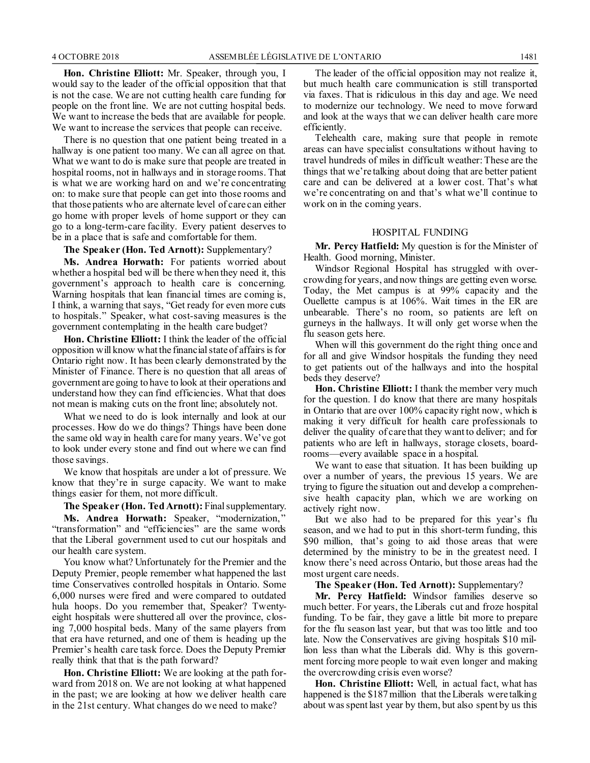**Hon. Christine Elliott:** Mr. Speaker, through you, I would say to the leader of the official opposition that that is not the case. We are not cutting health care funding for people on the front line. We are not cutting hospital beds. We want to increase the beds that are available for people. We want to increase the services that people can receive.

There is no question that one patient being treated in a hallway is one patient too many. We can all agree on that. What we want to do is make sure that people are treated in hospital rooms, not in hallways and in storage rooms. That is what we are working hard on and we're concentrating on: to make sure that people can get into those rooms and that those patients who are alternate level of care can either go home with proper levels of home support or they can go to a long-term-care facility. Every patient deserves to be in a place that is safe and comfortable for them.

**The Speaker (Hon. Ted Arnott):** Supplementary?

**Ms. Andrea Horwath:** For patients worried about whether a hospital bed will be there when they need it, this government's approach to health care is concerning. Warning hospitals that lean financial times are coming is, I think, a warning that says, "Get ready for even more cuts to hospitals." Speaker, what cost-saving measures is the government contemplating in the health care budget?

**Hon. Christine Elliott:** I think the leader of the official opposition will know what the financial state of affairs is for Ontario right now. It has been clearly demonstrated by the Minister of Finance. There is no question that all areas of government are going to have to look at their operations and understand how they can find efficiencies. What that does not mean is making cuts on the front line; absolutely not.

What we need to do is look internally and look at our processes. How do we do things? Things have been done the same old way in health care for many years. We've got to look under every stone and find out where we can find those savings.

We know that hospitals are under a lot of pressure. We know that they're in surge capacity. We want to make things easier for them, not more difficult.

**The Speaker (Hon. Ted Arnott):** Final supplementary.

**Ms. Andrea Horwath:** Speaker, "modernization," "transformation" and "efficiencies" are the same words that the Liberal government used to cut our hospitals and our health care system.

You know what? Unfortunately for the Premier and the Deputy Premier, people remember what happened the last time Conservatives controlled hospitals in Ontario. Some 6,000 nurses were fired and were compared to outdated hula hoops. Do you remember that, Speaker? Twenty-eight hospitals were shuttered all over the province, closing 7,000 hospital beds. Many of the same players from that era have returned, and one of them is heading up the Premier's health care task force. Does the Deputy Premier really think that that is the path forward?

**Hon. Christine Elliott:** We are looking at the path forward from 2018 on. We are not looking at what happened in the past; we are looking at how we deliver health care in the 21st century. What changes do we need to make?

The leader of the official opposition may not realize it, but much health care communication is still transported via faxes. That is ridiculous in this day and age. We need to modernize our technology. We need to move forward and look at the ways that we can deliver health care more efficiently.

Telehealth care, making sure that people in remote areas can have specialist consultations without having to travel hundreds of miles in difficult weather: These are the things that we're talking about doing that are better patient care and can be delivered at a lower cost. That's what we're concentrating on and that's what we'll continue to work on in the coming years.

## HOSPITAL FUNDING

**Mr. Percy Hatfield:** My question is for the Minister of Health. Good morning, Minister.

Windsor Regional Hospital has struggled with overcrowding for years, and now things are getting even worse. Today, the Met campus is at 99% capacity and the Ouellette campus is at 106%. Wait times in the ER are unbearable. There's no room, so patients are left on gurneys in the hallways. It will only get worse when the flu season gets here.

When will this government do the right thing once and for all and give Windsor hospitals the funding they need to get patients out of the hallways and into the hospital beds they deserve?

**Hon. Christine Elliott:** I thank the member very much for the question. I do know that there are many hospitals in Ontario that are over 100% capacity right now, which is making it very difficult for health care professionals to deliver the quality of care that they want to deliver; and for patients who are left in hallways, storage closets, boardrooms—every available space in a hospital.

We want to ease that situation. It has been building up over a number of years, the previous 15 years. We are trying to figure the situation out and develop a comprehensive health capacity plan, which we are working on actively right now.

But we also had to be prepared for this year's flu season, and we had to put in this short-term funding, this $90 million, that's going to aid those areas that were determined by the ministry to be in the greatest need. I know there's need across Ontario, but those areas had the most urgent care needs.

**The Speaker (Hon. Ted Arnott):** Supplementary?

**Mr. Percy Hatfield:** Windsor families deserve so much better. For years, the Liberals cut and froze hospital funding. To be fair, they gave a little bit more to prepare for the flu season last year, but that was too little and too late. Now the Conservatives are giving hospitals $10 million less than what the Liberals did. Why is this government forcing more people to wait even longer and making the overcrowding crisis even worse?

**Hon. Christine Elliott:** Well, in actual fact, what has happened is the $187 million that the Liberals were talking about was spent last year by them, but also spent by us this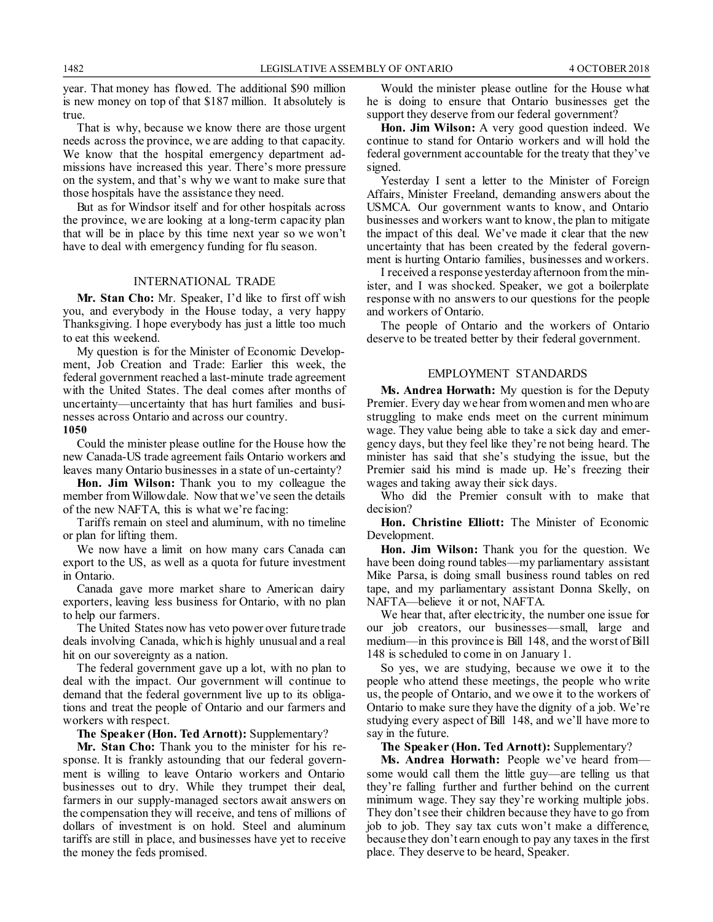year. That money has flowed. The additional $90 million is new money on top of that $187 million. It absolutely is true.

That is why, because we know there are those urgent needs across the province, we are adding to that capacity. We know that the hospital emergency department admissions have increased this year. There's more pressure on the system, and that's why we want to make sure that those hospitals have the assistance they need.

But as for Windsor itself and for other hospitals across the province, we are looking at a long-term capacity plan that will be in place by this time next year so we won't have to deal with emergency funding for flu season.

## INTERNATIONAL TRADE

**Mr. Stan Cho:** Mr. Speaker, I'd like to first off wish you, and everybody in the House today, a very happy Thanksgiving. I hope everybody has just a little too much to eat this weekend.

My question is for the Minister of Economic Development, Job Creation and Trade: Earlier this week, the federal government reached a last-minute trade agreement with the United States. The deal comes after months of uncertainty—uncertainty that has hurt families and businesses across Ontario and across our country.

**1050**

Could the minister please outline for the House how the new Canada-US trade agreement fails Ontario workers and leaves many Ontario businesses in a state of un-certainty?

**Hon. Jim Wilson:** Thank you to my colleague the member from Willowdale. Now that we've seen the details of the new NAFTA, this is what we're facing:

Tariffs remain on steel and aluminum, with no timeline or plan for lifting them.

We now have a limit on how many cars Canada can export to the US, as well as a quota for future investment in Ontario.

Canada gave more market share to American dairy exporters, leaving less business for Ontario, with no plan to help our farmers.

The United States now has veto power over future trade deals involving Canada, which is highly unusual and a real hit on our sovereignty as a nation.

The federal government gave up a lot, with no plan to deal with the impact. Our government will continue to demand that the federal government live up to its obligations and treat the people of Ontario and our farmers and workers with respect.

**The Speaker (Hon. Ted Arnott):** Supplementary?

**Mr. Stan Cho:** Thank you to the minister for his response. It is frankly astounding that our federal government is willing to leave Ontario workers and Ontario businesses out to dry. While they trumpet their deal, farmers in our supply-managed sectors await answers on the compensation they will receive, and tens of millions of dollars of investment is on hold. Steel and aluminum tariffs are still in place, and businesses have yet to receive the money the feds promised.

Would the minister please outline for the House what he is doing to ensure that Ontario businesses get the support they deserve from our federal government?

**Hon. Jim Wilson:** A very good question indeed. We continue to stand for Ontario workers and will hold the federal government accountable for the treaty that they've signed.

Yesterday I sent a letter to the Minister of Foreign Affairs, Minister Freeland, demanding answers about the USMCA. Our government wants to know, and Ontario businesses and workers want to know, the plan to mitigate the impact of this deal. We've made it clear that the new uncertainty that has been created by the federal government is hurting Ontario families, businesses and workers.

I received a response yesterday afternoon from the minister, and I was shocked. Speaker, we got a boilerplate response with no answers to our questions for the people and workers of Ontario.

The people of Ontario and the workers of Ontario deserve to be treated better by their federal government.

## EMPLOYMENT STANDARDS

**Ms. Andrea Horwath:** My question is for the Deputy Premier. Every day we hear from women and men who are struggling to make ends meet on the current minimum wage. They value being able to take a sick day and emergency days, but they feel like they're not being heard. The minister has said that she's studying the issue, but the Premier said his mind is made up. He's freezing their wages and taking away their sick days.

Who did the Premier consult with to make that decision?

**Hon. Christine Elliott:** The Minister of Economic Development.

**Hon. Jim Wilson:** Thank you for the question. We have been doing round tables—my parliamentary assistant Mike Parsa, is doing small business round tables on red tape, and my parliamentary assistant Donna Skelly, on NAFTA—believe it or not, NAFTA.

We hear that, after electricity, the number one issue for our job creators, our businesses—small, large and medium—in this province is Bill 148, and the worst of Bill 148 is scheduled to come in on January 1.

So yes, we are studying, because we owe it to the people who attend these meetings, the people who write us, the people of Ontario, and we owe it to the workers of Ontario to make sure they have the dignity of a job. We're studying every aspect of Bill 148, and we'll have more to say in the future.

**The Speaker (Hon. Ted Arnott):** Supplementary?

**Ms. Andrea Horwath:** People we've heard from—some would call them the little guy—are telling us that they're falling further and further behind on the current minimum wage. They say they're working multiple jobs. They don't see their children because they have to go from job to job. They say tax cuts won't make a difference, because they don't earn enough to pay any taxes in the first place. They deserve to be heard, Speaker.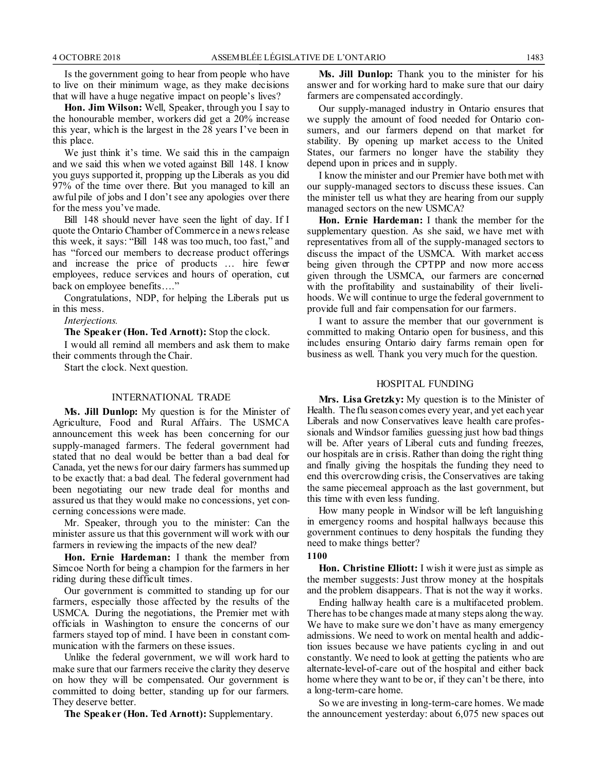Is the government going to hear from people who have to live on their minimum wage, as they make decisions that will have a huge negative impact on people's lives?

**Hon. Jim Wilson:** Well, Speaker, through you I say to the honourable member, workers did get a 20% increase this year, which is the largest in the 28 years I've been in this place.

We just think it's time. We said this in the campaign and we said this when we voted against Bill 148. I know you guys supported it, propping up the Liberals as you did 97% of the time over there. But you managed to kill an awful pile of jobs and I don't see any apologies over there for the mess you've made.

Bill 148 should never have seen the light of day. If I quote the Ontario Chamber of Commerce in a news release this week, it says: "Bill 148 was too much, too fast," and has "forced our members to decrease product offerings and increase the price of products … hire fewer employees, reduce services and hours of operation, cut back on employee benefits…."

Congratulations, NDP, for helping the Liberals put us in this mess.

*Interjections.*

**The Speaker (Hon. Ted Arnott):** Stop the clock.

I would all remind all members and ask them to make their comments through the Chair.

Start the clock. Next question.

## INTERNATIONAL TRADE

**Ms. Jill Dunlop:** My question is for the Minister of Agriculture, Food and Rural Affairs. The USMCA announcement this week has been concerning for our supply-managed farmers. The federal government had stated that no deal would be better than a bad deal for Canada, yet the news for our dairy farmers has summed up to be exactly that: a bad deal. The federal government had been negotiating our new trade deal for months and assured us that they would make no concessions, yet concerning concessions were made.

Mr. Speaker, through you to the minister: Can the minister assure us that this government will work with our farmers in reviewing the impacts of the new deal?

**Hon. Ernie Hardeman:** I thank the member from Simcoe North for being a champion for the farmers in her riding during these difficult times.

Our government is committed to standing up for our farmers, especially those affected by the results of the USMCA. During the negotiations, the Premier met with officials in Washington to ensure the concerns of our farmers stayed top of mind. I have been in constant communication with the farmers on these issues.

Unlike the federal government, we will work hard to make sure that our farmers receive the clarity they deserve on how they will be compensated. Our government is committed to doing better, standing up for our farmers. They deserve better.

**The Speaker (Hon. Ted Arnott):** Supplementary.

**Ms. Jill Dunlop:** Thank you to the minister for his answer and for working hard to make sure that our dairy farmers are compensated accordingly.

Our supply-managed industry in Ontario ensures that we supply the amount of food needed for Ontario consumers, and our farmers depend on that market for stability. By opening up market access to the United States, our farmers no longer have the stability they depend upon in prices and in supply.

I know the minister and our Premier have both met with our supply-managed sectors to discuss these issues. Can the minister tell us what they are hearing from our supply managed sectors on the new USMCA?

**Hon. Ernie Hardeman:** I thank the member for the supplementary question. As she said, we have met with representatives from all of the supply-managed sectors to discuss the impact of the USMCA. With market access being given through the CPTPP and now more access given through the USMCA, our farmers are concerned with the profitability and sustainability of their livelihoods. We will continue to urge the federal government to provide full and fair compensation for our farmers.

I want to assure the member that our government is committed to making Ontario open for business, and this includes ensuring Ontario dairy farms remain open for business as well. Thank you very much for the question.

## HOSPITAL FUNDING

**Mrs. Lisa Gretzky:** My question is to the Minister of Health. The flu season comes every year, and yet each year Liberals and now Conservatives leave health care professionals and Windsor families guessing just how bad things will be. After years of Liberal cuts and funding freezes, our hospitals are in crisis. Rather than doing the right thing and finally giving the hospitals the funding they need to end this overcrowding crisis, the Conservatives are taking the same piecemeal approach as the last government, but this time with even less funding.

How many people in Windsor will be left languishing in emergency rooms and hospital hallways because this government continues to deny hospitals the funding they need to make things better?

**1100**

**Hon. Christine Elliott:** I wish it were just as simple as the member suggests: Just throw money at the hospitals and the problem disappears. That is not the way it works.

Ending hallway health care is a multifaceted problem. There has to be changes made at many steps along the way. We have to make sure we don't have as many emergency admissions. We need to work on mental health and addiction issues because we have patients cycling in and out constantly. We need to look at getting the patients who are alternate-level-of-care out of the hospital and either back home where they want to be or, if they can't be there, into a long-term-care home.

So we are investing in long-term-care homes. We made the announcement yesterday: about 6,075 new spaces out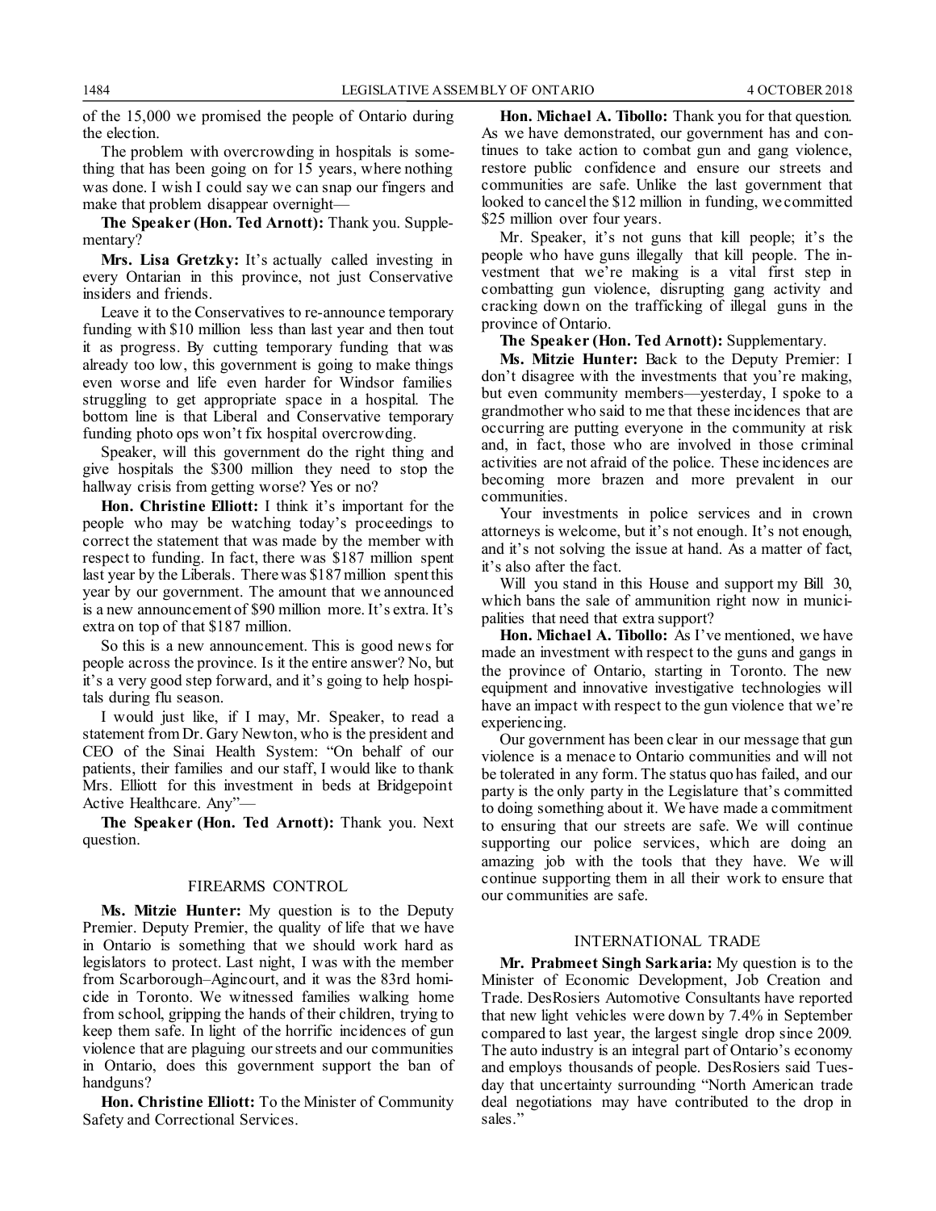of the 15,000 we promised the people of Ontario during the election.

The problem with overcrowding in hospitals is something that has been going on for 15 years, where nothing was done. I wish I could say we can snap our fingers and make that problem disappear overnight—

**The Speaker (Hon. Ted Arnott):** Thank you. Supplementary?

**Mrs. Lisa Gretzky:** It's actually called investing in every Ontarian in this province, not just Conservative insiders and friends.

Leave it to the Conservatives to re-announce temporary funding with $10 million less than last year and then tout it as progress. By cutting temporary funding that was already too low, this government is going to make things even worse and life even harder for Windsor families struggling to get appropriate space in a hospital. The bottom line is that Liberal and Conservative temporary funding photo ops won't fix hospital overcrowding.

Speaker, will this government do the right thing and give hospitals the $300 million they need to stop the hallway crisis from getting worse? Yes or no?

**Hon. Christine Elliott:** I think it's important for the people who may be watching today's proceedings to correct the statement that was made by the member with respect to funding. In fact, there was $187 million spent last year by the Liberals. There was $187 million spent this year by our government. The amount that we announced is a new announcement of $90 million more. It's extra. It's extra on top of that $187 million.

So this is a new announcement. This is good news for people across the province. Is it the entire answer? No, but it's a very good step forward, and it's going to help hospitals during flu season.

I would just like, if I may, Mr. Speaker, to read a statement from Dr. Gary Newton, who is the president and CEO of the Sinai Health System: "On behalf of our patients, their families and our staff, I would like to thank Mrs. Elliott for this investment in beds at Bridgepoint Active Healthcare. Any"—

**The Speaker (Hon. Ted Arnott):** Thank you. Next question.

## FIREARMS CONTROL

**Ms. Mitzie Hunter:** My question is to the Deputy Premier. Deputy Premier, the quality of life that we have in Ontario is something that we should work hard as legislators to protect. Last night, I was with the member from Scarborough–Agincourt, and it was the 83rd homicide in Toronto. We witnessed families walking home from school, gripping the hands of their children, trying to keep them safe. In light of the horrific incidences of gun violence that are plaguing our streets and our communities in Ontario, does this government support the ban of handguns?

**Hon. Christine Elliott:** To the Minister of Community Safety and Correctional Services.

**Hon. Michael A. Tibollo:** Thank you for that question. As we have demonstrated, our government has and continues to take action to combat gun and gang violence, restore public confidence and ensure our streets and communities are safe. Unlike the last government that looked to cancel the $12 million in funding, we committed $25 million over four years.

Mr. Speaker, it's not guns that kill people; it's the people who have guns illegally that kill people. The investment that we're making is a vital first step in combatting gun violence, disrupting gang activity and cracking down on the trafficking of illegal guns in the province of Ontario.

**The Speaker (Hon. Ted Arnott):** Supplementary.

**Ms. Mitzie Hunter:** Back to the Deputy Premier: I don't disagree with the investments that you're making, but even community members—yesterday, I spoke to a grandmother who said to me that these incidences that are occurring are putting everyone in the community at risk and, in fact, those who are involved in those criminal activities are not afraid of the police. These incidences are becoming more brazen and more prevalent in our communities.

Your investments in police services and in crown attorneys is welcome, but it's not enough. It's not enough, and it's not solving the issue at hand. As a matter of fact, it's also after the fact.

Will you stand in this House and support my Bill 30, which bans the sale of ammunition right now in municipalities that need that extra support?

**Hon. Michael A. Tibollo:** As I've mentioned, we have made an investment with respect to the guns and gangs in the province of Ontario, starting in Toronto. The new equipment and innovative investigative technologies will have an impact with respect to the gun violence that we're experiencing.

Our government has been clear in our message that gun violence is a menace to Ontario communities and will not be tolerated in any form. The status quo has failed, and our party is the only party in the Legislature that's committed to doing something about it. We have made a commitment to ensuring that our streets are safe. We will continue supporting our police services, which are doing an amazing job with the tools that they have. We will continue supporting them in all their work to ensure that our communities are safe.

## INTERNATIONAL TRADE

**Mr. Prabmeet Singh Sarkaria:** My question is to the Minister of Economic Development, Job Creation and Trade. DesRosiers Automotive Consultants have reported that new light vehicles were down by 7.4% in September compared to last year, the largest single drop since 2009. The auto industry is an integral part of Ontario's economy and employs thousands of people. DesRosiers said Tuesday that uncertainty surrounding "North American trade deal negotiations may have contributed to the drop in sales."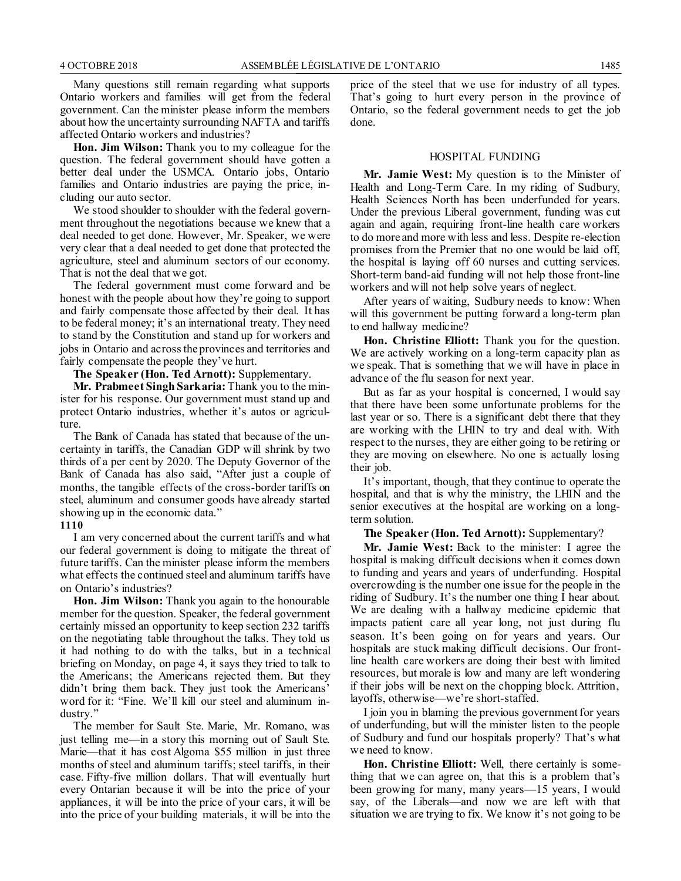Many questions still remain regarding what supports Ontario workers and families will get from the federal government. Can the minister please inform the members about how the uncertainty surrounding NAFTA and tariffs affected Ontario workers and industries?

**Hon. Jim Wilson:** Thank you to my colleague for the question. The federal government should have gotten a better deal under the USMCA. Ontario jobs, Ontario families and Ontario industries are paying the price, including our auto sector.

We stood shoulder to shoulder with the federal government throughout the negotiations because we knew that a deal needed to get done. However, Mr. Speaker, we were very clear that a deal needed to get done that protected the agriculture, steel and aluminum sectors of our economy. That is not the deal that we got.

The federal government must come forward and be honest with the people about how they're going to support and fairly compensate those affected by their deal. It has to be federal money; it's an international treaty. They need to stand by the Constitution and stand up for workers and jobs in Ontario and across the provinces and territories and fairly compensate the people they've hurt.

**The Speaker (Hon. Ted Arnott):** Supplementary.

**Mr. Prabmeet Singh Sarkaria:** Thank you to the minister for his response. Our government must stand up and protect Ontario industries, whether it's autos or agriculture.

The Bank of Canada has stated that because of the uncertainty in tariffs, the Canadian GDP will shrink by two thirds of a per cent by 2020. The Deputy Governor of the Bank of Canada has also said, "After just a couple of months, the tangible effects of the cross-border tariffs on steel, aluminum and consumer goods have already started showing up in the economic data."

**1110**

I am very concerned about the current tariffs and what our federal government is doing to mitigate the threat of future tariffs. Can the minister please inform the members what effects the continued steel and aluminum tariffs have on Ontario's industries?

**Hon. Jim Wilson:** Thank you again to the honourable member for the question. Speaker, the federal government certainly missed an opportunity to keep section 232 tariffs on the negotiating table throughout the talks. They told us it had nothing to do with the talks, but in a technical briefing on Monday, on page 4, it says they tried to talk to the Americans; the Americans rejected them. But they didn't bring them back. They just took the Americans' word for it: "Fine. We'll kill our steel and aluminum industry."

The member for Sault Ste. Marie, Mr. Romano, was just telling me—in a story this morning out of Sault Ste. Marie—that it has cost Algoma $55 million in just three months of steel and aluminum tariffs; steel tariffs, in their case. Fifty-five million dollars. That will eventually hurt every Ontarian because it will be into the price of your appliances, it will be into the price of your cars, it will be into the price of your building materials, it will be into the price of the steel that we use for industry of all types. That's going to hurt every person in the province of Ontario, so the federal government needs to get the job done.

## HOSPITAL FUNDING

**Mr. Jamie West:** My question is to the Minister of Health and Long-Term Care. In my riding of Sudbury, Health Sciences North has been underfunded for years. Under the previous Liberal government, funding was cut again and again, requiring front-line health care workers to do more and more with less and less. Despite re-election promises from the Premier that no one would be laid off, the hospital is laying off 60 nurses and cutting services. Short-term band-aid funding will not help those front-line workers and will not help solve years of neglect.

After years of waiting, Sudbury needs to know: When will this government be putting forward a long-term plan to end hallway medicine?

**Hon. Christine Elliott:** Thank you for the question. We are actively working on a long-term capacity plan as we speak. That is something that we will have in place in advance of the flu season for next year.

But as far as your hospital is concerned, I would say that there have been some unfortunate problems for the last year or so. There is a significant debt there that they are working with the LHIN to try and deal with. With respect to the nurses, they are either going to be retiring or they are moving on elsewhere. No one is actually losing their job.

It's important, though, that they continue to operate the hospital, and that is why the ministry, the LHIN and the senior executives at the hospital are working on a long-term solution.

**The Speaker (Hon. Ted Arnott):** Supplementary?

**Mr. Jamie West:** Back to the minister: I agree the hospital is making difficult decisions when it comes down to funding and years and years of underfunding. Hospital overcrowding is the number one issue for the people in the riding of Sudbury. It's the number one thing I hear about. We are dealing with a hallway medicine epidemic that impacts patient care all year long, not just during flu season. It's been going on for years and years. Our hospitals are stuck making difficult decisions. Our front-line health care workers are doing their best with limited resources, but morale is low and many are left wondering if their jobs will be next on the chopping block. Attrition, layoffs, otherwise—we're short-staffed.

I join you in blaming the previous government for years of underfunding, but will the minister listen to the people of Sudbury and fund our hospitals properly? That's what we need to know.

**Hon. Christine Elliott:** Well, there certainly is something that we can agree on, that this is a problem that's been growing for many, many years—15 years, I would say, of the Liberals—and now we are left with that situation we are trying to fix. We know it's not going to be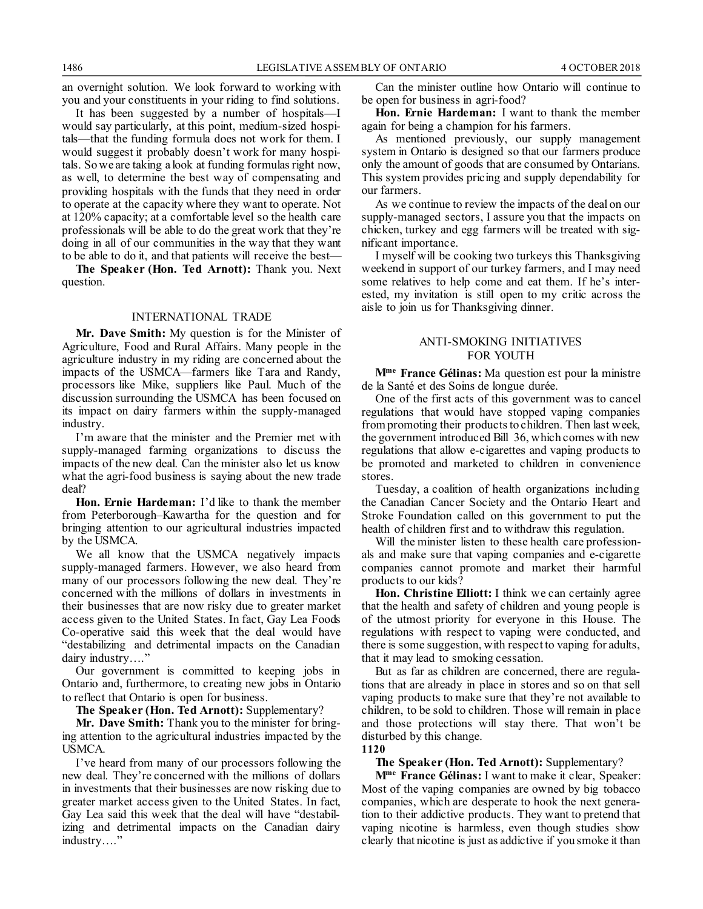an overnight solution. We look forward to working with you and your constituents in your riding to find solutions.

It has been suggested by a number of hospitals—I would say particularly, at this point, medium-sized hospitals—that the funding formula does not work for them. I would suggest it probably doesn't work for many hospitals. So we are taking a look at funding formulas right now, as well, to determine the best way of compensating and providing hospitals with the funds that they need in order to operate at the capacity where they want to operate. Not at 120% capacity; at a comfortable level so the health care professionals will be able to do the great work that they're doing in all of our communities in the way that they want to be able to do it, and that patients will receive the best—

**The Speaker (Hon. Ted Arnott):** Thank you. Next question.

## INTERNATIONAL TRADE

**Mr. Dave Smith:** My question is for the Minister of Agriculture, Food and Rural Affairs. Many people in the agriculture industry in my riding are concerned about the impacts of the USMCA—farmers like Tara and Randy, processors like Mike, suppliers like Paul. Much of the discussion surrounding the USMCA has been focused on its impact on dairy farmers within the supply-managed industry.

I'm aware that the minister and the Premier met with supply-managed farming organizations to discuss the impacts of the new deal. Can the minister also let us know what the agri-food business is saying about the new trade deal?

**Hon. Ernie Hardeman:** I'd like to thank the member from Peterborough–Kawartha for the question and for bringing attention to our agricultural industries impacted by the USMCA.

We all know that the USMCA negatively impacts supply-managed farmers. However, we also heard from many of our processors following the new deal. They're concerned with the millions of dollars in investments in their businesses that are now risky due to greater market access given to the United States. In fact, Gay Lea Foods Co-operative said this week that the deal would have "destabilizing and detrimental impacts on the Canadian dairy industry…."

Our government is committed to keeping jobs in Ontario and, furthermore, to creating new jobs in Ontario to reflect that Ontario is open for business.

**The Speaker (Hon. Ted Arnott):** Supplementary?

**Mr. Dave Smith:** Thank you to the minister for bringing attention to the agricultural industries impacted by the USMCA.

I've heard from many of our processors following the new deal. They're concerned with the millions of dollars in investments that their businesses are now risking due to greater market access given to the United States. In fact, Gay Lea said this week that the deal will have "destabilizing and detrimental impacts on the Canadian dairy industry…."

Can the minister outline how Ontario will continue to be open for business in agri-food?

**Hon. Ernie Hardeman:** I want to thank the member again for being a champion for his farmers.

As mentioned previously, our supply management system in Ontario is designed so that our farmers produce only the amount of goods that are consumed by Ontarians. This system provides pricing and supply dependability for our farmers.

As we continue to review the impacts of the deal on our supply-managed sectors, I assure you that the impacts on chicken, turkey and egg farmers will be treated with significant importance.

I myself will be cooking two turkeys this Thanksgiving weekend in support of our turkey farmers, and I may need some relatives to help come and eat them. If he's interested, my invitation is still open to my critic across the aisle to join us for Thanksgiving dinner.

## ANTI-SMOKING INITIATIVES FOR YOUTH

**Mme France Gélinas:** Ma question est pour la ministre de la Santé et des Soins de longue durée.

One of the first acts of this government was to cancel regulations that would have stopped vaping companies from promoting their products to children. Then last week, the government introduced Bill 36, which comes with new regulations that allow e-cigarettes and vaping products to be promoted and marketed to children in convenience stores.

Tuesday, a coalition of health organizations including the Canadian Cancer Society and the Ontario Heart and Stroke Foundation called on this government to put the health of children first and to withdraw this regulation.

Will the minister listen to these health care professionals and make sure that vaping companies and e-cigarette companies cannot promote and market their harmful products to our kids?

**Hon. Christine Elliott:** I think we can certainly agree that the health and safety of children and young people is of the utmost priority for everyone in this House. The regulations with respect to vaping were conducted, and there is some suggestion, with respect to vaping for adults, that it may lead to smoking cessation.

But as far as children are concerned, there are regulations that are already in place in stores and so on that sell vaping products to make sure that they're not available to children, to be sold to children. Those will remain in place and those protections will stay there. That won't be disturbed by this change.

**1120**

**The Speaker (Hon. Ted Arnott):** Supplementary?

**Mme France Gélinas:** I want to make it clear, Speaker: Most of the vaping companies are owned by big tobacco companies, which are desperate to hook the next generation to their addictive products. They want to pretend that vaping nicotine is harmless, even though studies show clearly that nicotine is just as addictive if you smoke it than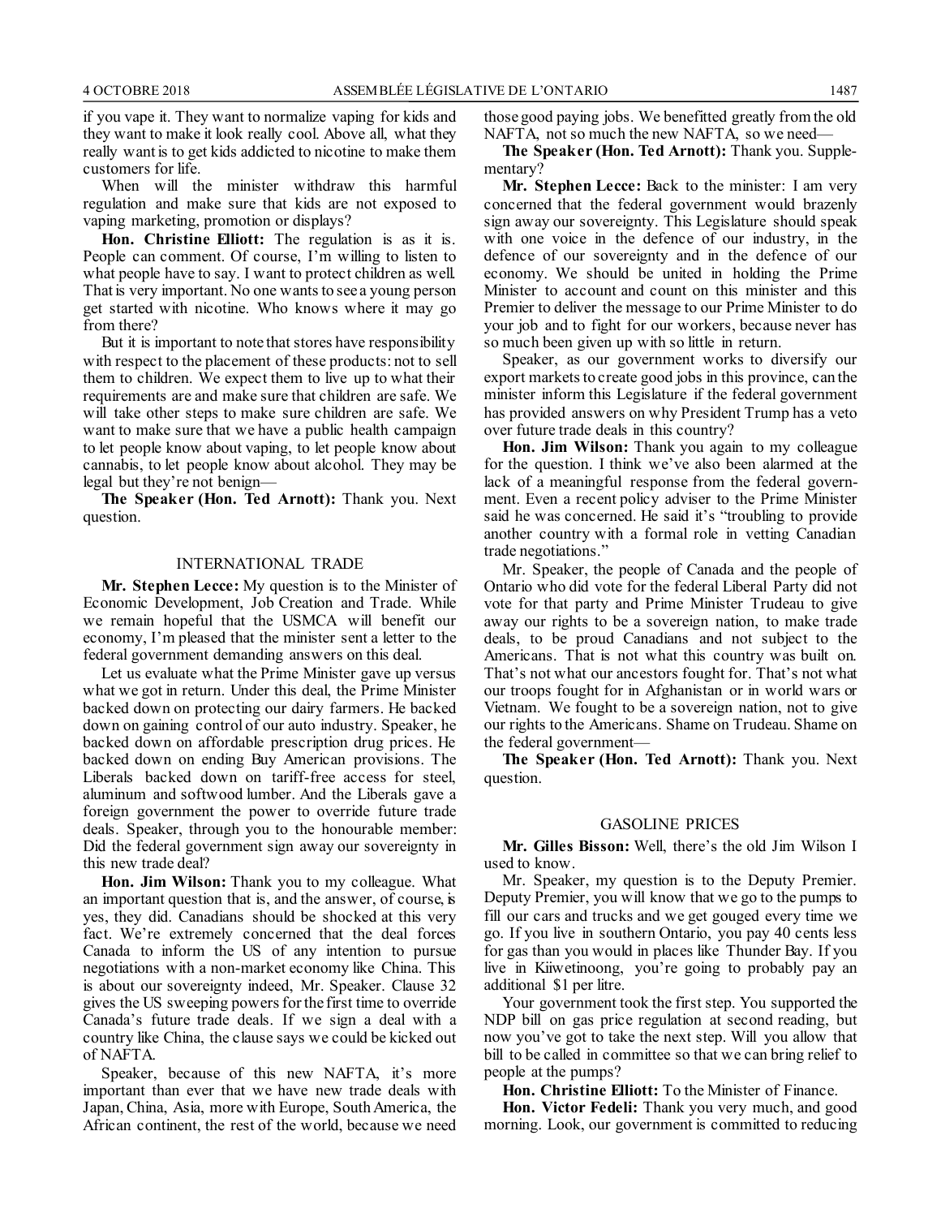if you vape it. They want to normalize vaping for kids and they want to make it look really cool. Above all, what they really want is to get kids addicted to nicotine to make them customers for life.

When will the minister withdraw this harmful regulation and make sure that kids are not exposed to vaping marketing, promotion or displays?

**Hon. Christine Elliott:** The regulation is as it is. People can comment. Of course, I'm willing to listen to what people have to say. I want to protect children as well. That is very important. No one wants to see a young person get started with nicotine. Who knows where it may go from there?

But it is important to note that stores have responsibility with respect to the placement of these products: not to sell them to children. We expect them to live up to what their requirements are and make sure that children are safe. We will take other steps to make sure children are safe. We want to make sure that we have a public health campaign to let people know about vaping, to let people know about cannabis, to let people know about alcohol. They may be legal but they're not benign—

**The Speaker (Hon. Ted Arnott):** Thank you. Next question.

## INTERNATIONAL TRADE

**Mr. Stephen Lecce:** My question is to the Minister of Economic Development, Job Creation and Trade. While we remain hopeful that the USMCA will benefit our economy, I'm pleased that the minister sent a letter to the federal government demanding answers on this deal.

Let us evaluate what the Prime Minister gave up versus what we got in return. Under this deal, the Prime Minister backed down on protecting our dairy farmers. He backed down on gaining control of our auto industry. Speaker, he backed down on affordable prescription drug prices. He backed down on ending Buy American provisions. The Liberals backed down on tariff-free access for steel, aluminum and softwood lumber. And the Liberals gave a foreign government the power to override future trade deals. Speaker, through you to the honourable member: Did the federal government sign away our sovereignty in this new trade deal?

**Hon. Jim Wilson:** Thank you to my colleague. What an important question that is, and the answer, of course, is yes, they did. Canadians should be shocked at this very fact. We're extremely concerned that the deal forces Canada to inform the US of any intention to pursue negotiations with a non-market economy like China. This is about our sovereignty indeed, Mr. Speaker. Clause 32 gives the US sweeping powers for the first time to override Canada's future trade deals. If we sign a deal with a country like China, the clause says we could be kicked out of NAFTA.

Speaker, because of this new NAFTA, it's more important than ever that we have new trade deals with Japan, China, Asia, more with Europe, South America, the African continent, the rest of the world, because we need those good paying jobs. We benefitted greatly from the old NAFTA, not so much the new NAFTA, so we need—

**The Speaker (Hon. Ted Arnott):** Thank you. Supplementary?

**Mr. Stephen Lecce:** Back to the minister: I am very concerned that the federal government would brazenly sign away our sovereignty. This Legislature should speak with one voice in the defence of our industry, in the defence of our sovereignty and in the defence of our economy. We should be united in holding the Prime Minister to account and count on this minister and this Premier to deliver the message to our Prime Minister to do your job and to fight for our workers, because never has so much been given up with so little in return.

Speaker, as our government works to diversify our export markets to create good jobs in this province, can the minister inform this Legislature if the federal government has provided answers on why President Trump has a veto over future trade deals in this country?

**Hon. Jim Wilson:** Thank you again to my colleague for the question. I think we've also been alarmed at the lack of a meaningful response from the federal government. Even a recent policy adviser to the Prime Minister said he was concerned. He said it's "troubling to provide another country with a formal role in vetting Canadian trade negotiations."

Mr. Speaker, the people of Canada and the people of Ontario who did vote for the federal Liberal Party did not vote for that party and Prime Minister Trudeau to give away our rights to be a sovereign nation, to make trade deals, to be proud Canadians and not subject to the Americans. That is not what this country was built on. That's not what our ancestors fought for. That's not what our troops fought for in Afghanistan or in world wars or Vietnam. We fought to be a sovereign nation, not to give our rights to the Americans. Shame on Trudeau. Shame on the federal government—

**The Speaker (Hon. Ted Arnott):** Thank you. Next question.

## GASOLINE PRICES

**Mr. Gilles Bisson:** Well, there's the old Jim Wilson I used to know.

Mr. Speaker, my question is to the Deputy Premier. Deputy Premier, you will know that we go to the pumps to fill our cars and trucks and we get gouged every time we go. If you live in southern Ontario, you pay 40 cents less for gas than you would in places like Thunder Bay. If you live in Kiiwetinoong, you're going to probably pay an additional $1 per litre.

Your government took the first step. You supported the NDP bill on gas price regulation at second reading, but now you've got to take the next step. Will you allow that bill to be called in committee so that we can bring relief to people at the pumps?

**Hon. Christine Elliott:** To the Minister of Finance.

**Hon. Victor Fedeli:** Thank you very much, and good morning. Look, our government is committed to reducing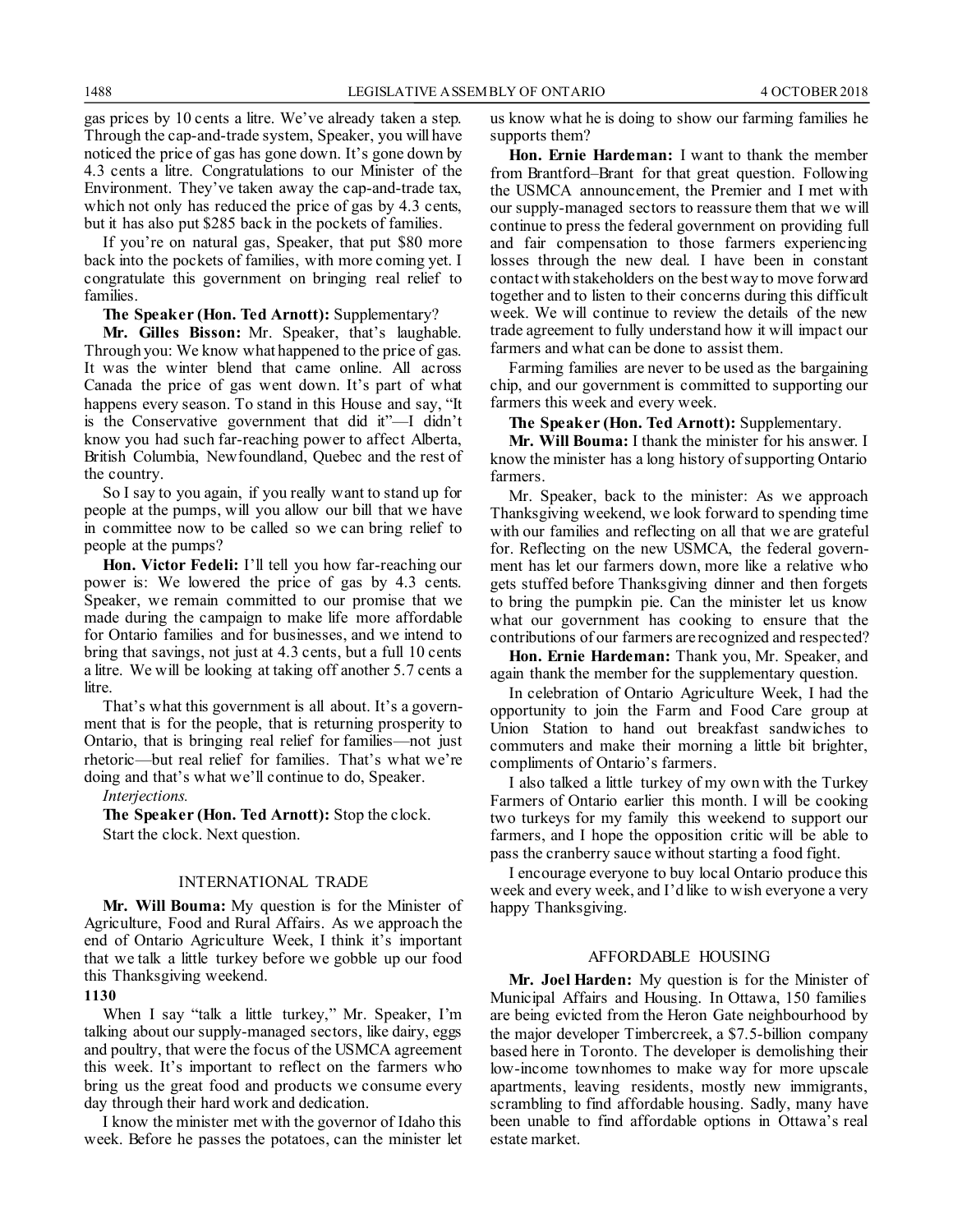gas prices by 10 cents a litre. We've already taken a step. Through the cap-and-trade system, Speaker, you will have noticed the price of gas has gone down. It's gone down by 4.3 cents a litre. Congratulations to our Minister of the Environment. They've taken away the cap-and-trade tax, which not only has reduced the price of gas by 4.3 cents, but it has also put $285 back in the pockets of families.

If you're on natural gas, Speaker, that put $80 more back into the pockets of families, with more coming yet. I congratulate this government on bringing real relief to families.

**The Speaker (Hon. Ted Arnott):** Supplementary?

**Mr. Gilles Bisson:** Mr. Speaker, that's laughable. Through you: We know what happened to the price of gas. It was the winter blend that came online. All across Canada the price of gas went down. It's part of what happens every season. To stand in this House and say, "It is the Conservative government that did it"—I didn't know you had such far-reaching power to affect Alberta, British Columbia, Newfoundland, Quebec and the rest of the country.

So I say to you again, if you really want to stand up for people at the pumps, will you allow our bill that we have in committee now to be called so we can bring relief to people at the pumps?

**Hon. Victor Fedeli:** I'll tell you how far-reaching our power is: We lowered the price of gas by 4.3 cents. Speaker, we remain committed to our promise that we made during the campaign to make life more affordable for Ontario families and for businesses, and we intend to bring that savings, not just at 4.3 cents, but a full 10 cents a litre. We will be looking at taking off another 5.7 cents a litre.

That's what this government is all about. It's a government that is for the people, that is returning prosperity to Ontario, that is bringing real relief for families—not just rhetoric—but real relief for families. That's what we're doing and that's what we'll continue to do, Speaker.

*Interjections.*

**The Speaker (Hon. Ted Arnott):** Stop the clock.

Start the clock. Next question.

## INTERNATIONAL TRADE

**Mr. Will Bouma:** My question is for the Minister of Agriculture, Food and Rural Affairs. As we approach the end of Ontario Agriculture Week, I think it's important that we talk a little turkey before we gobble up our food this Thanksgiving weekend.

**1130**

When I say "talk a little turkey," Mr. Speaker, I'm talking about our supply-managed sectors, like dairy, eggs and poultry, that were the focus of the USMCA agreement this week. It's important to reflect on the farmers who bring us the great food and products we consume every day through their hard work and dedication.

I know the minister met with the governor of Idaho this week. Before he passes the potatoes, can the minister let us know what he is doing to show our farming families he supports them?

**Hon. Ernie Hardeman:** I want to thank the member from Brantford–Brant for that great question. Following the USMCA announcement, the Premier and I met with our supply-managed sectors to reassure them that we will continue to press the federal government on providing full and fair compensation to those farmers experiencing losses through the new deal. I have been in constant contact with stakeholders on the best way to move forward together and to listen to their concerns during this difficult week. We will continue to review the details of the new trade agreement to fully understand how it will impact our farmers and what can be done to assist them.

Farming families are never to be used as the bargaining chip, and our government is committed to supporting our farmers this week and every week.

**The Speaker (Hon. Ted Arnott):** Supplementary.

**Mr. Will Bouma:** I thank the minister for his answer. I know the minister has a long history of supporting Ontario farmers.

Mr. Speaker, back to the minister: As we approach Thanksgiving weekend, we look forward to spending time with our families and reflecting on all that we are grateful for. Reflecting on the new USMCA, the federal government has let our farmers down, more like a relative who gets stuffed before Thanksgiving dinner and then forgets to bring the pumpkin pie. Can the minister let us know what our government has cooking to ensure that the contributions of our farmers are recognized and respected?

**Hon. Ernie Hardeman:** Thank you, Mr. Speaker, and again thank the member for the supplementary question.

In celebration of Ontario Agriculture Week, I had the opportunity to join the Farm and Food Care group at Union Station to hand out breakfast sandwiches to commuters and make their morning a little bit brighter, compliments of Ontario's farmers.

I also talked a little turkey of my own with the Turkey Farmers of Ontario earlier this month. I will be cooking two turkeys for my family this weekend to support our farmers, and I hope the opposition critic will be able to pass the cranberry sauce without starting a food fight.

I encourage everyone to buy local Ontario produce this week and every week, and I'd like to wish everyone a very happy Thanksgiving.

## AFFORDABLE HOUSING

**Mr. Joel Harden:** My question is for the Minister of Municipal Affairs and Housing. In Ottawa, 150 families are being evicted from the Heron Gate neighbourhood by the major developer Timbercreek, a $7.5-billion company based here in Toronto. The developer is demolishing their low-income townhomes to make way for more upscale apartments, leaving residents, mostly new immigrants, scrambling to find affordable housing. Sadly, many have been unable to find affordable options in Ottawa's real estate market.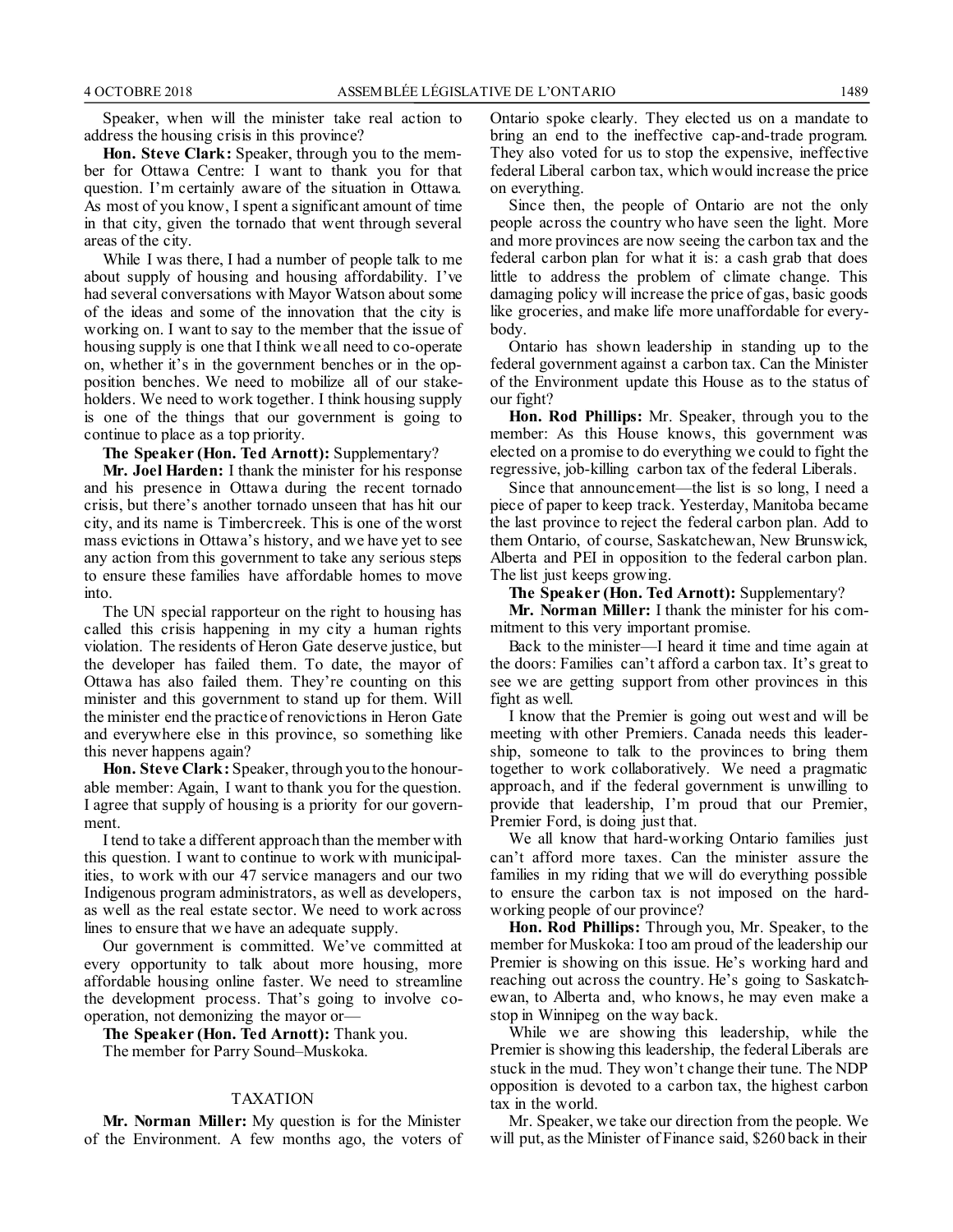Speaker, when will the minister take real action to address the housing crisis in this province?

**Hon. Steve Clark:** Speaker, through you to the member for Ottawa Centre: I want to thank you for that question. I'm certainly aware of the situation in Ottawa. As most of you know, I spent a significant amount of time in that city, given the tornado that went through several areas of the city.

While I was there, I had a number of people talk to me about supply of housing and housing affordability. I've had several conversations with Mayor Watson about some of the ideas and some of the innovation that the city is working on. I want to say to the member that the issue of housing supply is one that I think we all need to co-operate on, whether it's in the government benches or in the opposition benches. We need to mobilize all of our stakeholders. We need to work together. I think housing supply is one of the things that our government is going to continue to place as a top priority.

**The Speaker (Hon. Ted Arnott):** Supplementary?

**Mr. Joel Harden:** I thank the minister for his response and his presence in Ottawa during the recent tornado crisis, but there's another tornado unseen that has hit our city, and its name is Timbercreek. This is one of the worst mass evictions in Ottawa's history, and we have yet to see any action from this government to take any serious steps to ensure these families have affordable homes to move into.

The UN special rapporteur on the right to housing has called this crisis happening in my city a human rights violation. The residents of Heron Gate deserve justice, but the developer has failed them. To date, the mayor of Ottawa has also failed them. They're counting on this minister and this government to stand up for them. Will the minister end the practice of renovictions in Heron Gate and everywhere else in this province, so something like this never happens again?

**Hon. Steve Clark:** Speaker, through you to the honourable member: Again, I want to thank you for the question. I agree that supply of housing is a priority for our government.

I tend to take a different approach than the member with this question. I want to continue to work with municipalities, to work with our 47 service managers and our two Indigenous program administrators, as well as developers, as well as the real estate sector. We need to work across lines to ensure that we have an adequate supply.

Our government is committed. We've committed at every opportunity to talk about more housing, more affordable housing online faster. We need to streamline the development process. That's going to involve co-operation, not demonizing the mayor or—

**The Speaker (Hon. Ted Arnott):** Thank you.

The member for Parry Sound–Muskoka.

## TAXATION

**Mr. Norman Miller:** My question is for the Minister of the Environment. A few months ago, the voters of Ontario spoke clearly. They elected us on a mandate to bring an end to the ineffective cap-and-trade program. They also voted for us to stop the expensive, ineffective federal Liberal carbon tax, which would increase the price on everything.

Since then, the people of Ontario are not the only people across the country who have seen the light. More and more provinces are now seeing the carbon tax and the federal carbon plan for what it is: a cash grab that does little to address the problem of climate change. This damaging policy will increase the price of gas, basic goods like groceries, and make life more unaffordable for everybody.

Ontario has shown leadership in standing up to the federal government against a carbon tax. Can the Minister of the Environment update this House as to the status of our fight?

**Hon. Rod Phillips:** Mr. Speaker, through you to the member: As this House knows, this government was elected on a promise to do everything we could to fight the regressive, job-killing carbon tax of the federal Liberals.

Since that announcement—the list is so long, I need a piece of paper to keep track. Yesterday, Manitoba became the last province to reject the federal carbon plan. Add to them Ontario, of course, Saskatchewan, New Brunswick, Alberta and PEI in opposition to the federal carbon plan. The list just keeps growing.

**The Speaker (Hon. Ted Arnott):** Supplementary?

**Mr. Norman Miller:** I thank the minister for his commitment to this very important promise.

Back to the minister—I heard it time and time again at the doors: Families can't afford a carbon tax. It's great to see we are getting support from other provinces in this fight as well.

I know that the Premier is going out west and will be meeting with other Premiers. Canada needs this leadership, someone to talk to the provinces to bring them together to work collaboratively. We need a pragmatic approach, and if the federal government is unwilling to provide that leadership, I'm proud that our Premier, Premier Ford, is doing just that.

We all know that hard-working Ontario families just can't afford more taxes. Can the minister assure the families in my riding that we will do everything possible to ensure the carbon tax is not imposed on the hard-working people of our province?

**Hon. Rod Phillips:** Through you, Mr. Speaker, to the member for Muskoka: I too am proud of the leadership our Premier is showing on this issue. He's working hard and reaching out across the country. He's going to Saskatchewan, to Alberta and, who knows, he may even make a stop in Winnipeg on the way back.

While we are showing this leadership, while the Premier is showing this leadership, the federal Liberals are stuck in the mud. They won't change their tune. The NDP opposition is devoted to a carbon tax, the highest carbon tax in the world.

Mr. Speaker, we take our direction from the people. We will put, as the Minister of Finance said, $260 back in their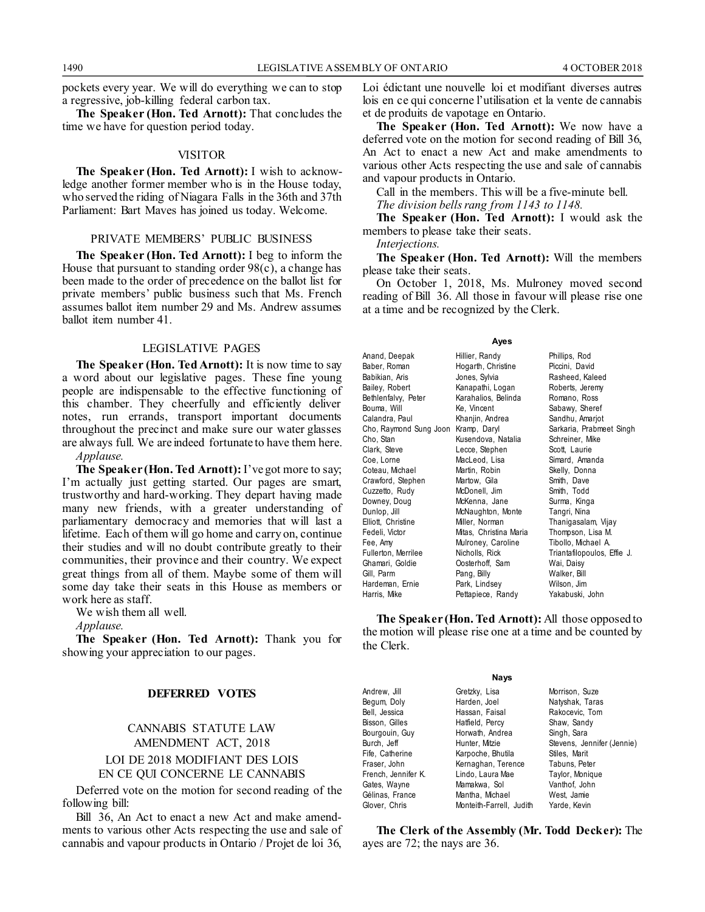pockets every year. We will do everything we can to stop a regressive, job-killing federal carbon tax.

**The Speaker (Hon. Ted Arnott):** That concludes the time we have for question period today.

## VISITOR

**The Speaker (Hon. Ted Arnott):** I wish to acknowledge another former member who is in the House today, who served the riding of Niagara Falls in the 36th and 37th Parliament: Bart Maves has joined us today. Welcome.

## PRIVATE MEMBERS' PUBLIC BUSINESS

**The Speaker (Hon. Ted Arnott):** I beg to inform the House that pursuant to standing order 98(c), a change has been made to the order of precedence on the ballot list for private members' public business such that Ms. French assumes ballot item number 29 and Ms. Andrew assumes ballot item number 41.

## LEGISLATIVE PAGES

**The Speaker (Hon. Ted Arnott):** It is now time to say a word about our legislative pages. These fine young people are indispensable to the effective functioning of this chamber. They cheerfully and efficiently deliver notes, run errands, transport important documents throughout the precinct and make sure our water glasses are always full. We are indeed fortunate to have them here.

*Applause.*

**The Speaker (Hon. Ted Arnott):** I've got more to say; I'm actually just getting started. Our pages are smart, trustworthy and hard-working. They depart having made many new friends, with a greater understanding of parliamentary democracy and memories that will last a lifetime. Each of them will go home and carry on, continue their studies and will no doubt contribute greatly to their communities, their province and their country. We expect great things from all of them. Maybe some of them will some day take their seats in this House as members or work here as staff.

We wish them all well.

*Applause.*

**The Speaker (Hon. Ted Arnott):** Thank you for showing your appreciation to our pages.

# DEFERRED VOTES

## CANNABIS STATUTE LAW AMENDMENT ACT, 2018

## LOI DE 2018 MODIFIANT DES LOIS EN CE QUI CONCERNE LE CANNABIS

Deferred vote on the motion for second reading of the following bill:

Bill 36, An Act to enact a new Act and make amendments to various other Acts respecting the use and sale of cannabis and vapour products in Ontario / Projet de loi 36, Loi édictant une nouvelle loi et modifiant diverses autres lois en ce qui concerne l'utilisation et la vente de cannabis et de produits de vapotage en Ontario.

**The Speaker (Hon. Ted Arnott):** We now have a deferred vote on the motion for second reading of Bill 36, An Act to enact a new Act and make amendments to various other Acts respecting the use and sale of cannabis and vapour products in Ontario.

Call in the members. This will be a five-minute bell.

*The division bells rang from 1143 to 1148.*

**The Speaker (Hon. Ted Arnott):** I would ask the members to please take their seats.

*Interjections.*

**The Speaker (Hon. Ted Arnott):** Will the members please take their seats.

On October 1, 2018, Ms. Mulroney moved second reading of Bill 36. All those in favour will please rise one at a time and be recognized by the Clerk.

**Ayes**

| | | |
|---|---|---|
| Anand, Deepak | Hillier, Randy | Phillips, Rod |
| Baber, Roman | Hogarth, Christine | Piccini, David |
| Babikian, Aris | Jones, Sylvia | Rasheed, Kaleed |
| Bailey, Robert | Kanapathi, Logan | Roberts, Jeremy |
| Bethlenfalvy, Peter | Karahalios, Belinda | Romano, Ross |
| Bouma, Will | Ke, Vincent | Sabawy, Sheref |
| Calandra, Paul | Khanjin, Andrea | Sandhu, Amarjot |
| Cho, Raymond Sung Joon | Kramp, Daryl | Sarkaria, Prabmeet Singh |
| Cho, Stan | Kusendova, Natalia | Schreiner, Mike |
| Clark, Steve | Lecce, Stephen | Scott, Laurie |
| Coe, Lorne | MacLeod, Lisa | Simard, Amanda |
| Coteau, Michael | Martin, Robin | Skelly, Donna |
| Crawford, Stephen | Martow, Gila | Smith, Dave |
| Cuzzetto, Rudy | McDonell, Jim | Smith, Todd |
| Downey, Doug | McKenna, Jane | Surma, Kinga |
| Dunlop, Jill | McNaughton, Monte | Tangri, Nina |
| Elliott, Christine | Miller, Norman | Thanigasalam, Vijay |
| Fedeli, Victor | Mitas, Christina Maria | Thompson, Lisa M. |
| Fee, Amy | Mulroney, Caroline | Tibollo, Michael A. |
| Fullerton, Merrilee | Nicholls, Rick | Triantafilopoulos, Effie J. |
| Ghamari, Goldie | Oosterhoff, Sam | Wai, Daisy |
| Gill, Parm | Pang, Billy | Walker, Bill |
| Hardeman, Ernie | Park, Lindsey | Wilson, Jim |
| Harris, Mike | Pettapiece, Randy | Yakabuski, John |

**The Speaker (Hon. Ted Arnott):** All those opposed to the motion will please rise one at a time and be counted by the Clerk.

**Nays**

| | | |
|---|---|---|
| Andrew, Jill | Gretzky, Lisa | Morrison, Suze |
| Begum, Doly | Harden, Joel | Natyshak, Taras |
| Bell, Jessica | Hassan, Faisal | Rakocevic, Tom |
| Bisson, Gilles | Hatfield, Percy | Shaw, Sandy |
| Bourgouin, Guy | Horwath, Andrea | Singh, Sara |
| Burch, Jeff | Hunter, Mitzie | Stevens, Jennifer (Jennie) |
| Fife, Catherine | Karpoche, Bhutila | Stiles, Marit |
| Fraser, John | Kernaghan, Terence | Tabuns, Peter |
| French, Jennifer K. | Lindo, Laura Mae | Taylor, Monique |
| Gates, Wayne | Mamakwa, Sol | Vanthof, John |
| Gélinas, France | Mantha, Michael | West, Jamie |
| Glover, Chris | Monteith-Farrell, Judith | Yarde, Kevin |

**The Clerk of the Assembly (Mr. Todd Decker):** The ayes are 72; the nays are 36.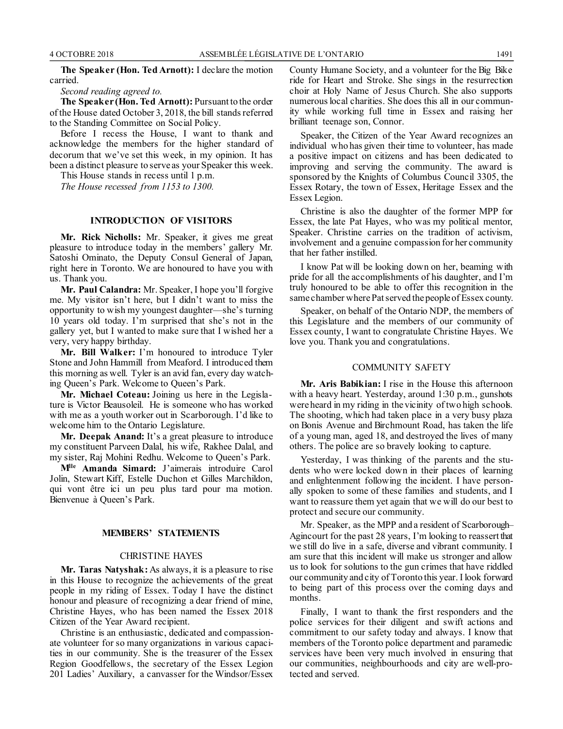**The Speaker (Hon. Ted Arnott):** I declare the motion carried.

*Second reading agreed to.*

**The Speaker (Hon. Ted Arnott):** Pursuant to the order of the House dated October 3, 2018, the bill stands referred to the Standing Committee on Social Policy.

Before I recess the House, I want to thank and acknowledge the members for the higher standard of decorum that we've set this week, in my opinion. It has been a distinct pleasure to serve as your Speaker this week.

This House stands in recess until 1 p.m.

*The House recessed from 1153 to 1300.*

## INTRODUCTION OF VISITORS

**Mr. Rick Nicholls:** Mr. Speaker, it gives me great pleasure to introduce today in the members' gallery Mr. Satoshi Ominato, the Deputy Consul General of Japan, right here in Toronto. We are honoured to have you with us. Thank you.

**Mr. Paul Calandra:** Mr. Speaker, I hope you'll forgive me. My visitor isn't here, but I didn't want to miss the opportunity to wish my youngest daughter—she's turning 10 years old today. I'm surprised that she's not in the gallery yet, but I wanted to make sure that I wished her a very, very happy birthday.

**Mr. Bill Walker:** I'm honoured to introduce Tyler Stone and John Hammill from Meaford. I introduced them this morning as well. Tyler is an avid fan, every day watching Queen's Park. Welcome to Queen's Park.

**Mr. Michael Coteau:** Joining us here in the Legislature is Victor Beausoleil. He is someone who has worked with me as a youth worker out in Scarborough. I'd like to welcome him to the Ontario Legislature.

**Mr. Deepak Anand:** It's a great pleasure to introduce my constituent Parveen Dalal, his wife, Rakhee Dalal, and my sister, Raj Mohini Redhu. Welcome to Queen's Park.

**Mlle Amanda Simard:** J'aimerais introduire Carol Jolin, Stewart Kiff, Estelle Duchon et Gilles Marchildon, qui vont être ici un peu plus tard pour ma motion. Bienvenue à Queen's Park.

## MEMBERS' STATEMENTS

### CHRISTINE HAYES

**Mr. Taras Natyshak:** As always, it is a pleasure to rise in this House to recognize the achievements of the great people in my riding of Essex. Today I have the distinct honour and pleasure of recognizing a dear friend of mine, Christine Hayes, who has been named the Essex 2018 Citizen of the Year Award recipient.

Christine is an enthusiastic, dedicated and compassionate volunteer for so many organizations in various capacities in our community. She is the treasurer of the Essex Region Goodfellows, the secretary of the Essex Legion 201 Ladies' Auxiliary, a canvasser for the Windsor/Essex County Humane Society, and a volunteer for the Big Bike ride for Heart and Stroke. She sings in the resurrection choir at Holy Name of Jesus Church. She also supports numerous local charities. She does this all in our community while working full time in Essex and raising her brilliant teenage son, Connor.

Speaker, the Citizen of the Year Award recognizes an individual who has given their time to volunteer, has made a positive impact on citizens and has been dedicated to improving and serving the community. The award is sponsored by the Knights of Columbus Council 3305, the Essex Rotary, the town of Essex, Heritage Essex and the Essex Legion.

Christine is also the daughter of the former MPP for Essex, the late Pat Hayes, who was my political mentor, Speaker. Christine carries on the tradition of activism, involvement and a genuine compassion for her community that her father instilled.

I know Pat will be looking down on her, beaming with pride for all the accomplishments of his daughter, and I'm truly honoured to be able to offer this recognition in the same chamber where Pat served the people of Essex county.

Speaker, on behalf of the Ontario NDP, the members of this Legislature and the members of our community of Essex county, I want to congratulate Christine Hayes. We love you. Thank you and congratulations.

### COMMUNITY SAFETY

**Mr. Aris Babikian:** I rise in the House this afternoon with a heavy heart. Yesterday, around 1:30 p.m., gunshots were heard in my riding in the vicinity of two high schools. The shooting, which had taken place in a very busy plaza on Bonis Avenue and Birchmount Road, has taken the life of a young man, aged 18, and destroyed the lives of many others. The police are so bravely looking to capture.

Yesterday, I was thinking of the parents and the students who were locked down in their places of learning and enlightenment following the incident. I have personally spoken to some of these families and students, and I want to reassure them yet again that we will do our best to protect and secure our community.

Mr. Speaker, as the MPP and a resident of Scarborough–Agincourt for the past 28 years, I'm looking to reassert that we still do live in a safe, diverse and vibrant community. I am sure that this incident will make us stronger and allow us to look for solutions to the gun crimes that have riddled our community and city of Toronto this year. I look forward to being part of this process over the coming days and months.

Finally, I want to thank the first responders and the police services for their diligent and swift actions and commitment to our safety today and always. I know that members of the Toronto police department and paramedic services have been very much involved in ensuring that our communities, neighbourhoods and city are well-protected and served.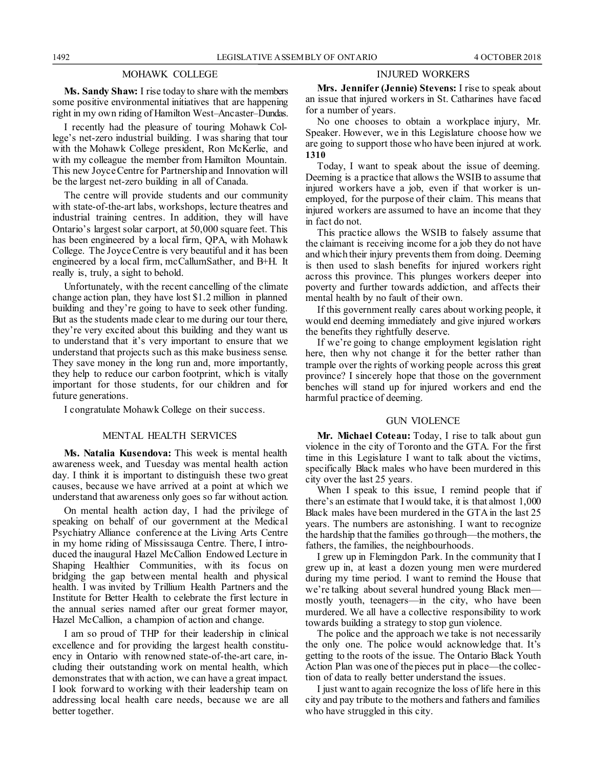## MOHAWK COLLEGE

**Ms. Sandy Shaw:** I rise today to share with the members some positive environmental initiatives that are happening right in my own riding of Hamilton West–Ancaster–Dundas.

I recently had the pleasure of touring Mohawk College's net-zero industrial building. I was sharing that tour with the Mohawk College president, Ron McKerlie, and with my colleague the member from Hamilton Mountain. This new Joyce Centre for Partnership and Innovation will be the largest net-zero building in all of Canada.

The centre will provide students and our community with state-of-the-art labs, workshops, lecture theatres and industrial training centres. In addition, they will have Ontario's largest solar carport, at 50,000 square feet. This has been engineered by a local firm, QPA, with Mohawk College. The Joyce Centre is very beautiful and it has been engineered by a local firm, mcCallumSather, and B+H. It really is, truly, a sight to behold.

Unfortunately, with the recent cancelling of the climate change action plan, they have lost $1.2 million in planned building and they're going to have to seek other funding. But as the students made clear to me during our tour there, they're very excited about this building and they want us to understand that it's very important to ensure that we understand that projects such as this make business sense. They save money in the long run and, more importantly, they help to reduce our carbon footprint, which is vitally important for those students, for our children and for future generations.

I congratulate Mohawk College on their success.

## MENTAL HEALTH SERVICES

**Ms. Natalia Kusendova:** This week is mental health awareness week, and Tuesday was mental health action day. I think it is important to distinguish these two great causes, because we have arrived at a point at which we understand that awareness only goes so far without action.

On mental health action day, I had the privilege of speaking on behalf of our government at the Medical Psychiatry Alliance conference at the Living Arts Centre in my home riding of Mississauga Centre. There, I introduced the inaugural Hazel McCallion Endowed Lecture in Shaping Healthier Communities, with its focus on bridging the gap between mental health and physical health. I was invited by Trillium Health Partners and the Institute for Better Health to celebrate the first lecture in the annual series named after our great former mayor, Hazel McCallion, a champion of action and change.

I am so proud of THP for their leadership in clinical excellence and for providing the largest health constituency in Ontario with renowned state-of-the-art care, including their outstanding work on mental health, which demonstrates that with action, we can have a great impact. I look forward to working with their leadership team on addressing local health care needs, because we are all better together.

## INJURED WORKERS

**Mrs. Jennifer (Jennie) Stevens:** I rise to speak about an issue that injured workers in St. Catharines have faced for a number of years.

No one chooses to obtain a workplace injury, Mr. Speaker. However, we in this Legislature choose how we are going to support those who have been injured at work.

**1310**

Today, I want to speak about the issue of deeming. Deeming is a practice that allows the WSIB to assume that injured workers have a job, even if that worker is unemployed, for the purpose of their claim. This means that injured workers are assumed to have an income that they in fact do not.

This practice allows the WSIB to falsely assume that the claimant is receiving income for a job they do not have and which their injury prevents them from doing. Deeming is then used to slash benefits for injured workers right across this province. This plunges workers deeper into poverty and further towards addiction, and affects their mental health by no fault of their own.

If this government really cares about working people, it would end deeming immediately and give injured workers the benefits they rightfully deserve.

If we're going to change employment legislation right here, then why not change it for the better rather than trample over the rights of working people across this great province? I sincerely hope that those on the government benches will stand up for injured workers and end the harmful practice of deeming.

## GUN VIOLENCE

**Mr. Michael Coteau:** Today, I rise to talk about gun violence in the city of Toronto and the GTA. For the first time in this Legislature I want to talk about the victims, specifically Black males who have been murdered in this city over the last 25 years.

When I speak to this issue, I remind people that if there's an estimate that I would take, it is that almost 1,000 Black males have been murdered in the GTA in the last 25 years. The numbers are astonishing. I want to recognize the hardship that the families go through—the mothers, the fathers, the families, the neighbourhoods.

I grew up in Flemingdon Park. In the community that I grew up in, at least a dozen young men were murdered during my time period. I want to remind the House that we're talking about several hundred young Black men—mostly youth, teenagers—in the city, who have been murdered. We all have a collective responsibility to work towards building a strategy to stop gun violence.

The police and the approach we take is not necessarily the only one. The police would acknowledge that. It's getting to the roots of the issue. The Ontario Black Youth Action Plan was one of the pieces put in place—the collection of data to really better understand the issues.

I just want to again recognize the loss of life here in this city and pay tribute to the mothers and fathers and families who have struggled in this city.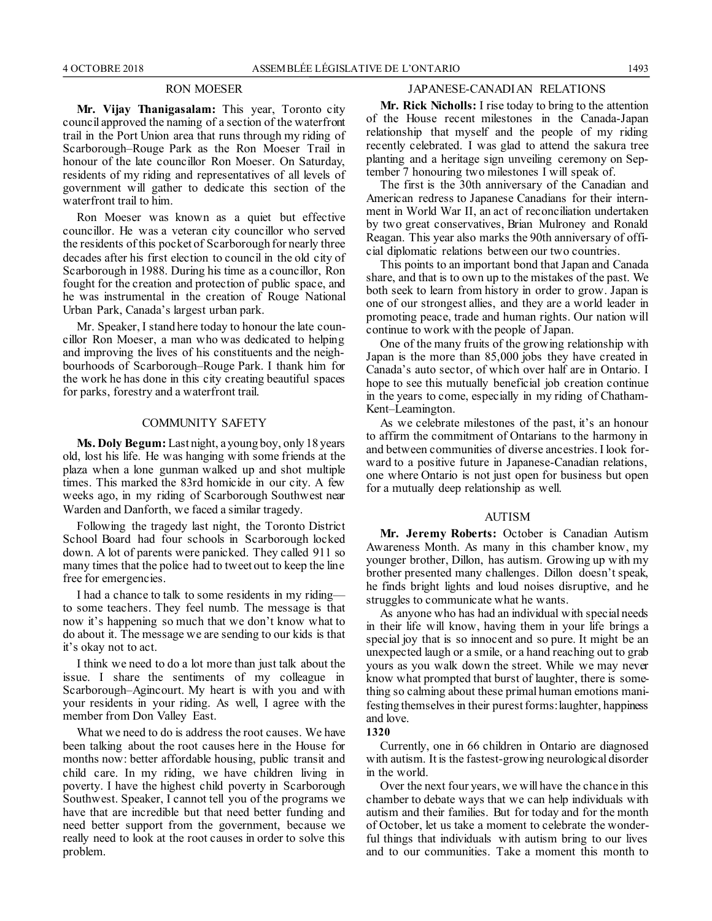## RON MOESER

**Mr. Vijay Thanigasalam:** This year, Toronto city council approved the naming of a section of the waterfront trail in the Port Union area that runs through my riding of Scarborough–Rouge Park as the Ron Moeser Trail in honour of the late councillor Ron Moeser. On Saturday, residents of my riding and representatives of all levels of government will gather to dedicate this section of the waterfront trail to him.

Ron Moeser was known as a quiet but effective councillor. He was a veteran city councillor who served the residents of this pocket of Scarborough for nearly three decades after his first election to council in the old city of Scarborough in 1988. During his time as a councillor, Ron fought for the creation and protection of public space, and he was instrumental in the creation of Rouge National Urban Park, Canada's largest urban park.

Mr. Speaker, I stand here today to honour the late councillor Ron Moeser, a man who was dedicated to helping and improving the lives of his constituents and the neighbourhoods of Scarborough–Rouge Park. I thank him for the work he has done in this city creating beautiful spaces for parks, forestry and a waterfront trail.

## COMMUNITY SAFETY

**Ms. Doly Begum:** Last night, a young boy, only 18 years old, lost his life. He was hanging with some friends at the plaza when a lone gunman walked up and shot multiple times. This marked the 83rd homicide in our city. A few weeks ago, in my riding of Scarborough Southwest near Warden and Danforth, we faced a similar tragedy.

Following the tragedy last night, the Toronto District School Board had four schools in Scarborough locked down. A lot of parents were panicked. They called 911 so many times that the police had to tweet out to keep the line free for emergencies.

I had a chance to talk to some residents in my riding—to some teachers. They feel numb. The message is that now it's happening so much that we don't know what to do about it. The message we are sending to our kids is that it's okay not to act.

I think we need to do a lot more than just talk about the issue. I share the sentiments of my colleague in Scarborough–Agincourt. My heart is with you and with your residents in your riding. As well, I agree with the member from Don Valley East.

What we need to do is address the root causes. We have been talking about the root causes here in the House for months now: better affordable housing, public transit and child care. In my riding, we have children living in poverty. I have the highest child poverty in Scarborough Southwest. Speaker, I cannot tell you of the programs we have that are incredible but that need better funding and need better support from the government, because we really need to look at the root causes in order to solve this problem.

## JAPANESE-CANADIAN RELATIONS

**Mr. Rick Nicholls:** I rise today to bring to the attention of the House recent milestones in the Canada-Japan relationship that myself and the people of my riding recently celebrated. I was glad to attend the sakura tree planting and a heritage sign unveiling ceremony on September 7 honouring two milestones I will speak of.

The first is the 30th anniversary of the Canadian and American redress to Japanese Canadians for their internment in World War II, an act of reconciliation undertaken by two great conservatives, Brian Mulroney and Ronald Reagan. This year also marks the 90th anniversary of official diplomatic relations between our two countries.

This points to an important bond that Japan and Canada share, and that is to own up to the mistakes of the past. We both seek to learn from history in order to grow. Japan is one of our strongest allies, and they are a world leader in promoting peace, trade and human rights. Our nation will continue to work with the people of Japan.

One of the many fruits of the growing relationship with Japan is the more than 85,000 jobs they have created in Canada's auto sector, of which over half are in Ontario. I hope to see this mutually beneficial job creation continue in the years to come, especially in my riding of Chatham-Kent–Leamington.

As we celebrate milestones of the past, it's an honour to affirm the commitment of Ontarians to the harmony in and between communities of diverse ancestries. I look forward to a positive future in Japanese-Canadian relations, one where Ontario is not just open for business but open for a mutually deep relationship as well.

## AUTISM

**Mr. Jeremy Roberts:** October is Canadian Autism Awareness Month. As many in this chamber know, my younger brother, Dillon, has autism. Growing up with my brother presented many challenges. Dillon doesn't speak, he finds bright lights and loud noises disruptive, and he struggles to communicate what he wants.

As anyone who has had an individual with special needs in their life will know, having them in your life brings a special joy that is so innocent and so pure. It might be an unexpected laugh or a smile, or a hand reaching out to grab yours as you walk down the street. While we may never know what prompted that burst of laughter, there is something so calming about these primal human emotions manifesting themselves in their purest forms: laughter, happiness and love.

**1320**

Currently, one in 66 children in Ontario are diagnosed with autism. It is the fastest-growing neurological disorder in the world.

Over the next four years, we will have the chance in this chamber to debate ways that we can help individuals with autism and their families. But for today and for the month of October, let us take a moment to celebrate the wonderful things that individuals with autism bring to our lives and to our communities. Take a moment this month to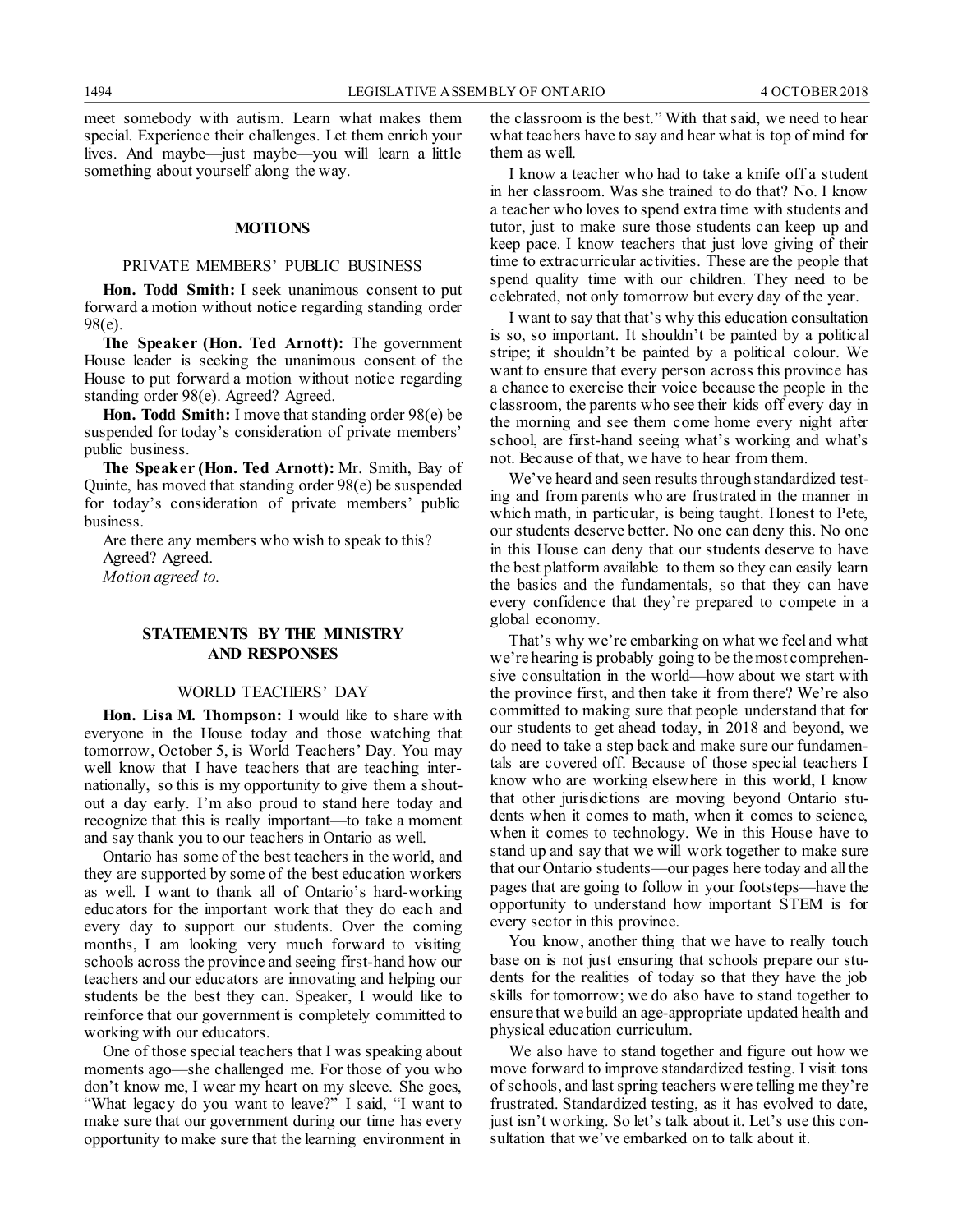meet somebody with autism. Learn what makes them special. Experience their challenges. Let them enrich your lives. And maybe—just maybe—you will learn a little something about yourself along the way.

## MOTIONS

### PRIVATE MEMBERS' PUBLIC BUSINESS

**Hon. Todd Smith:** I seek unanimous consent to put forward a motion without notice regarding standing order 98(e).

**The Speaker (Hon. Ted Arnott):** The government House leader is seeking the unanimous consent of the House to put forward a motion without notice regarding standing order 98(e). Agreed? Agreed.

**Hon. Todd Smith:** I move that standing order 98(e) be suspended for today's consideration of private members' public business.

**The Speaker (Hon. Ted Arnott):** Mr. Smith, Bay of Quinte, has moved that standing order 98(e) be suspended for today's consideration of private members' public business.

Are there any members who wish to speak to this? Agreed? Agreed.

*Motion agreed to.*

## STATEMENTS BY THE MINISTRY AND RESPONSES

### WORLD TEACHERS' DAY

**Hon. Lisa M. Thompson:** I would like to share with everyone in the House today and those watching that tomorrow, October 5, is World Teachers' Day. You may well know that I have teachers that are teaching internationally, so this is my opportunity to give them a shout-out a day early. I'm also proud to stand here today and recognize that this is really important—to take a moment and say thank you to our teachers in Ontario as well.

Ontario has some of the best teachers in the world, and they are supported by some of the best education workers as well. I want to thank all of Ontario's hard-working educators for the important work that they do each and every day to support our students. Over the coming months, I am looking very much forward to visiting schools across the province and seeing first-hand how our teachers and our educators are innovating and helping our students be the best they can. Speaker, I would like to reinforce that our government is completely committed to working with our educators.

One of those special teachers that I was speaking about moments ago—she challenged me. For those of you who don't know me, I wear my heart on my sleeve. She goes, "What legacy do you want to leave?" I said, "I want to make sure that our government during our time has every opportunity to make sure that the learning environment in the classroom is the best." With that said, we need to hear what teachers have to say and hear what is top of mind for them as well.

I know a teacher who had to take a knife off a student in her classroom. Was she trained to do that? No. I know a teacher who loves to spend extra time with students and tutor, just to make sure those students can keep up and keep pace. I know teachers that just love giving of their time to extracurricular activities. These are the people that spend quality time with our children. They need to be celebrated, not only tomorrow but every day of the year.

I want to say that that's why this education consultation is so, so important. It shouldn't be painted by a political stripe; it shouldn't be painted by a political colour. We want to ensure that every person across this province has a chance to exercise their voice because the people in the classroom, the parents who see their kids off every day in the morning and see them come home every night after school, are first-hand seeing what's working and what's not. Because of that, we have to hear from them.

We've heard and seen results through standardized testing and from parents who are frustrated in the manner in which math, in particular, is being taught. Honest to Pete, our students deserve better. No one can deny this. No one in this House can deny that our students deserve to have the best platform available to them so they can easily learn the basics and the fundamentals, so that they can have every confidence that they're prepared to compete in a global economy.

That's why we're embarking on what we feel and what we're hearing is probably going to be the most comprehensive consultation in the world—how about we start with the province first, and then take it from there? We're also committed to making sure that people understand that for our students to get ahead today, in 2018 and beyond, we do need to take a step back and make sure our fundamentals are covered off. Because of those special teachers I know who are working elsewhere in this world, I know that other jurisdictions are moving beyond Ontario students when it comes to math, when it comes to science, when it comes to technology. We in this House have to stand up and say that we will work together to make sure that our Ontario students—our pages here today and all the pages that are going to follow in your footsteps—have the opportunity to understand how important STEM is for every sector in this province.

You know, another thing that we have to really touch base on is not just ensuring that schools prepare our students for the realities of today so that they have the job skills for tomorrow; we do also have to stand together to ensure that we build an age-appropriate updated health and physical education curriculum.

We also have to stand together and figure out how we move forward to improve standardized testing. I visit tons of schools, and last spring teachers were telling me they're frustrated. Standardized testing, as it has evolved to date, just isn't working. So let's talk about it. Let's use this consultation that we've embarked on to talk about it.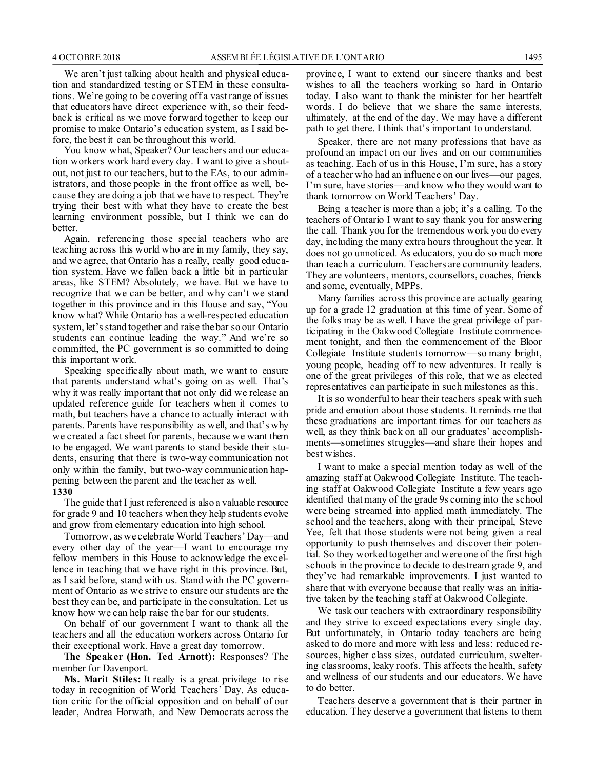We aren't just talking about health and physical education and standardized testing or STEM in these consultations. We're going to be covering off a vast range of issues that educators have direct experience with, so their feedback is critical as we move forward together to keep our promise to make Ontario's education system, as I said before, the best it can be throughout this world.

You know what, Speaker? Our teachers and our education workers work hard every day. I want to give a shout-out, not just to our teachers, but to the EAs, to our administrators, and those people in the front office as well, because they are doing a job that we have to respect. They're trying their best with what they have to create the best learning environment possible, but I think we can do better.

Again, referencing those special teachers who are teaching across this world who are in my family, they say, and we agree, that Ontario has a really, really good education system. Have we fallen back a little bit in particular areas, like STEM? Absolutely, we have. But we have to recognize that we can be better, and why can't we stand together in this province and in this House and say, "You know what? While Ontario has a well-respected education system, let's stand together and raise the bar so our Ontario students can continue leading the way." And we're so committed, the PC government is so committed to doing this important work.

Speaking specifically about math, we want to ensure that parents understand what's going on as well. That's why it was really important that not only did we release an updated reference guide for teachers when it comes to math, but teachers have a chance to actually interact with parents. Parents have responsibility as well, and that's why we created a fact sheet for parents, because we want them to be engaged. We want parents to stand beside their students, ensuring that there is two-way communication not only within the family, but two-way communication happening between the parent and the teacher as well.

**1330**

The guide that I just referenced is also a valuable resource for grade 9 and 10 teachers when they help students evolve and grow from elementary education into high school.

Tomorrow, as we celebrate World Teachers' Day—and every other day of the year—I want to encourage my fellow members in this House to acknowledge the excellence in teaching that we have right in this province. But, as I said before, stand with us. Stand with the PC government of Ontario as we strive to ensure our students are the best they can be, and participate in the consultation. Let us know how we can help raise the bar for our students.

On behalf of our government I want to thank all the teachers and all the education workers across Ontario for their exceptional work. Have a great day tomorrow.

**The Speaker (Hon. Ted Arnott):** Responses? The member for Davenport.

**Ms. Marit Stiles:** It really is a great privilege to rise today in recognition of World Teachers' Day. As education critic for the official opposition and on behalf of our leader, Andrea Horwath, and New Democrats across the province, I want to extend our sincere thanks and best wishes to all the teachers working so hard in Ontario today. I also want to thank the minister for her heartfelt words. I do believe that we share the same interests, ultimately, at the end of the day. We may have a different path to get there. I think that's important to understand.

Speaker, there are not many professions that have as profound an impact on our lives and on our communities as teaching. Each of us in this House, I'm sure, has a story of a teacher who had an influence on our lives—our pages, I'm sure, have stories—and know who they would want to thank tomorrow on World Teachers' Day.

Being a teacher is more than a job; it's a calling. To the teachers of Ontario I want to say thank you for answering the call. Thank you for the tremendous work you do every day, including the many extra hours throughout the year. It does not go unnoticed. As educators, you do so much more than teach a curriculum. Teachers are community leaders. They are volunteers, mentors, counsellors, coaches, friends and some, eventually, MPPs.

Many families across this province are actually gearing up for a grade 12 graduation at this time of year. Some of the folks may be as well. I have the great privilege of participating in the Oakwood Collegiate Institute commencement tonight, and then the commencement of the Bloor Collegiate Institute students tomorrow—so many bright, young people, heading off to new adventures. It really is one of the great privileges of this role, that we as elected representatives can participate in such milestones as this.

It is so wonderful to hear their teachers speak with such pride and emotion about those students. It reminds me that these graduations are important times for our teachers as well, as they think back on all our graduates' accomplishments—sometimes struggles—and share their hopes and best wishes.

I want to make a special mention today as well of the amazing staff at Oakwood Collegiate Institute. The teaching staff at Oakwood Collegiate Institute a few years ago identified that many of the grade 9s coming into the school were being streamed into applied math immediately. The school and the teachers, along with their principal, Steve Yee, felt that those students were not being given a real opportunity to push themselves and discover their potential. So they worked together and were one of the first high schools in the province to decide to destream grade 9, and they've had remarkable improvements. I just wanted to share that with everyone because that really was an initiative taken by the teaching staff at Oakwood Collegiate.

We task our teachers with extraordinary responsibility and they strive to exceed expectations every single day. But unfortunately, in Ontario today teachers are being asked to do more and more with less and less: reduced resources, higher class sizes, outdated curriculum, sweltering classrooms, leaky roofs. This affects the health, safety and wellness of our students and our educators. We have to do better.

Teachers deserve a government that is their partner in education. They deserve a government that listens to them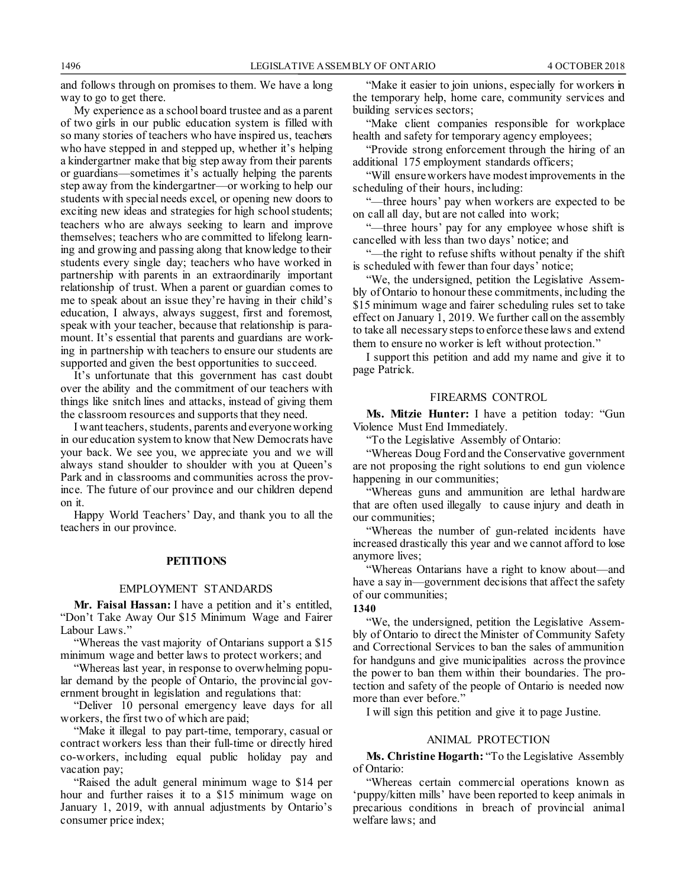and follows through on promises to them. We have a long way to go to get there.

My experience as a school board trustee and as a parent of two girls in our public education system is filled with so many stories of teachers who have inspired us, teachers who have stepped in and stepped up, whether it's helping a kindergartner make that big step away from their parents or guardians—sometimes it's actually helping the parents step away from the kindergartner—or working to help our students with special needs excel, or opening new doors to exciting new ideas and strategies for high school students; teachers who are always seeking to learn and improve themselves; teachers who are committed to lifelong learning and growing and passing along that knowledge to their students every single day; teachers who have worked in partnership with parents in an extraordinarily important relationship of trust. When a parent or guardian comes to me to speak about an issue they're having in their child's education, I always, always suggest, first and foremost, speak with your teacher, because that relationship is paramount. It's essential that parents and guardians are working in partnership with teachers to ensure our students are supported and given the best opportunities to succeed.

It's unfortunate that this government has cast doubt over the ability and the commitment of our teachers with things like snitch lines and attacks, instead of giving them the classroom resources and supports that they need.

I want teachers, students, parents and everyone working in our education system to know that New Democrats have your back. We see you, we appreciate you and we will always stand shoulder to shoulder with you at Queen's Park and in classrooms and communities across the province. The future of our province and our children depend on it.

Happy World Teachers' Day, and thank you to all the teachers in our province.

## PETITIONS

### EMPLOYMENT STANDARDS

**Mr. Faisal Hassan:** I have a petition and it's entitled, "Don't Take Away Our $15 Minimum Wage and Fairer Labour Laws."

"Whereas the vast majority of Ontarians support a $15 minimum wage and better laws to protect workers; and

"Whereas last year, in response to overwhelming popular demand by the people of Ontario, the provincial government brought in legislation and regulations that:

"Deliver 10 personal emergency leave days for all workers, the first two of which are paid;

"Make it illegal to pay part-time, temporary, casual or contract workers less than their full-time or directly hired co-workers, including equal public holiday pay and vacation pay;

"Raised the adult general minimum wage to $14 per hour and further raises it to a $15 minimum wage on January 1, 2019, with annual adjustments by Ontario's consumer price index;

"Make it easier to join unions, especially for workers in the temporary help, home care, community services and building services sectors;

"Make client companies responsible for workplace health and safety for temporary agency employees;

"Provide strong enforcement through the hiring of an additional 175 employment standards officers;

"Will ensure workers have modest improvements in the scheduling of their hours, including:

"—three hours' pay when workers are expected to be on call all day, but are not called into work;

"—three hours' pay for any employee whose shift is cancelled with less than two days' notice; and

"—the right to refuse shifts without penalty if the shift is scheduled with fewer than four days' notice;

"We, the undersigned, petition the Legislative Assembly of Ontario to honour these commitments, including the $15 minimum wage and fairer scheduling rules set to take effect on January 1, 2019. We further call on the assembly to take all necessary steps to enforce these laws and extend them to ensure no worker is left without protection."

I support this petition and add my name and give it to page Patrick.

### FIREARMS CONTROL

**Ms. Mitzie Hunter:** I have a petition today: "Gun Violence Must End Immediately.

"To the Legislative Assembly of Ontario:

"Whereas Doug Ford and the Conservative government are not proposing the right solutions to end gun violence happening in our communities;

"Whereas guns and ammunition are lethal hardware that are often used illegally to cause injury and death in our communities;

"Whereas the number of gun-related incidents have increased drastically this year and we cannot afford to lose anymore lives;

"Whereas Ontarians have a right to know about—and have a say in—government decisions that affect the safety of our communities;

**1340**

"We, the undersigned, petition the Legislative Assembly of Ontario to direct the Minister of Community Safety and Correctional Services to ban the sales of ammunition for handguns and give municipalities across the province the power to ban them within their boundaries. The protection and safety of the people of Ontario is needed now more than ever before."

I will sign this petition and give it to page Justine.

### ANIMAL PROTECTION

**Ms. Christine Hogarth:** "To the Legislative Assembly of Ontario:

"Whereas certain commercial operations known as 'puppy/kitten mills' have been reported to keep animals in precarious conditions in breach of provincial animal welfare laws; and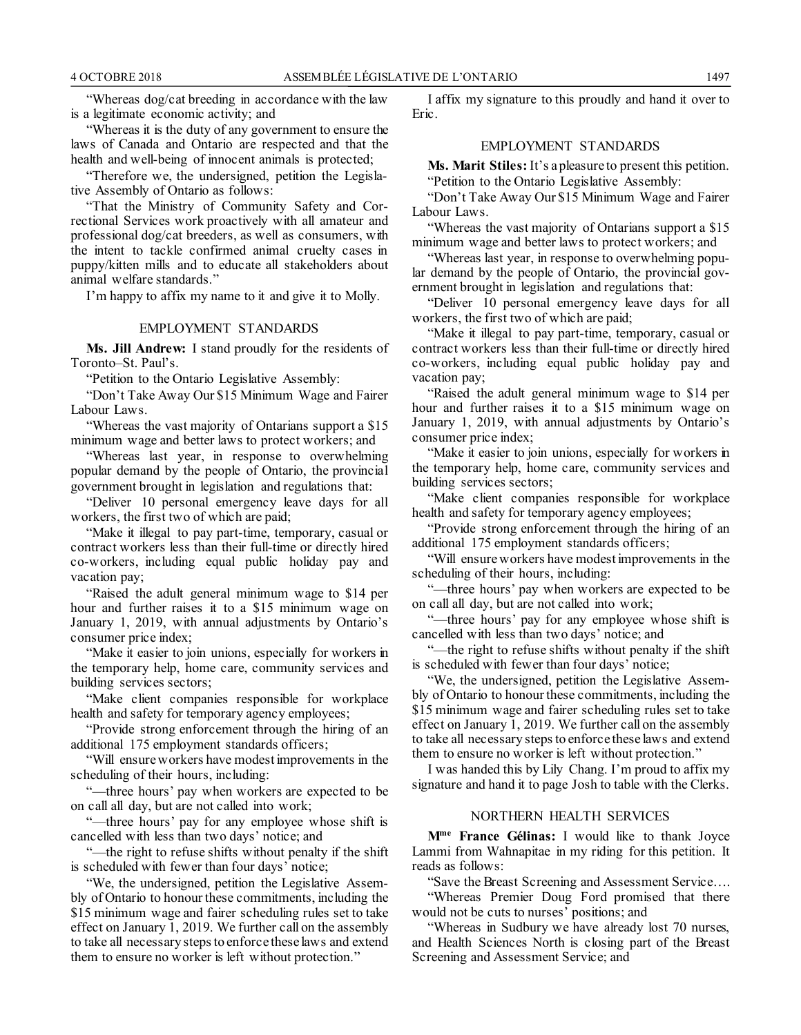"Whereas dog/cat breeding in accordance with the law is a legitimate economic activity; and

"Whereas it is the duty of any government to ensure the laws of Canada and Ontario are respected and that the health and well-being of innocent animals is protected;

"Therefore we, the undersigned, petition the Legislative Assembly of Ontario as follows:

"That the Ministry of Community Safety and Correctional Services work proactively with all amateur and professional dog/cat breeders, as well as consumers, with the intent to tackle confirmed animal cruelty cases in puppy/kitten mills and to educate all stakeholders about animal welfare standards."

I'm happy to affix my name to it and give it to Molly.

## EMPLOYMENT STANDARDS

**Ms. Jill Andrew:** I stand proudly for the residents of Toronto–St. Paul's.

"Petition to the Ontario Legislative Assembly:

"Don't Take Away Our $15 Minimum Wage and Fairer Labour Laws.

"Whereas the vast majority of Ontarians support a $15 minimum wage and better laws to protect workers; and

"Whereas last year, in response to overwhelming popular demand by the people of Ontario, the provincial government brought in legislation and regulations that:

"Deliver 10 personal emergency leave days for all workers, the first two of which are paid;

"Make it illegal to pay part-time, temporary, casual or contract workers less than their full-time or directly hired co-workers, including equal public holiday pay and vacation pay;

"Raised the adult general minimum wage to $14 per hour and further raises it to a $15 minimum wage on January 1, 2019, with annual adjustments by Ontario's consumer price index;

"Make it easier to join unions, especially for workers in the temporary help, home care, community services and building services sectors;

"Make client companies responsible for workplace health and safety for temporary agency employees;

"Provide strong enforcement through the hiring of an additional 175 employment standards officers;

"Will ensure workers have modest improvements in the scheduling of their hours, including:

"—three hours' pay when workers are expected to be on call all day, but are not called into work;

"—three hours' pay for any employee whose shift is cancelled with less than two days' notice; and

"—the right to refuse shifts without penalty if the shift is scheduled with fewer than four days' notice;

"We, the undersigned, petition the Legislative Assembly of Ontario to honour these commitments, including the $15 minimum wage and fairer scheduling rules set to take effect on January 1, 2019. We further call on the assembly to take all necessary steps to enforce these laws and extend them to ensure no worker is left without protection."

I affix my signature to this proudly and hand it over to Eric.

## EMPLOYMENT STANDARDS

**Ms. Marit Stiles:** It's a pleasure to present this petition.

"Petition to the Ontario Legislative Assembly:

"Don't Take Away Our $15 Minimum Wage and Fairer Labour Laws.

"Whereas the vast majority of Ontarians support a $15 minimum wage and better laws to protect workers; and

"Whereas last year, in response to overwhelming popular demand by the people of Ontario, the provincial government brought in legislation and regulations that:

"Deliver 10 personal emergency leave days for all workers, the first two of which are paid;

"Make it illegal to pay part-time, temporary, casual or contract workers less than their full-time or directly hired co-workers, including equal public holiday pay and vacation pay;

"Raised the adult general minimum wage to $14 per hour and further raises it to a $15 minimum wage on January 1, 2019, with annual adjustments by Ontario's consumer price index;

"Make it easier to join unions, especially for workers in the temporary help, home care, community services and building services sectors;

"Make client companies responsible for workplace health and safety for temporary agency employees;

"Provide strong enforcement through the hiring of an additional 175 employment standards officers;

"Will ensure workers have modest improvements in the scheduling of their hours, including:

"—three hours' pay when workers are expected to be on call all day, but are not called into work;

"—three hours' pay for any employee whose shift is cancelled with less than two days' notice; and

"—the right to refuse shifts without penalty if the shift is scheduled with fewer than four days' notice;

"We, the undersigned, petition the Legislative Assembly of Ontario to honour these commitments, including the $15 minimum wage and fairer scheduling rules set to take effect on January 1, 2019. We further call on the assembly to take all necessary steps to enforce these laws and extend them to ensure no worker is left without protection."

I was handed this by Lily Chang. I'm proud to affix my signature and hand it to page Josh to table with the Clerks.

## NORTHERN HEALTH SERVICES

**Mme France Gélinas:** I would like to thank Joyce Lammi from Wahnapitae in my riding for this petition. It reads as follows:

"Save the Breast Screening and Assessment Service….

"Whereas Premier Doug Ford promised that there would not be cuts to nurses' positions; and

"Whereas in Sudbury we have already lost 70 nurses, and Health Sciences North is closing part of the Breast Screening and Assessment Service; and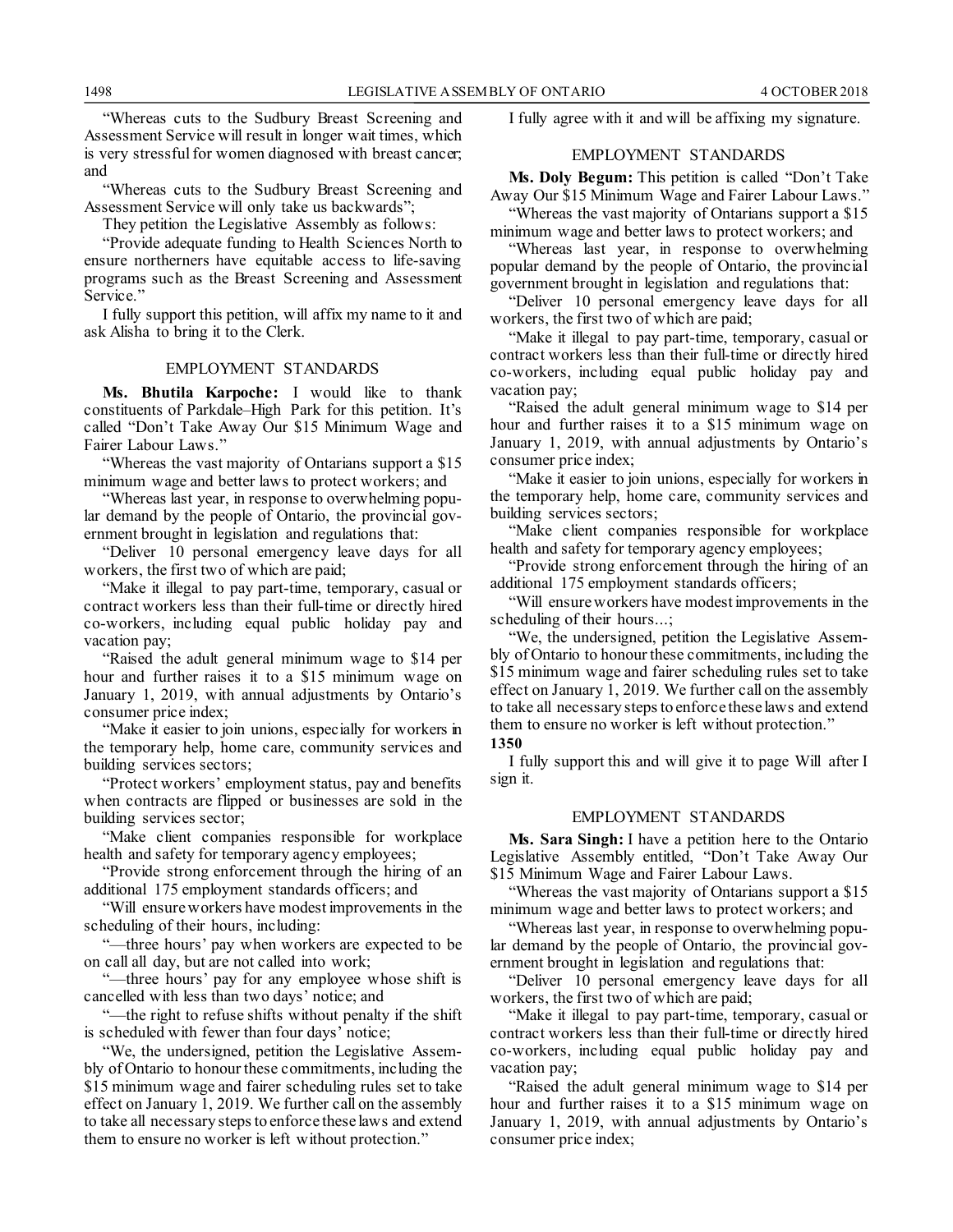"Whereas cuts to the Sudbury Breast Screening and Assessment Service will result in longer wait times, which is very stressful for women diagnosed with breast cancer; and

"Whereas cuts to the Sudbury Breast Screening and Assessment Service will only take us backwards";

They petition the Legislative Assembly as follows:

"Provide adequate funding to Health Sciences North to ensure northerners have equitable access to life-saving programs such as the Breast Screening and Assessment Service."

I fully support this petition, will affix my name to it and ask Alisha to bring it to the Clerk.

## EMPLOYMENT STANDARDS

**Ms. Bhutila Karpoche:** I would like to thank constituents of Parkdale–High Park for this petition. It's called "Don't Take Away Our $15 Minimum Wage and Fairer Labour Laws."

"Whereas the vast majority of Ontarians support a $15 minimum wage and better laws to protect workers; and

"Whereas last year, in response to overwhelming popular demand by the people of Ontario, the provincial government brought in legislation and regulations that:

"Deliver 10 personal emergency leave days for all workers, the first two of which are paid;

"Make it illegal to pay part-time, temporary, casual or contract workers less than their full-time or directly hired co-workers, including equal public holiday pay and vacation pay;

"Raised the adult general minimum wage to $14 per hour and further raises it to a $15 minimum wage on January 1, 2019, with annual adjustments by Ontario's consumer price index;

"Make it easier to join unions, especially for workers in the temporary help, home care, community services and building services sectors;

"Protect workers' employment status, pay and benefits when contracts are flipped or businesses are sold in the building services sector;

"Make client companies responsible for workplace health and safety for temporary agency employees;

"Provide strong enforcement through the hiring of an additional 175 employment standards officers; and

"Will ensure workers have modest improvements in the scheduling of their hours, including:

"—three hours' pay when workers are expected to be on call all day, but are not called into work;

"—three hours' pay for any employee whose shift is cancelled with less than two days' notice; and

"—the right to refuse shifts without penalty if the shift is scheduled with fewer than four days' notice;

"We, the undersigned, petition the Legislative Assembly of Ontario to honour these commitments, including the $15 minimum wage and fairer scheduling rules set to take effect on January 1, 2019. We further call on the assembly to take all necessary steps to enforce these laws and extend them to ensure no worker is left without protection."

I fully agree with it and will be affixing my signature.

## EMPLOYMENT STANDARDS

**Ms. Doly Begum:** This petition is called "Don't Take Away Our $15 Minimum Wage and Fairer Labour Laws."

"Whereas the vast majority of Ontarians support a $15 minimum wage and better laws to protect workers; and

"Whereas last year, in response to overwhelming popular demand by the people of Ontario, the provincial government brought in legislation and regulations that:

"Deliver 10 personal emergency leave days for all workers, the first two of which are paid;

"Make it illegal to pay part-time, temporary, casual or contract workers less than their full-time or directly hired co-workers, including equal public holiday pay and vacation pay;

"Raised the adult general minimum wage to $14 per hour and further raises it to a $15 minimum wage on January 1, 2019, with annual adjustments by Ontario's consumer price index;

"Make it easier to join unions, especially for workers in the temporary help, home care, community services and building services sectors;

"Make client companies responsible for workplace health and safety for temporary agency employees;

"Provide strong enforcement through the hiring of an additional 175 employment standards officers;

"Will ensure workers have modest improvements in the scheduling of their hours...;

"We, the undersigned, petition the Legislative Assembly of Ontario to honour these commitments, including the $15 minimum wage and fairer scheduling rules set to take effect on January 1, 2019. We further call on the assembly to take all necessary steps to enforce these laws and extend them to ensure no worker is left without protection."

**1350**

I fully support this and will give it to page Will after I sign it.

## EMPLOYMENT STANDARDS

**Ms. Sara Singh:** I have a petition here to the Ontario Legislative Assembly entitled, "Don't Take Away Our $15 Minimum Wage and Fairer Labour Laws.

"Whereas the vast majority of Ontarians support a $15 minimum wage and better laws to protect workers; and

"Whereas last year, in response to overwhelming popular demand by the people of Ontario, the provincial government brought in legislation and regulations that:

"Deliver 10 personal emergency leave days for all workers, the first two of which are paid;

"Make it illegal to pay part-time, temporary, casual or contract workers less than their full-time or directly hired co-workers, including equal public holiday pay and vacation pay;

"Raised the adult general minimum wage to $14 per hour and further raises it to a $15 minimum wage on January 1, 2019, with annual adjustments by Ontario's consumer price index;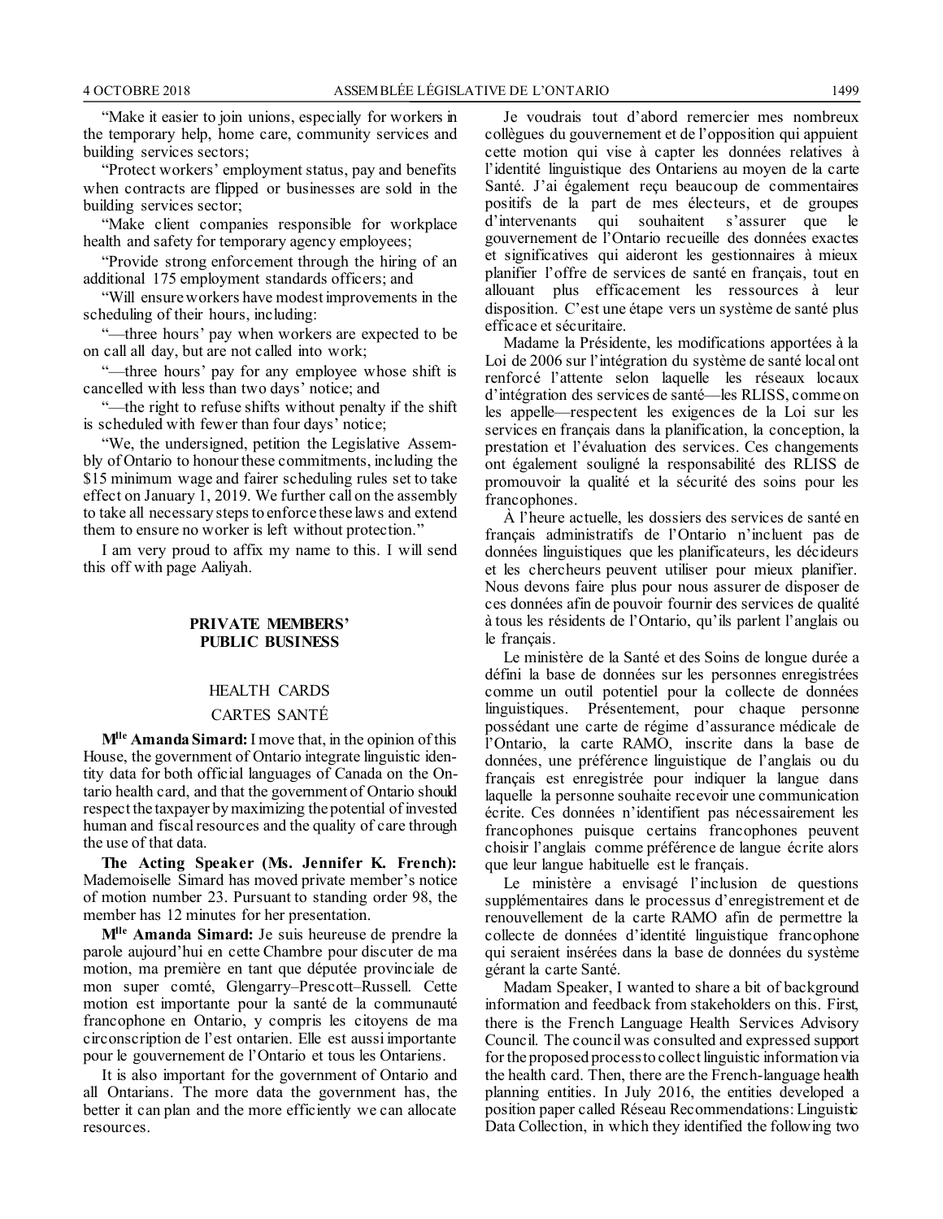"Make it easier to join unions, especially for workers in the temporary help, home care, community services and building services sectors;

"Protect workers' employment status, pay and benefits when contracts are flipped or businesses are sold in the building services sector;

"Make client companies responsible for workplace health and safety for temporary agency employees;

"Provide strong enforcement through the hiring of an additional 175 employment standards officers; and

"Will ensure workers have modest improvements in the scheduling of their hours, including:

"—three hours' pay when workers are expected to be on call all day, but are not called into work;

"—three hours' pay for any employee whose shift is cancelled with less than two days' notice; and

"—the right to refuse shifts without penalty if the shift is scheduled with fewer than four days' notice;

"We, the undersigned, petition the Legislative Assembly of Ontario to honour these commitments, including the $15 minimum wage and fairer scheduling rules set to take effect on January 1, 2019. We further call on the assembly to take all necessary steps to enforce these laws and extend them to ensure no worker is left without protection."

I am very proud to affix my name to this. I will send this off with page Aaliyah.

## PRIVATE MEMBERS' PUBLIC BUSINESS

### HEALTH CARDS

### CARTES SANTÉ

**Mlle Amanda Simard:** I move that, in the opinion of this House, the government of Ontario integrate linguistic identity data for both official languages of Canada on the Ontario health card, and that the government of Ontario should respect the taxpayer by maximizing the potential of invested human and fiscal resources and the quality of care through the use of that data.

**The Acting Speaker (Ms. Jennifer K. French):** Mademoiselle Simard has moved private member's notice of motion number 23. Pursuant to standing order 98, the member has 12 minutes for her presentation.

**Mlle Amanda Simard:** Je suis heureuse de prendre la parole aujourd'hui en cette Chambre pour discuter de ma motion, ma première en tant que députée provinciale de mon super comté, Glengarry–Prescott–Russell. Cette motion est importante pour la santé de la communauté francophone en Ontario, y compris les citoyens de ma circonscription de l'est ontarien. Elle est aussi importante pour le gouvernement de l'Ontario et tous les Ontariens.

It is also important for the government of Ontario and all Ontarians. The more data the government has, the better it can plan and the more efficiently we can allocate resources.

Je voudrais tout d'abord remercier mes nombreux collègues du gouvernement et de l'opposition qui appuient cette motion qui vise à capter les données relatives à l'identité linguistique des Ontariens au moyen de la carte Santé. J'ai également reçu beaucoup de commentaires positifs de la part de mes électeurs, et de groupes d'intervenants qui souhaitent s'assurer que le gouvernement de l'Ontario recueille des données exactes et significatives qui aideront les gestionnaires à mieux planifier l'offre de services de santé en français, tout en allouant plus efficacement les ressources à leur disposition. C'est une étape vers un système de santé plus efficace et sécuritaire.

Madame la Présidente, les modifications apportées à la Loi de 2006 sur l'intégration du système de santé local ont renforcé l'attente selon laquelle les réseaux locaux d'intégration des services de santé—les RLISS, comme on les appelle—respectent les exigences de la Loi sur les services en français dans la planification, la conception, la prestation et l'évaluation des services. Ces changements ont également souligné la responsabilité des RLISS de promouvoir la qualité et la sécurité des soins pour les francophones.

À l'heure actuelle, les dossiers des services de santé en français administratifs de l'Ontario n'incluent pas de données linguistiques que les planificateurs, les décideurs et les chercheurs peuvent utiliser pour mieux planifier. Nous devons faire plus pour nous assurer de disposer de ces données afin de pouvoir fournir des services de qualité à tous les résidents de l'Ontario, qu'ils parlent l'anglais ou le français.

Le ministère de la Santé et des Soins de longue durée a défini la base de données sur les personnes enregistrées comme un outil potentiel pour la collecte de données linguistiques. Présentement, pour chaque personne possédant une carte de régime d'assurance médicale de l'Ontario, la carte RAMO, inscrite dans la base de données, une préférence linguistique de l'anglais ou du français est enregistrée pour indiquer la langue dans laquelle la personne souhaite recevoir une communication écrite. Ces données n'identifient pas nécessairement les francophones puisque certains francophones peuvent choisir l'anglais comme préférence de langue écrite alors que leur langue habituelle est le français.

Le ministère a envisagé l'inclusion de questions supplémentaires dans le processus d'enregistrement et de renouvellement de la carte RAMO afin de permettre la collecte de données d'identité linguistique francophone qui seraient insérées dans la base de données du système gérant la carte Santé.

Madam Speaker, I wanted to share a bit of background information and feedback from stakeholders on this. First, there is the French Language Health Services Advisory Council. The council was consulted and expressed support for the proposed process to collect linguistic information via the health card. Then, there are the French-language health planning entities. In July 2016, the entities developed a position paper called Réseau Recommendations: Linguistic Data Collection, in which they identified the following two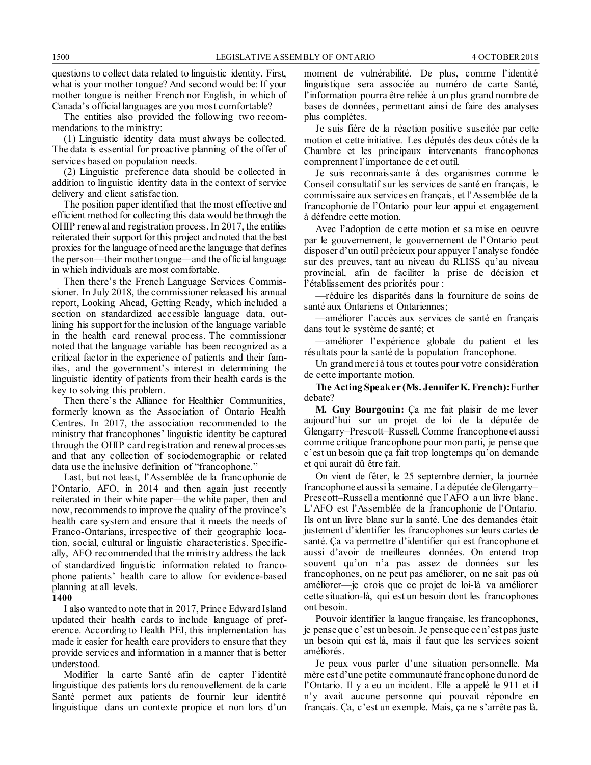questions to collect data related to linguistic identity. First, what is your mother tongue? And second would be: If your mother tongue is neither French nor English, in which of Canada's official languages are you most comfortable?

The entities also provided the following two recommendations to the ministry:

(1) Linguistic identity data must always be collected. The data is essential for proactive planning of the offer of services based on population needs.

(2) Linguistic preference data should be collected in addition to linguistic identity data in the context of service delivery and client satisfaction.

The position paper identified that the most effective and efficient method for collecting this data would be through the OHIP renewal and registration process. In 2017, the entities reiterated their support for this project and noted that the best proxies for the language of need are the language that defines the person—their mother tongue—and the official language in which individuals are most comfortable.

Then there's the French Language Services Commissioner. In July 2018, the commissioner released his annual report, Looking Ahead, Getting Ready, which included a section on standardized accessible language data, outlining his support for the inclusion of the language variable in the health card renewal process. The commissioner noted that the language variable has been recognized as a critical factor in the experience of patients and their families, and the government's interest in determining the linguistic identity of patients from their health cards is the key to solving this problem.

Then there's the Alliance for Healthier Communities, formerly known as the Association of Ontario Health Centres. In 2017, the association recommended to the ministry that francophones' linguistic identity be captured through the OHIP card registration and renewal processes and that any collection of sociodemographic or related data use the inclusive definition of "francophone."

Last, but not least, l'Assemblée de la francophonie de l'Ontario, AFO, in 2014 and then again just recently reiterated in their white paper—the white paper, then and now, recommends to improve the quality of the province's health care system and ensure that it meets the needs of Franco-Ontarians, irrespective of their geographic location, social, cultural or linguistic characteristics. Specifically, AFO recommended that the ministry address the lack of standardized linguistic information related to francophone patients' health care to allow for evidence-based planning at all levels.

**1400**

I also wanted to note that in 2017, Prince Edward Island updated their health cards to include language of preference. According to Health PEI, this implementation has made it easier for health care providers to ensure that they provide services and information in a manner that is better understood.

Modifier la carte Santé afin de capter l'identité linguistique des patients lors du renouvellement de la carte Santé permet aux patients de fournir leur identité linguistique dans un contexte propice et non lors d'un moment de vulnérabilité. De plus, comme l'identité linguistique sera associée au numéro de carte Santé, l'information pourra être reliée à un plus grand nombre de bases de données, permettant ainsi de faire des analyses plus complètes.

Je suis fière de la réaction positive suscitée par cette motion et cette initiative. Les députés des deux côtés de la Chambre et les principaux intervenants francophones comprennent l'importance de cet outil.

Je suis reconnaissante à des organismes comme le Conseil consultatif sur les services de santé en français, le commissaire aux services en français, et l'Assemblée de la francophonie de l'Ontario pour leur appui et engagement à défendre cette motion.

Avec l'adoption de cette motion et sa mise en oeuvre par le gouvernement, le gouvernement de l'Ontario peut disposer d'un outil précieux pour appuyer l'analyse fondée sur des preuves, tant au niveau du RLISS qu'au niveau provincial, afin de faciliter la prise de décision et l'établissement des priorités pour :

—réduire les disparités dans la fourniture de soins de santé aux Ontariens et Ontariennes;

—améliorer l'accès aux services de santé en français dans tout le système de santé; et

—améliorer l'expérience globale du patient et les résultats pour la santé de la population francophone.

Un grand merci à tous et toutes pour votre considération de cette importante motion.

**The Acting Speaker (Ms. Jennifer K. French):** Further debate?

**M. Guy Bourgouin:** Ça me fait plaisir de me lever aujourd'hui sur un projet de loi de la députée de Glengarry–Prescott–Russell. Comme francophone et aussi comme critique francophone pour mon parti, je pense que c'est un besoin que ça fait trop longtemps qu'on demande et qui aurait dû être fait.

On vient de fêter, le 25 septembre dernier, la journée francophone et aussi la semaine. La députée de Glengarry–Prescott–Russell a mentionné que l'AFO a un livre blanc. L'AFO est l'Assemblée de la francophonie de l'Ontario. Ils ont un livre blanc sur la santé. Une des demandes était justement d'identifier les francophones sur leurs cartes de santé. Ça va permettre d'identifier qui est francophone et aussi d'avoir de meilleures données. On entend trop souvent qu'on n'a pas assez de données sur les francophones, on ne peut pas améliorer, on ne sait pas où améliorer—je crois que ce projet de loi-là va améliorer cette situation-là, qui est un besoin dont les francophones ont besoin.

Pouvoir identifier la langue française, les francophones, je pense que c'est un besoin. Je pense que ce n'est pas juste un besoin qui est là, mais il faut que les services soient améliorés.

Je peux vous parler d'une situation personnelle. Ma mère est d'une petite communauté francophone du nord de l'Ontario. Il y a eu un incident. Elle a appelé le 911 et il n'y avait aucune personne qui pouvait répondre en français. Ça, c'est un exemple. Mais, ça ne s'arrête pas là.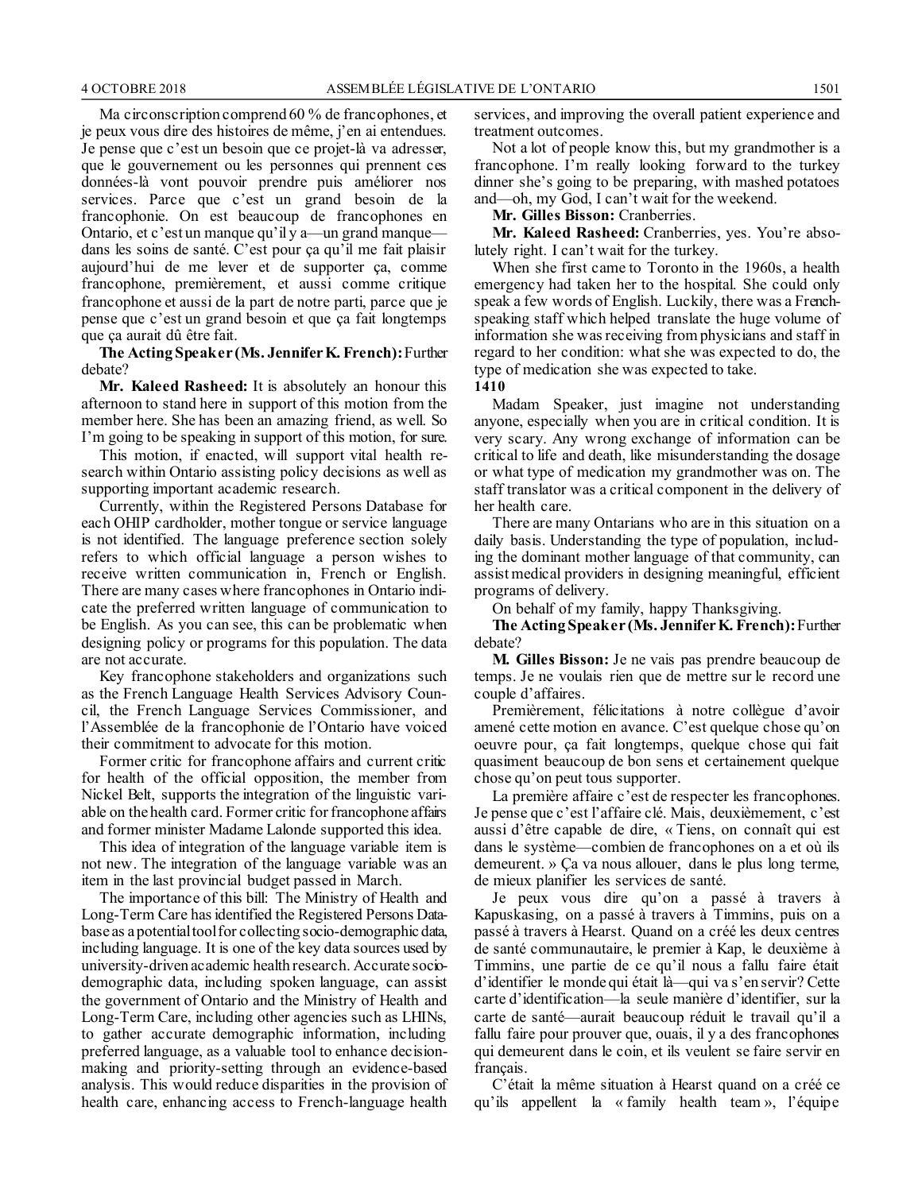Ma circonscription comprend 60 % de francophones, et je peux vous dire des histoires de même, j'en ai entendues. Je pense que c'est un besoin que ce projet-là va adresser, que le gouvernement ou les personnes qui prennent ces données-là vont pouvoir prendre puis améliorer nos services. Parce que c'est un grand besoin de la francophonie. On est beaucoup de francophones en Ontario, et c'est un manque qu'il y a—un grand manque—dans les soins de santé. C'est pour ça qu'il me fait plaisir aujourd'hui de me lever et de supporter ça, comme francophone, premièrement, et aussi comme critique francophone et aussi de la part de notre parti, parce que je pense que c'est un grand besoin et que ça fait longtemps que ça aurait dû être fait.

**The Acting Speaker (Ms. Jennifer K. French):** Further debate?

**Mr. Kaleed Rasheed:** It is absolutely an honour this afternoon to stand here in support of this motion from the member here. She has been an amazing friend, as well. So I'm going to be speaking in support of this motion, for sure.

This motion, if enacted, will support vital health research within Ontario assisting policy decisions as well as supporting important academic research.

Currently, within the Registered Persons Database for each OHIP cardholder, mother tongue or service language is not identified. The language preference section solely refers to which official language a person wishes to receive written communication in, French or English. There are many cases where francophones in Ontario indicate the preferred written language of communication to be English. As you can see, this can be problematic when designing policy or programs for this population. The data are not accurate.

Key francophone stakeholders and organizations such as the French Language Health Services Advisory Council, the French Language Services Commissioner, and l'Assemblée de la francophonie de l'Ontario have voiced their commitment to advocate for this motion.

Former critic for francophone affairs and current critic for health of the official opposition, the member from Nickel Belt, supports the integration of the linguistic variable on the health card. Former critic for francophone affairs and former minister Madame Lalonde supported this idea.

This idea of integration of the language variable item is not new. The integration of the language variable was an item in the last provincial budget passed in March.

The importance of this bill: The Ministry of Health and Long-Term Care has identified the Registered Persons Database as a potential tool for collecting socio-demographic data, including language. It is one of the key data sources used by university-driven academic health research. Accurate socio-demographic data, including spoken language, can assist the government of Ontario and the Ministry of Health and Long-Term Care, including other agencies such as LHINs, to gather accurate demographic information, including preferred language, as a valuable tool to enhance decision-making and priority-setting through an evidence-based analysis. This would reduce disparities in the provision of health care, enhancing access to French-language health services, and improving the overall patient experience and treatment outcomes.

Not a lot of people know this, but my grandmother is a francophone. I'm really looking forward to the turkey dinner she's going to be preparing, with mashed potatoes and—oh, my God, I can't wait for the weekend.

**Mr. Gilles Bisson:** Cranberries.

**Mr. Kaleed Rasheed:** Cranberries, yes. You're absolutely right. I can't wait for the turkey.

When she first came to Toronto in the 1960s, a health emergency had taken her to the hospital. She could only speak a few words of English. Luckily, there was a French-speaking staff which helped translate the huge volume of information she was receiving from physicians and staff in regard to her condition: what she was expected to do, the type of medication she was expected to take.

**1410**

Madam Speaker, just imagine not understanding anyone, especially when you are in critical condition. It is very scary. Any wrong exchange of information can be critical to life and death, like misunderstanding the dosage or what type of medication my grandmother was on. The staff translator was a critical component in the delivery of her health care.

There are many Ontarians who are in this situation on a daily basis. Understanding the type of population, including the dominant mother language of that community, can assist medical providers in designing meaningful, efficient programs of delivery.

On behalf of my family, happy Thanksgiving.

**The Acting Speaker (Ms. Jennifer K. French):** Further debate?

**M. Gilles Bisson:** Je ne vais pas prendre beaucoup de temps. Je ne voulais rien que de mettre sur le record une couple d'affaires.

Premièrement, félicitations à notre collègue d'avoir amené cette motion en avance. C'est quelque chose qu'on oeuvre pour, ça fait longtemps, quelque chose qui fait quasiment beaucoup de bon sens et certainement quelque chose qu'on peut tous supporter.

La première affaire c'est de respecter les francophones. Je pense que c'est l'affaire clé. Mais, deuxièmement, c'est aussi d'être capable de dire, « Tiens, on connaît qui est dans le système—combien de francophones on a et où ils demeurent. » Ça va nous allouer, dans le plus long terme, de mieux planifier les services de santé.

Je peux vous dire qu'on a passé à travers à Kapuskasing, on a passé à travers à Timmins, puis on a passé à travers à Hearst. Quand on a créé les deux centres de santé communautaire, le premier à Kap, le deuxième à Timmins, une partie de ce qu'il nous a fallu faire était d'identifier le monde qui était là—qui va s'en servir? Cette carte d'identification—la seule manière d'identifier, sur la carte de santé—aurait beaucoup réduit le travail qu'il a fallu faire pour prouver que, ouais, il y a des francophones qui demeurent dans le coin, et ils veulent se faire servir en français.

C'était la même situation à Hearst quand on a créé ce qu'ils appellent la « family health team », l'équipe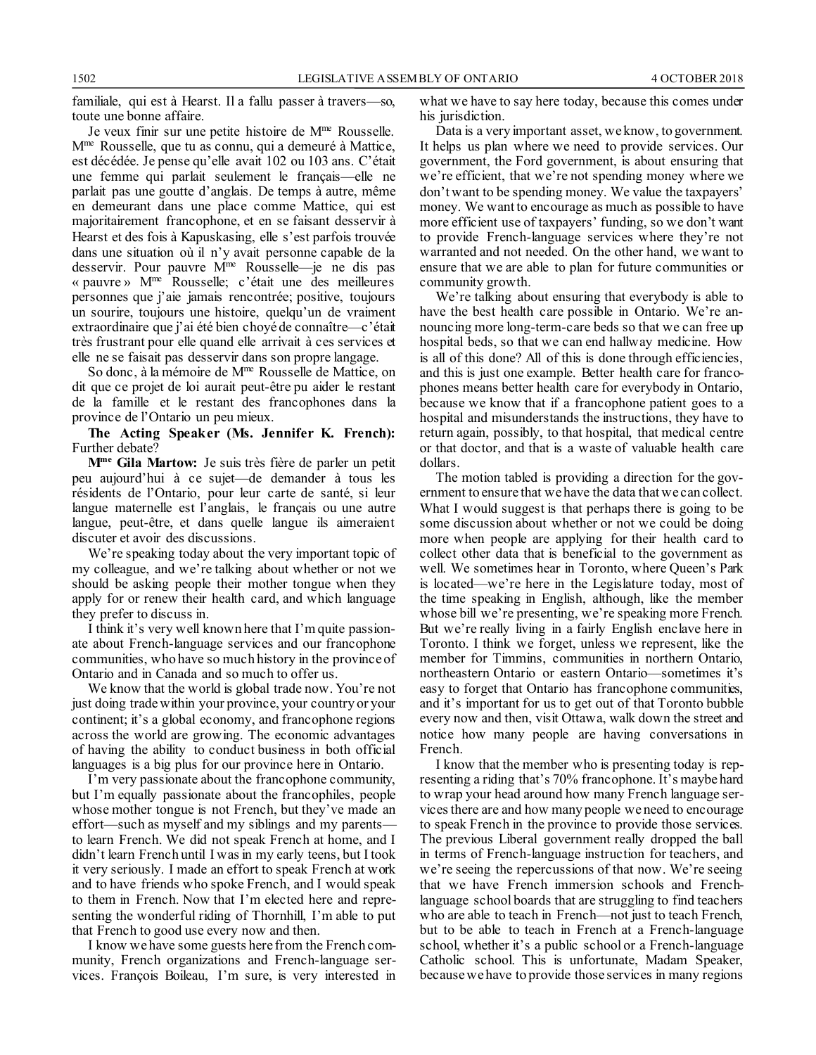familiale, qui est à Hearst. Il a fallu passer à travers—so, toute une bonne affaire.

Je veux finir sur une petite histoire de Mme Rousselle. Mme Rousselle, que tu as connu, qui a demeuré à Mattice, est décédée. Je pense qu'elle avait 102 ou 103 ans. C'était une femme qui parlait seulement le français—elle ne parlait pas une goutte d'anglais. De temps à autre, même en demeurant dans une place comme Mattice, qui est majoritairement francophone, et en se faisant desservir à Hearst et des fois à Kapuskasing, elle s'est parfois trouvée dans une situation où il n'y avait personne capable de la desservir. Pour pauvre Mme Rousselle—je ne dis pas « pauvre » Mme Rousselle; c'était une des meilleures personnes que j'aie jamais rencontrée; positive, toujours un sourire, toujours une histoire, quelqu'un de vraiment extraordinaire que j'ai été bien choyé de connaître—c'était très frustrant pour elle quand elle arrivait à ces services et elle ne se faisait pas desservir dans son propre langage.

So donc, à la mémoire de Mme Rousselle de Mattice, on dit que ce projet de loi aurait peut-être pu aider le restant de la famille et le restant des francophones dans la province de l'Ontario un peu mieux.

**The Acting Speaker (Ms. Jennifer K. French):** Further debate?

**Mme Gila Martow:** Je suis très fière de parler un petit peu aujourd'hui à ce sujet—de demander à tous les résidents de l'Ontario, pour leur carte de santé, si leur langue maternelle est l'anglais, le français ou une autre langue, peut-être, et dans quelle langue ils aimeraient discuter et avoir des discussions.

We're speaking today about the very important topic of my colleague, and we're talking about whether or not we should be asking people their mother tongue when they apply for or renew their health card, and which language they prefer to discuss in.

I think it's very well known here that I'm quite passionate about French-language services and our francophone communities, who have so much history in the province of Ontario and in Canada and so much to offer us.

We know that the world is global trade now. You're not just doing trade within your province, your country or your continent; it's a global economy, and francophone regions across the world are growing. The economic advantages of having the ability to conduct business in both official languages is a big plus for our province here in Ontario.

I'm very passionate about the francophone community, but I'm equally passionate about the francophiles, people whose mother tongue is not French, but they've made an effort—such as myself and my siblings and my parents—to learn French. We did not speak French at home, and I didn't learn French until I was in my early teens, but I took it very seriously. I made an effort to speak French at work and to have friends who spoke French, and I would speak to them in French. Now that I'm elected here and representing the wonderful riding of Thornhill, I'm able to put that French to good use every now and then.

I know we have some guests here from the French community, French organizations and French-language services. François Boileau, I'm sure, is very interested in what we have to say here today, because this comes under his jurisdiction.

Data is a very important asset, we know, to government. It helps us plan where we need to provide services. Our government, the Ford government, is about ensuring that we're efficient, that we're not spending money where we don't want to be spending money. We value the taxpayers' money. We want to encourage as much as possible to have more efficient use of taxpayers' funding, so we don't want to provide French-language services where they're not warranted and not needed. On the other hand, we want to ensure that we are able to plan for future communities or community growth.

We're talking about ensuring that everybody is able to have the best health care possible in Ontario. We're announcing more long-term-care beds so that we can free up hospital beds, so that we can end hallway medicine. How is all of this done? All of this is done through efficiencies, and this is just one example. Better health care for francophones means better health care for everybody in Ontario, because we know that if a francophone patient goes to a hospital and misunderstands the instructions, they have to return again, possibly, to that hospital, that medical centre or that doctor, and that is a waste of valuable health care dollars.

The motion tabled is providing a direction for the government to ensure that we have the data that we can collect. What I would suggest is that perhaps there is going to be some discussion about whether or not we could be doing more when people are applying for their health card to collect other data that is beneficial to the government as well. We sometimes hear in Toronto, where Queen's Park is located—we're here in the Legislature today, most of the time speaking in English, although, like the member whose bill we're presenting, we're speaking more French. But we're really living in a fairly English enclave here in Toronto. I think we forget, unless we represent, like the member for Timmins, communities in northern Ontario, northeastern Ontario or eastern Ontario—sometimes it's easy to forget that Ontario has francophone communities, and it's important for us to get out of that Toronto bubble every now and then, visit Ottawa, walk down the street and notice how many people are having conversations in French.

I know that the member who is presenting today is representing a riding that's 70% francophone. It's maybe hard to wrap your head around how many French language services there are and how many people we need to encourage to speak French in the province to provide those services. The previous Liberal government really dropped the ball in terms of French-language instruction for teachers, and we're seeing the repercussions of that now. We're seeing that we have French immersion schools and French-language school boards that are struggling to find teachers who are able to teach in French—not just to teach French, but to be able to teach in French at a French-language school, whether it's a public school or a French-language Catholic school. This is unfortunate, Madam Speaker, because we have to provide those services in many regions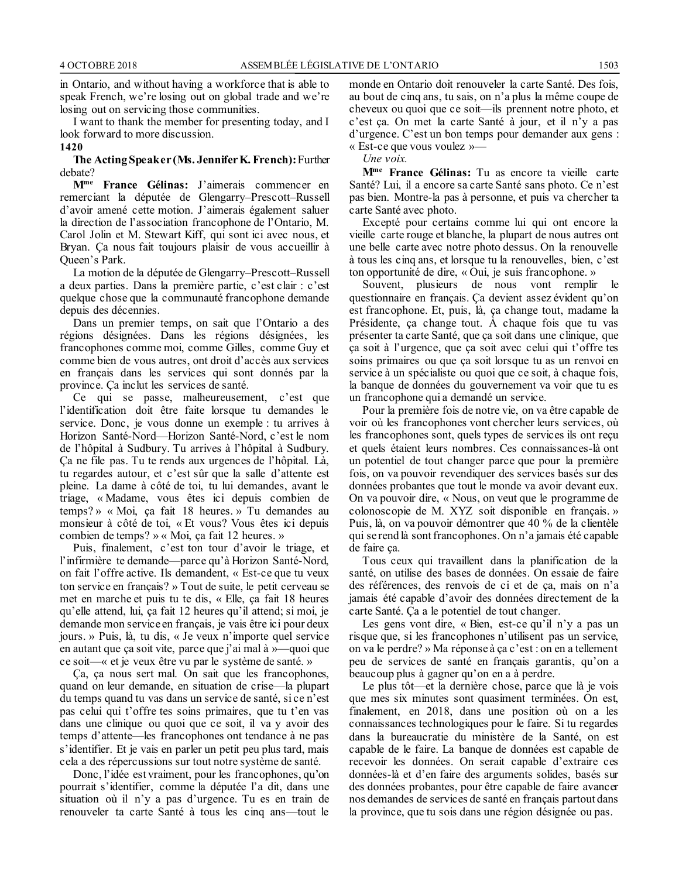in Ontario, and without having a workforce that is able to speak French, we're losing out on global trade and we're losing out on servicing those communities.

I want to thank the member for presenting today, and I look forward to more discussion.

**1420**

**The Acting Speaker (Ms. Jennifer K. French):** Further debate?

**M[me] France Gélinas:** J'aimerais commencer en remerciant la députée de Glengarry–Prescott–Russell d'avoir amené cette motion. J'aimerais également saluer la direction de l'association francophone de l'Ontario, M. Carol Jolin et M. Stewart Kiff, qui sont ici avec nous, et Bryan. Ça nous fait toujours plaisir de vous accueillir à Queen's Park.

La motion de la députée de Glengarry–Prescott–Russell a deux parties. Dans la première partie, c'est clair : c'est quelque chose que la communauté francophone demande depuis des décennies.

Dans un premier temps, on sait que l'Ontario a des régions désignées. Dans les régions désignées, les francophones comme moi, comme Gilles, comme Guy et comme bien de vous autres, ont droit d'accès aux services en français dans les services qui sont donnés par la province. Ça inclut les services de santé.

Ce qui se passe, malheureusement, c'est que l'identification doit être faite lorsque tu demandes le service. Donc, je vous donne un exemple : tu arrives à Horizon Santé-Nord—Horizon Santé-Nord, c'est le nom de l'hôpital à Sudbury. Tu arrives à l'hôpital à Sudbury. Ça ne file pas. Tu te rends aux urgences de l'hôpital. Là, tu regardes autour, et c'est sûr que la salle d'attente est pleine. La dame à côté de toi, tu lui demandes, avant le triage, « Madame, vous êtes ici depuis combien de temps? » « Moi, ça fait 18 heures. » Tu demandes au monsieur à côté de toi, « Et vous? Vous êtes ici depuis combien de temps? » « Moi, ça fait 12 heures. »

Puis, finalement, c'est ton tour d'avoir le triage, et l'infirmière te demande—parce qu'à Horizon Santé-Nord, on fait l'offre active. Ils demandent, « Est-ce que tu veux ton service en français? » Tout de suite, le petit cerveau se met en marche et puis tu te dis, « Elle, ça fait 18 heures qu'elle attend, lui, ça fait 12 heures qu'il attend; si moi, je demande mon service en français, je vais être ici pour deux jours. » Puis, là, tu dis, « Je veux n'importe quel service en autant que ça soit vite, parce que j'ai mal à »—quoi que ce soit—« et je veux être vu par le système de santé. »

Ça, ça nous sert mal. On sait que les francophones, quand on leur demande, en situation de crise—la plupart du temps quand tu vas dans un service de santé, si ce n'est pas celui qui t'offre tes soins primaires, que tu t'en vas dans une clinique ou quoi que ce soit, il va y avoir des temps d'attente—les francophones ont tendance à ne pas s'identifier. Et je vais en parler un petit peu plus tard, mais cela a des répercussions sur tout notre système de santé.

Donc, l'idée est vraiment, pour les francophones, qu'on pourrait s'identifier, comme la députée l'a dit, dans une situation où il n'y a pas d'urgence. Tu es en train de renouveler ta carte Santé à tous les cinq ans—tout le monde en Ontario doit renouveler la carte Santé. Des fois, au bout de cinq ans, tu sais, on n'a plus la même coupe de cheveux ou quoi que ce soit—ils prennent notre photo, et c'est ça. On met la carte Santé à jour, et il n'y a pas d'urgence. C'est un bon temps pour demander aux gens : « Est-ce que vous voulez »—

*Une voix.*

**M[me] France Gélinas:** Tu as encore ta vieille carte Santé? Lui, il a encore sa carte Santé sans photo. Ce n'est pas bien. Montre-la pas à personne, et puis va chercher ta carte Santé avec photo.

Excepté pour certains comme lui qui ont encore la vieille carte rouge et blanche, la plupart de nous autres ont une belle carte avec notre photo dessus. On la renouvelle à tous les cinq ans, et lorsque tu la renouvelles, bien, c'est ton opportunité de dire, « Oui, je suis francophone. »

Souvent, plusieurs de nous vont remplir le questionnaire en français. Ça devient assez évident qu'on est francophone. Et, puis, là, ça change tout, madame la Présidente, ça change tout. À chaque fois que tu vas présenter ta carte Santé, que ça soit dans une clinique, que ça soit à l'urgence, que ça soit avec celui qui t'offre tes soins primaires ou que ça soit lorsque tu as un renvoi en service à un spécialiste ou quoi que ce soit, à chaque fois, la banque de données du gouvernement va voir que tu es un francophone qui a demandé un service.

Pour la première fois de notre vie, on va être capable de voir où les francophones vont chercher leurs services, où les francophones sont, quels types de services ils ont reçu et quels étaient leurs nombres. Ces connaissances-là ont un potentiel de tout changer parce que pour la première fois, on va pouvoir revendiquer des services basés sur des données probantes que tout le monde va avoir devant eux. On va pouvoir dire, « Nous, on veut que le programme de colonoscopie de M. XYZ soit disponible en français. » Puis, là, on va pouvoir démontrer que 40 % de la clientèle qui se rend là sont francophones. On n'a jamais été capable de faire ça.

Tous ceux qui travaillent dans la planification de la santé, on utilise des bases de données. On essaie de faire des références, des renvois de ci et de ça, mais on n'a jamais été capable d'avoir des données directement de la carte Santé. Ça a le potentiel de tout changer.

Les gens vont dire, « Bien, est-ce qu'il n'y a pas un risque que, si les francophones n'utilisent pas un service, on va le perdre? » Ma réponse à ça c'est : on en a tellement peu de services de santé en français garantis, qu'on a beaucoup plus à gagner qu'on en a à perdre.

Le plus tôt—et la dernière chose, parce que là je vois que mes six minutes sont quasiment terminées. On est, finalement, en 2018, dans une position où on a les connaissances technologiques pour le faire. Si tu regardes dans la bureaucratie du ministère de la Santé, on est capable de le faire. La banque de données est capable de recevoir les données. On serait capable d'extraire ces données-là et d'en faire des arguments solides, basés sur des données probantes, pour être capable de faire avancer nos demandes de services de santé en français partout dans la province, que tu sois dans une région désignée ou pas.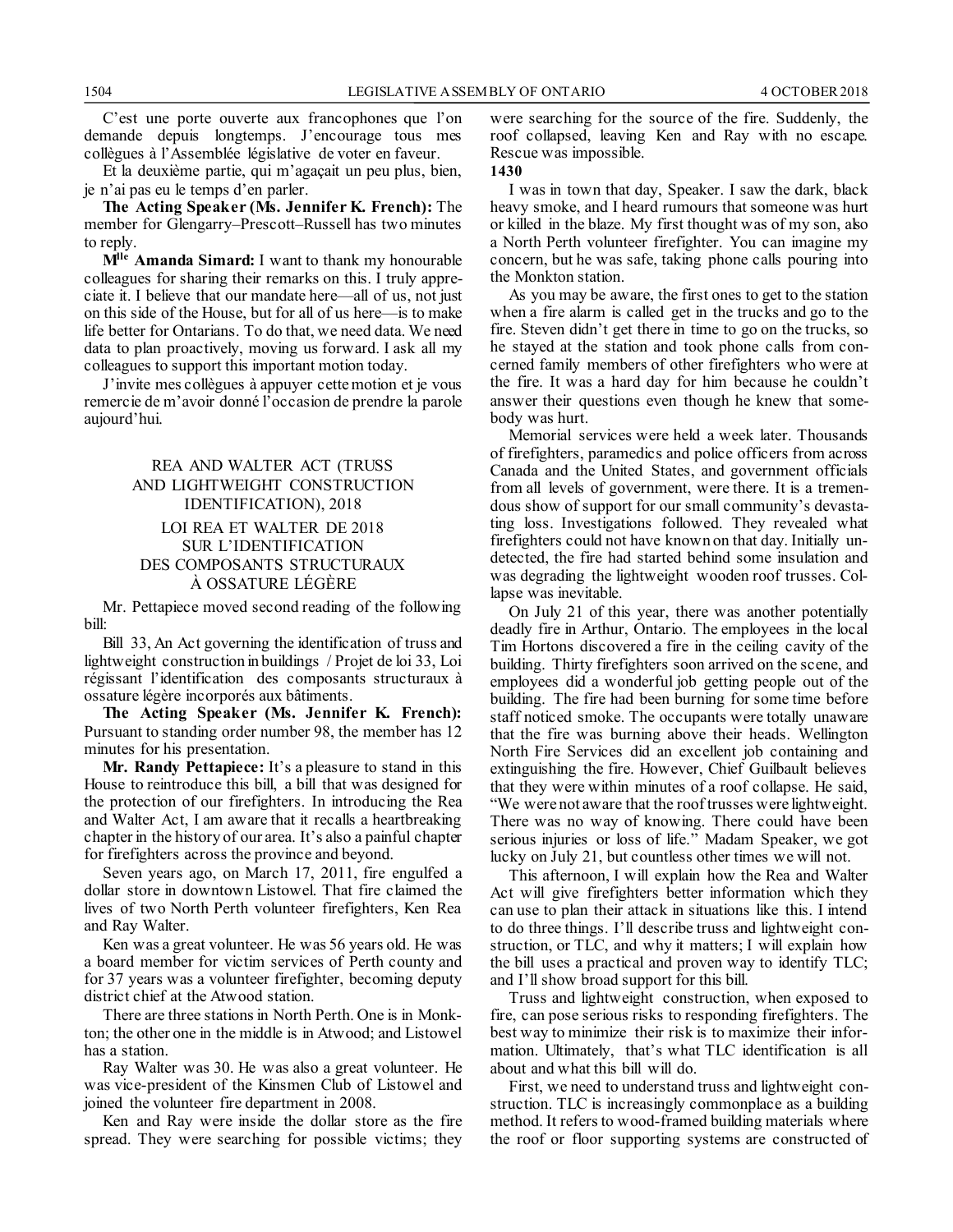C'est une porte ouverte aux francophones que l'on demande depuis longtemps. J'encourage tous mes collègues à l'Assemblée législative de voter en faveur.

Et la deuxième partie, qui m'agaçait un peu plus, bien, je n'ai pas eu le temps d'en parler.

**The Acting Speaker (Ms. Jennifer K. French):** The member for Glengarry–Prescott–Russell has two minutes to reply.

**M[lle] Amanda Simard:** I want to thank my honourable colleagues for sharing their remarks on this. I truly appreciate it. I believe that our mandate here—all of us, not just on this side of the House, but for all of us here—is to make life better for Ontarians. To do that, we need data. We need data to plan proactively, moving us forward. I ask all my colleagues to support this important motion today.

J'invite mes collègues à appuyer cette motion et je vous remercie de m'avoir donné l'occasion de prendre la parole aujourd'hui.

## REA AND WALTER ACT (TRUSS AND LIGHTWEIGHT CONSTRUCTION IDENTIFICATION), 2018

## LOI REA ET WALTER DE 2018 SUR L'IDENTIFICATION DES COMPOSANTS STRUCTURAUX À OSSATURE LÉGÈRE

Mr. Pettapiece moved second reading of the following bill:

Bill 33, An Act governing the identification of truss and lightweight construction in buildings / Projet de loi 33, Loi régissant l'identification des composants structuraux à ossature légère incorporés aux bâtiments.

**The Acting Speaker (Ms. Jennifer K. French):** Pursuant to standing order number 98, the member has 12 minutes for his presentation.

**Mr. Randy Pettapiece:** It's a pleasure to stand in this House to reintroduce this bill, a bill that was designed for the protection of our firefighters. In introducing the Rea and Walter Act, I am aware that it recalls a heartbreaking chapter in the history of our area. It's also a painful chapter for firefighters across the province and beyond.

Seven years ago, on March 17, 2011, fire engulfed a dollar store in downtown Listowel. That fire claimed the lives of two North Perth volunteer firefighters, Ken Rea and Ray Walter.

Ken was a great volunteer. He was 56 years old. He was a board member for victim services of Perth county and for 37 years was a volunteer firefighter, becoming deputy district chief at the Atwood station.

There are three stations in North Perth. One is in Monkton; the other one in the middle is in Atwood; and Listowel has a station.

Ray Walter was 30. He was also a great volunteer. He was vice-president of the Kinsmen Club of Listowel and joined the volunteer fire department in 2008.

Ken and Ray were inside the dollar store as the fire spread. They were searching for possible victims; they were searching for the source of the fire. Suddenly, the roof collapsed, leaving Ken and Ray with no escape. Rescue was impossible.

**1430**

I was in town that day, Speaker. I saw the dark, black heavy smoke, and I heard rumours that someone was hurt or killed in the blaze. My first thought was of my son, also a North Perth volunteer firefighter. You can imagine my concern, but he was safe, taking phone calls pouring into the Monkton station.

As you may be aware, the first ones to get to the station when a fire alarm is called get in the trucks and go to the fire. Steven didn't get there in time to go on the trucks, so he stayed at the station and took phone calls from concerned family members of other firefighters who were at the fire. It was a hard day for him because he couldn't answer their questions even though he knew that somebody was hurt.

Memorial services were held a week later. Thousands of firefighters, paramedics and police officers from across Canada and the United States, and government officials from all levels of government, were there. It is a tremendous show of support for our small community's devastating loss. Investigations followed. They revealed what firefighters could not have known on that day. Initially undetected, the fire had started behind some insulation and was degrading the lightweight wooden roof trusses. Collapse was inevitable.

On July 21 of this year, there was another potentially deadly fire in Arthur, Ontario. The employees in the local Tim Hortons discovered a fire in the ceiling cavity of the building. Thirty firefighters soon arrived on the scene, and employees did a wonderful job getting people out of the building. The fire had been burning for some time before staff noticed smoke. The occupants were totally unaware that the fire was burning above their heads. Wellington North Fire Services did an excellent job containing and extinguishing the fire. However, Chief Guilbault believes that they were within minutes of a roof collapse. He said, "We were not aware that the roof trusses were lightweight. There was no way of knowing. There could have been serious injuries or loss of life." Madam Speaker, we got lucky on July 21, but countless other times we will not.

This afternoon, I will explain how the Rea and Walter Act will give firefighters better information which they can use to plan their attack in situations like this. I intend to do three things. I'll describe truss and lightweight construction, or TLC, and why it matters; I will explain how the bill uses a practical and proven way to identify TLC; and I'll show broad support for this bill.

Truss and lightweight construction, when exposed to fire, can pose serious risks to responding firefighters. The best way to minimize their risk is to maximize their information. Ultimately, that's what TLC identification is all about and what this bill will do.

First, we need to understand truss and lightweight construction. TLC is increasingly commonplace as a building method. It refers to wood-framed building materials where the roof or floor supporting systems are constructed of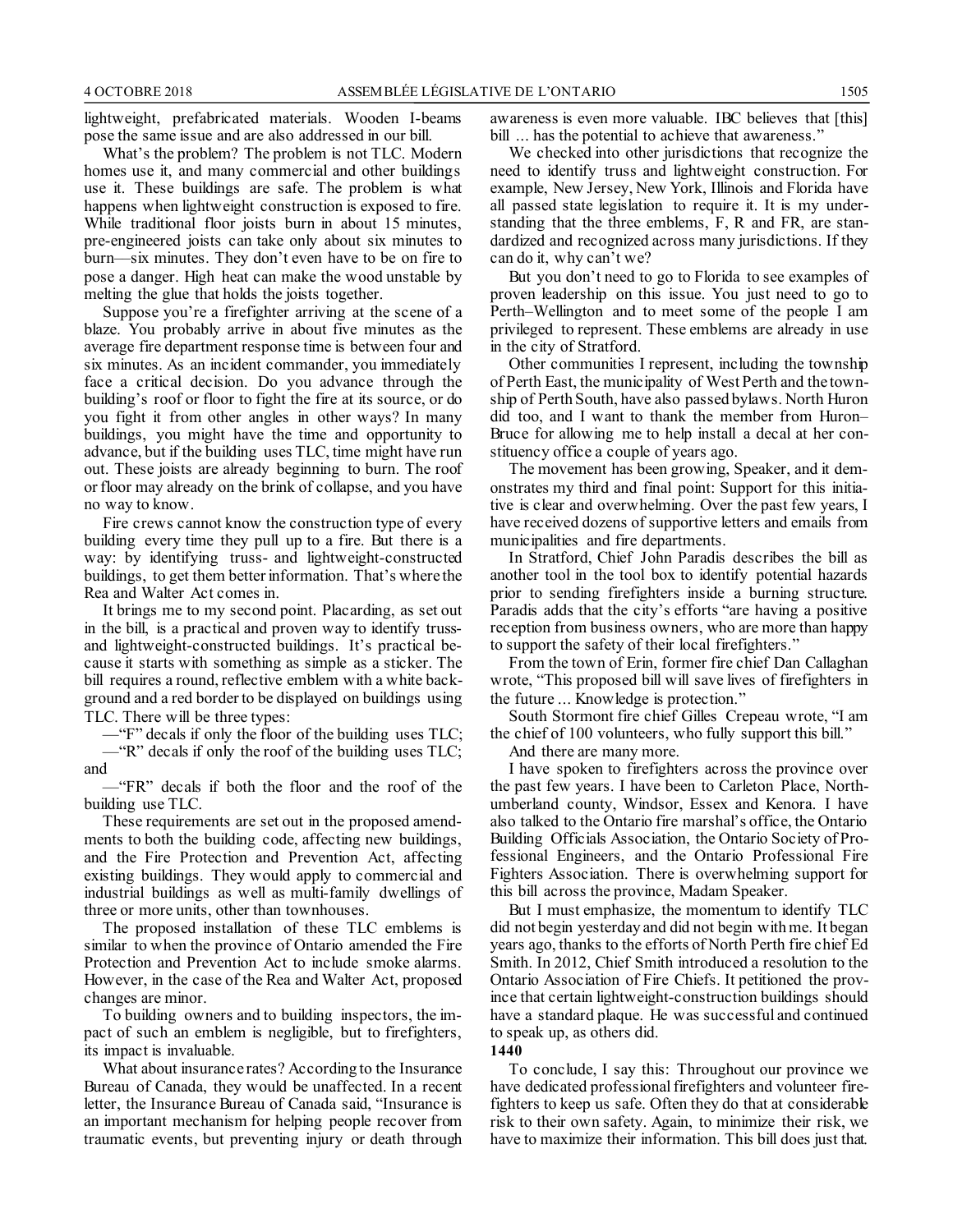lightweight, prefabricated materials. Wooden I-beams pose the same issue and are also addressed in our bill.

What's the problem? The problem is not TLC. Modern homes use it, and many commercial and other buildings use it. These buildings are safe. The problem is what happens when lightweight construction is exposed to fire. While traditional floor joists burn in about 15 minutes, pre-engineered joists can take only about six minutes to burn—six minutes. They don't even have to be on fire to pose a danger. High heat can make the wood unstable by melting the glue that holds the joists together.

Suppose you're a firefighter arriving at the scene of a blaze. You probably arrive in about five minutes as the average fire department response time is between four and six minutes. As an incident commander, you immediately face a critical decision. Do you advance through the building's roof or floor to fight the fire at its source, or do you fight it from other angles in other ways? In many buildings, you might have the time and opportunity to advance, but if the building uses TLC, time might have run out. These joists are already beginning to burn. The roof or floor may already on the brink of collapse, and you have no way to know.

Fire crews cannot know the construction type of every building every time they pull up to a fire. But there is a way: by identifying truss- and lightweight-constructed buildings, to get them better information. That's where the Rea and Walter Act comes in.

It brings me to my second point. Placarding, as set out in the bill, is a practical and proven way to identify truss- and lightweight-constructed buildings. It's practical because it starts with something as simple as a sticker. The bill requires a round, reflective emblem with a white background and a red border to be displayed on buildings using TLC. There will be three types:

—"F" decals if only the floor of the building uses TLC;

—"R" decals if only the roof of the building uses TLC; and

—"FR" decals if both the floor and the roof of the building use TLC.

These requirements are set out in the proposed amendments to both the building code, affecting new buildings, and the Fire Protection and Prevention Act, affecting existing buildings. They would apply to commercial and industrial buildings as well as multi-family dwellings of three or more units, other than townhouses.

The proposed installation of these TLC emblems is similar to when the province of Ontario amended the Fire Protection and Prevention Act to include smoke alarms. However, in the case of the Rea and Walter Act, proposed changes are minor.

To building owners and to building inspectors, the impact of such an emblem is negligible, but to firefighters, its impact is invaluable.

What about insurance rates? According to the Insurance Bureau of Canada, they would be unaffected. In a recent letter, the Insurance Bureau of Canada said, "Insurance is an important mechanism for helping people recover from traumatic events, but preventing injury or death through awareness is even more valuable. IBC believes that [this] bill ... has the potential to achieve that awareness."

We checked into other jurisdictions that recognize the need to identify truss and lightweight construction. For example, New Jersey, New York, Illinois and Florida have all passed state legislation to require it. It is my understanding that the three emblems, F, R and FR, are standardized and recognized across many jurisdictions. If they can do it, why can't we?

But you don't need to go to Florida to see examples of proven leadership on this issue. You just need to go to Perth–Wellington and to meet some of the people I am privileged to represent. These emblems are already in use in the city of Stratford.

Other communities I represent, including the township of Perth East, the municipality of West Perth and the township of Perth South, have also passed bylaws. North Huron did too, and I want to thank the member from Huron–Bruce for allowing me to help install a decal at her constituency office a couple of years ago.

The movement has been growing, Speaker, and it demonstrates my third and final point: Support for this initiative is clear and overwhelming. Over the past few years, I have received dozens of supportive letters and emails from municipalities and fire departments.

In Stratford, Chief John Paradis describes the bill as another tool in the tool box to identify potential hazards prior to sending firefighters inside a burning structure. Paradis adds that the city's efforts "are having a positive reception from business owners, who are more than happy to support the safety of their local firefighters."

From the town of Erin, former fire chief Dan Callaghan wrote, "This proposed bill will save lives of firefighters in the future ... Knowledge is protection."

South Stormont fire chief Gilles Crepeau wrote, "I am the chief of 100 volunteers, who fully support this bill."

And there are many more.

I have spoken to firefighters across the province over the past few years. I have been to Carleton Place, Northumberland county, Windsor, Essex and Kenora. I have also talked to the Ontario fire marshal's office, the Ontario Building Officials Association, the Ontario Society of Professional Engineers, and the Ontario Professional Fire Fighters Association. There is overwhelming support for this bill across the province, Madam Speaker.

But I must emphasize, the momentum to identify TLC did not begin yesterday and did not begin with me. It began years ago, thanks to the efforts of North Perth fire chief Ed Smith. In 2012, Chief Smith introduced a resolution to the Ontario Association of Fire Chiefs. It petitioned the province that certain lightweight-construction buildings should have a standard plaque. He was successful and continued to speak up, as others did.

**1440**

To conclude, I say this: Throughout our province we have dedicated professional firefighters and volunteer firefighters to keep us safe. Often they do that at considerable risk to their own safety. Again, to minimize their risk, we have to maximize their information. This bill does just that.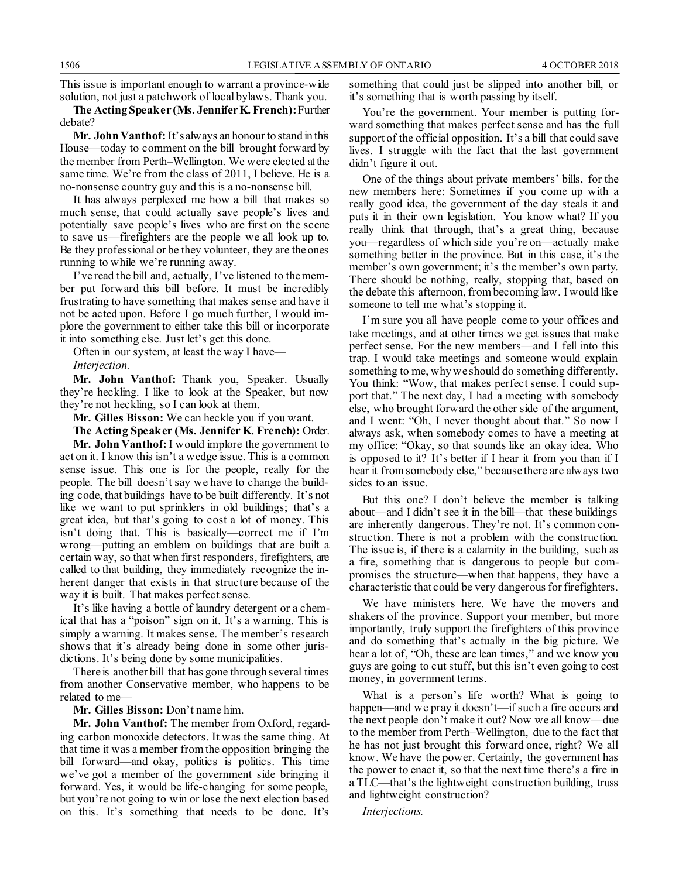This issue is important enough to warrant a province-wide solution, not just a patchwork of local bylaws. Thank you.

**The Acting Speaker (Ms. Jennifer K. French):** Further debate?

**Mr. John Vanthof:** It's always an honour to stand in this House—today to comment on the bill brought forward by the member from Perth–Wellington. We were elected at the same time. We're from the class of 2011, I believe. He is a no-nonsense country guy and this is a no-nonsense bill.

It has always perplexed me how a bill that makes so much sense, that could actually save people's lives and potentially save people's lives who are first on the scene to save us—firefighters are the people we all look up to. Be they professional or be they volunteer, they are the ones running to while we're running away.

I've read the bill and, actually, I've listened to the member put forward this bill before. It must be incredibly frustrating to have something that makes sense and have it not be acted upon. Before I go much further, I would implore the government to either take this bill or incorporate it into something else. Just let's get this done.

Often in our system, at least the way I have—

*Interjection.*

**Mr. John Vanthof:** Thank you, Speaker. Usually they're heckling. I like to look at the Speaker, but now they're not heckling, so I can look at them.

**Mr. Gilles Bisson:** We can heckle you if you want.

**The Acting Speaker (Ms. Jennifer K. French):** Order.

**Mr. John Vanthof:** I would implore the government to act on it. I know this isn't a wedge issue. This is a common sense issue. This one is for the people, really for the people. The bill doesn't say we have to change the building code, that buildings have to be built differently. It's not like we want to put sprinklers in old buildings; that's a great idea, but that's going to cost a lot of money. This isn't doing that. This is basically—correct me if I'm wrong—putting an emblem on buildings that are built a certain way, so that when first responders, firefighters, are called to that building, they immediately recognize the inherent danger that exists in that structure because of the way it is built. That makes perfect sense.

It's like having a bottle of laundry detergent or a chemical that has a "poison" sign on it. It's a warning. This is simply a warning. It makes sense. The member's research shows that it's already being done in some other jurisdictions. It's being done by some municipalities.

There is another bill that has gone through several times from another Conservative member, who happens to be related to me—

**Mr. Gilles Bisson:** Don't name him.

**Mr. John Vanthof:** The member from Oxford, regarding carbon monoxide detectors. It was the same thing. At that time it was a member from the opposition bringing the bill forward—and okay, politics is politics. This time we've got a member of the government side bringing it forward. Yes, it would be life-changing for some people, but you're not going to win or lose the next election based on this. It's something that needs to be done. It's something that could just be slipped into another bill, or it's something that is worth passing by itself.

You're the government. Your member is putting forward something that makes perfect sense and has the full support of the official opposition. It's a bill that could save lives. I struggle with the fact that the last government didn't figure it out.

One of the things about private members' bills, for the new members here: Sometimes if you come up with a really good idea, the government of the day steals it and puts it in their own legislation. You know what? If you really think that through, that's a great thing, because you—regardless of which side you're on—actually make something better in the province. But in this case, it's the member's own government; it's the member's own party. There should be nothing, really, stopping that, based on the debate this afternoon, from becoming law. I would like someone to tell me what's stopping it.

I'm sure you all have people come to your offices and take meetings, and at other times we get issues that make perfect sense. For the new members—and I fell into this trap. I would take meetings and someone would explain something to me, why we should do something differently. You think: "Wow, that makes perfect sense. I could support that." The next day, I had a meeting with somebody else, who brought forward the other side of the argument, and I went: "Oh, I never thought about that." So now I always ask, when somebody comes to have a meeting at my office: "Okay, so that sounds like an okay idea. Who is opposed to it? It's better if I hear it from you than if I hear it from somebody else," because there are always two sides to an issue.

But this one? I don't believe the member is talking about—and I didn't see it in the bill—that these buildings are inherently dangerous. They're not. It's common construction. There is not a problem with the construction. The issue is, if there is a calamity in the building, such as a fire, something that is dangerous to people but compromises the structure—when that happens, they have a characteristic that could be very dangerous for firefighters.

We have ministers here. We have the movers and shakers of the province. Support your member, but more importantly, truly support the firefighters of this province and do something that's actually in the big picture. We hear a lot of, "Oh, these are lean times," and we know you guys are going to cut stuff, but this isn't even going to cost money, in government terms.

What is a person's life worth? What is going to happen—and we pray it doesn't—if such a fire occurs and the next people don't make it out? Now we all know—due to the member from Perth–Wellington, due to the fact that he has not just brought this forward once, right? We all know. We have the power. Certainly, the government has the power to enact it, so that the next time there's a fire in a TLC—that's the lightweight construction building, truss and lightweight construction?

*Interjections.*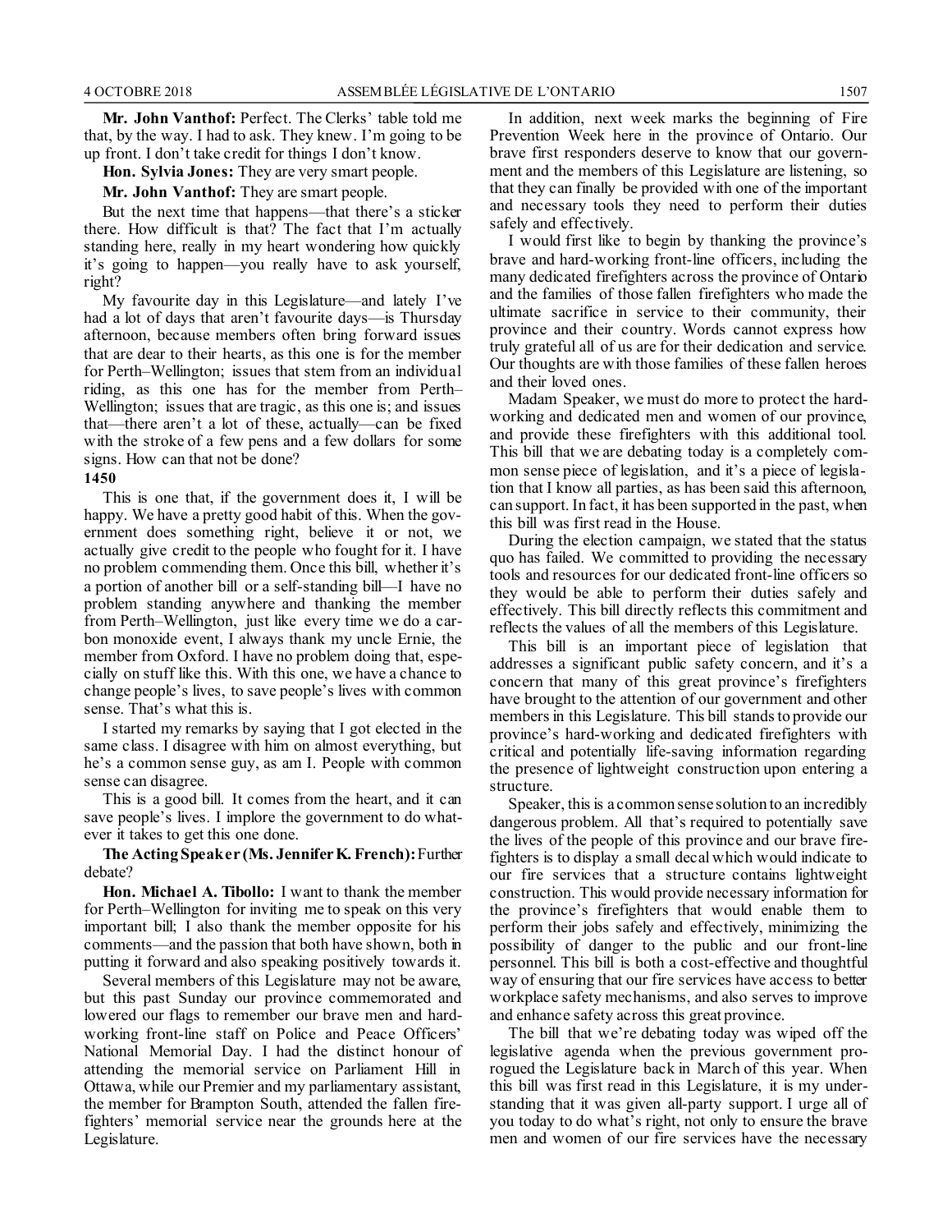**Mr. John Vanthof:** Perfect. The Clerks' table told me that, by the way. I had to ask. They knew. I'm going to be up front. I don't take credit for things I don't know.

**Hon. Sylvia Jones:** They are very smart people.

**Mr. John Vanthof:** They are smart people.

But the next time that happens—that there's a sticker there. How difficult is that? The fact that I'm actually standing here, really in my heart wondering how quickly it's going to happen—you really have to ask yourself, right?

My favourite day in this Legislature—and lately I've had a lot of days that aren't favourite days—is Thursday afternoon, because members often bring forward issues that are dear to their hearts, as this one is for the member for Perth–Wellington; issues that stem from an individual riding, as this one has for the member from Perth–Wellington; issues that are tragic, as this one is; and issues that—there aren't a lot of these, actually—can be fixed with the stroke of a few pens and a few dollars for some signs. How can that not be done?

**1450**

This is one that, if the government does it, I will be happy. We have a pretty good habit of this. When the government does something right, believe it or not, we actually give credit to the people who fought for it. I have no problem commending them. Once this bill, whether it's a portion of another bill or a self-standing bill—I have no problem standing anywhere and thanking the member from Perth–Wellington, just like every time we do a carbon monoxide event, I always thank my uncle Ernie, the member from Oxford. I have no problem doing that, especially on stuff like this. With this one, we have a chance to change people's lives, to save people's lives with common sense. That's what this is.

I started my remarks by saying that I got elected in the same class. I disagree with him on almost everything, but he's a common sense guy, as am I. People with common sense can disagree.

This is a good bill. It comes from the heart, and it can save people's lives. I implore the government to do whatever it takes to get this one done.

**The Acting Speaker (Ms. Jennifer K. French):** Further debate?

**Hon. Michael A. Tibollo:** I want to thank the member for Perth–Wellington for inviting me to speak on this very important bill; I also thank the member opposite for his comments—and the passion that both have shown, both in putting it forward and also speaking positively towards it.

Several members of this Legislature may not be aware, but this past Sunday our province commemorated and lowered our flags to remember our brave men and hard-working front-line staff on Police and Peace Officers' National Memorial Day. I had the distinct honour of attending the memorial service on Parliament Hill in Ottawa, while our Premier and my parliamentary assistant, the member for Brampton South, attended the fallen firefighters' memorial service near the grounds here at the Legislature.

In addition, next week marks the beginning of Fire Prevention Week here in the province of Ontario. Our brave first responders deserve to know that our government and the members of this Legislature are listening, so that they can finally be provided with one of the important and necessary tools they need to perform their duties safely and effectively.

I would first like to begin by thanking the province's brave and hard-working front-line officers, including the many dedicated firefighters across the province of Ontario and the families of those fallen firefighters who made the ultimate sacrifice in service to their community, their province and their country. Words cannot express how truly grateful all of us are for their dedication and service. Our thoughts are with those families of these fallen heroes and their loved ones.

Madam Speaker, we must do more to protect the hard-working and dedicated men and women of our province, and provide these firefighters with this additional tool. This bill that we are debating today is a completely common sense piece of legislation, and it's a piece of legislation that I know all parties, as has been said this afternoon, can support. In fact, it has been supported in the past, when this bill was first read in the House.

During the election campaign, we stated that the status quo has failed. We committed to providing the necessary tools and resources for our dedicated front-line officers so they would be able to perform their duties safely and effectively. This bill directly reflects this commitment and reflects the values of all the members of this Legislature.

This bill is an important piece of legislation that addresses a significant public safety concern, and it's a concern that many of this great province's firefighters have brought to the attention of our government and other members in this Legislature. This bill stands to provide our province's hard-working and dedicated firefighters with critical and potentially life-saving information regarding the presence of lightweight construction upon entering a structure.

Speaker, this is a common sense solution to an incredibly dangerous problem. All that's required to potentially save the lives of the people of this province and our brave firefighters is to display a small decal which would indicate to our fire services that a structure contains lightweight construction. This would provide necessary information for the province's firefighters that would enable them to perform their jobs safely and effectively, minimizing the possibility of danger to the public and our front-line personnel. This bill is both a cost-effective and thoughtful way of ensuring that our fire services have access to better workplace safety mechanisms, and also serves to improve and enhance safety across this great province.

The bill that we're debating today was wiped off the legislative agenda when the previous government prorogued the Legislature back in March of this year. When this bill was first read in this Legislature, it is my understanding that it was given all-party support. I urge all of you today to do what's right, not only to ensure the brave men and women of our fire services have the necessary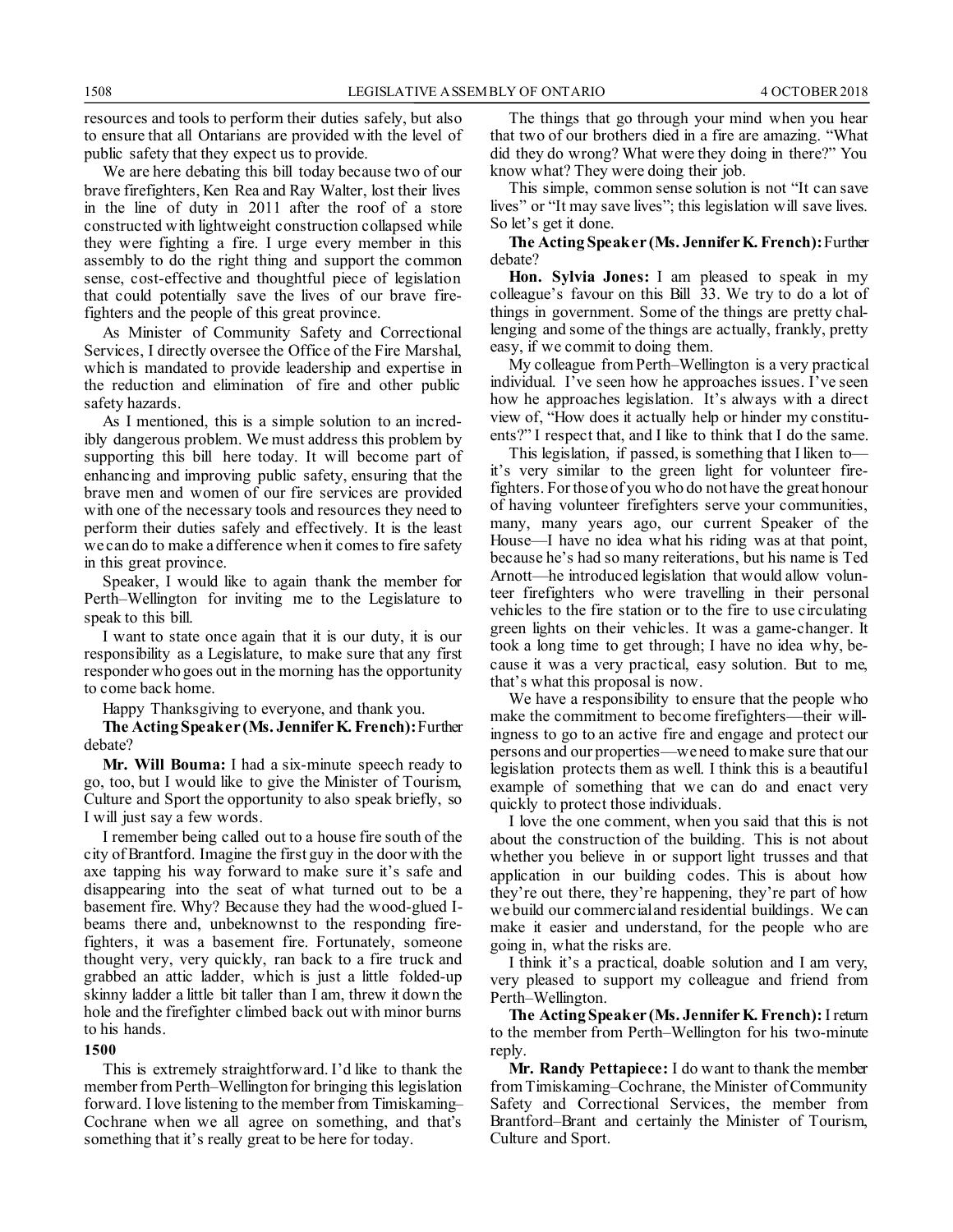resources and tools to perform their duties safely, but also to ensure that all Ontarians are provided with the level of public safety that they expect us to provide.

We are here debating this bill today because two of our brave firefighters, Ken Rea and Ray Walter, lost their lives in the line of duty in 2011 after the roof of a store constructed with lightweight construction collapsed while they were fighting a fire. I urge every member in this assembly to do the right thing and support the common sense, cost-effective and thoughtful piece of legislation that could potentially save the lives of our brave firefighters and the people of this great province.

As Minister of Community Safety and Correctional Services, I directly oversee the Office of the Fire Marshal, which is mandated to provide leadership and expertise in the reduction and elimination of fire and other public safety hazards.

As I mentioned, this is a simple solution to an incredibly dangerous problem. We must address this problem by supporting this bill here today. It will become part of enhancing and improving public safety, ensuring that the brave men and women of our fire services are provided with one of the necessary tools and resources they need to perform their duties safely and effectively. It is the least we can do to make a difference when it comes to fire safety in this great province.

Speaker, I would like to again thank the member for Perth–Wellington for inviting me to the Legislature to speak to this bill.

I want to state once again that it is our duty, it is our responsibility as a Legislature, to make sure that any first responder who goes out in the morning has the opportunity to come back home.

Happy Thanksgiving to everyone, and thank you.

**The Acting Speaker (Ms. Jennifer K. French):** Further debate?

**Mr. Will Bouma:** I had a six-minute speech ready to go, too, but I would like to give the Minister of Tourism, Culture and Sport the opportunity to also speak briefly, so I will just say a few words.

I remember being called out to a house fire south of the city of Brantford. Imagine the first guy in the door with the axe tapping his way forward to make sure it's safe and disappearing into the seat of what turned out to be a basement fire. Why? Because they had the wood-glued I-beams there and, unbeknownst to the responding firefighters, it was a basement fire. Fortunately, someone thought very, very quickly, ran back to a fire truck and grabbed an attic ladder, which is just a little folded-up skinny ladder a little bit taller than I am, threw it down the hole and the firefighter climbed back out with minor burns to his hands.

**1500**

This is extremely straightforward. I'd like to thank the member from Perth–Wellington for bringing this legislation forward. I love listening to the member from Timiskaming–Cochrane when we all agree on something, and that's something that it's really great to be here for today.

The things that go through your mind when you hear that two of our brothers died in a fire are amazing. "What did they do wrong? What were they doing in there?" You know what? They were doing their job.

This simple, common sense solution is not "It can save lives" or "It may save lives"; this legislation will save lives. So let's get it done.

**The Acting Speaker (Ms. Jennifer K. French):** Further debate?

**Hon. Sylvia Jones:** I am pleased to speak in my colleague's favour on this Bill 33. We try to do a lot of things in government. Some of the things are pretty challenging and some of the things are actually, frankly, pretty easy, if we commit to doing them.

My colleague from Perth–Wellington is a very practical individual. I've seen how he approaches issues. I've seen how he approaches legislation. It's always with a direct view of, "How does it actually help or hinder my constituents?" I respect that, and I like to think that I do the same.

This legislation, if passed, is something that I liken to—it's very similar to the green light for volunteer firefighters. For those of you who do not have the great honour of having volunteer firefighters serve your communities, many, many years ago, our current Speaker of the House—I have no idea what his riding was at that point, because he's had so many reiterations, but his name is Ted Arnott—he introduced legislation that would allow volunteer firefighters who were travelling in their personal vehicles to the fire station or to the fire to use circulating green lights on their vehicles. It was a game-changer. It took a long time to get through; I have no idea why, because it was a very practical, easy solution. But to me, that's what this proposal is now.

We have a responsibility to ensure that the people who make the commitment to become firefighters—their willingness to go to an active fire and engage and protect our persons and our properties—we need to make sure that our legislation protects them as well. I think this is a beautiful example of something that we can do and enact very quickly to protect those individuals.

I love the one comment, when you said that this is not about the construction of the building. This is not about whether you believe in or support light trusses and that application in our building codes. This is about how they're out there, they're happening, they're part of how we build our commercial and residential buildings. We can make it easier and understand, for the people who are going in, what the risks are.

I think it's a practical, doable solution and I am very, very pleased to support my colleague and friend from Perth–Wellington.

**The Acting Speaker (Ms. Jennifer K. French):** I return to the member from Perth–Wellington for his two-minute reply.

**Mr. Randy Pettapiece:** I do want to thank the member from Timiskaming–Cochrane, the Minister of Community Safety and Correctional Services, the member from Brantford–Brant and certainly the Minister of Tourism, Culture and Sport.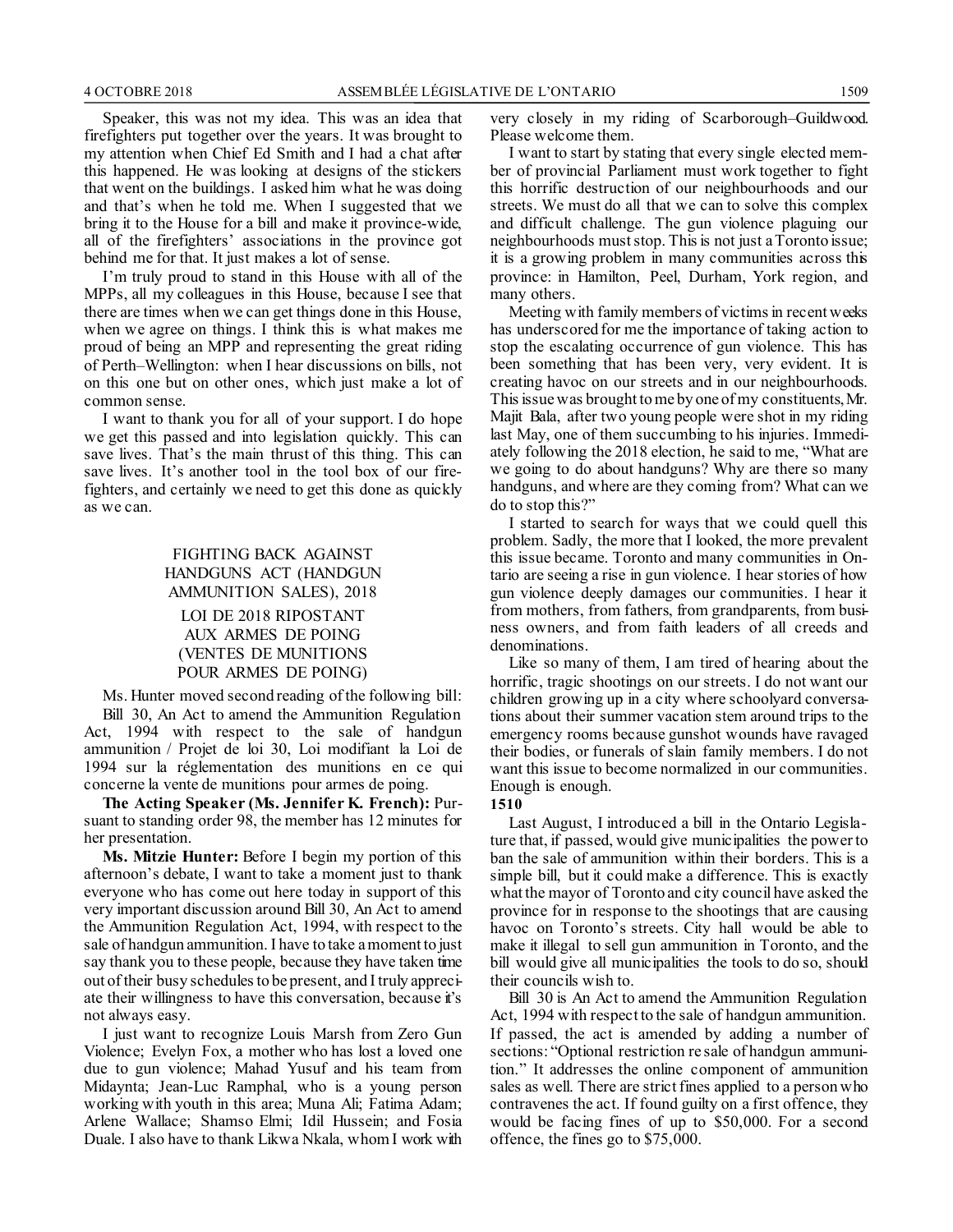Speaker, this was not my idea. This was an idea that firefighters put together over the years. It was brought to my attention when Chief Ed Smith and I had a chat after this happened. He was looking at designs of the stickers that went on the buildings. I asked him what he was doing and that's when he told me. When I suggested that we bring it to the House for a bill and make it province-wide, all of the firefighters' associations in the province got behind me for that. It just makes a lot of sense.

I'm truly proud to stand in this House with all of the MPPs, all my colleagues in this House, because I see that there are times when we can get things done in this House, when we agree on things. I think this is what makes me proud of being an MPP and representing the great riding of Perth–Wellington: when I hear discussions on bills, not on this one but on other ones, which just make a lot of common sense.

I want to thank you for all of your support. I do hope we get this passed and into legislation quickly. This can save lives. That's the main thrust of this thing. This can save lives. It's another tool in the tool box of our firefighters, and certainly we need to get this done as quickly as we can.

## FIGHTING BACK AGAINST HANDGUNS ACT (HANDGUN AMMUNITION SALES), 2018

## LOI DE 2018 RIPOSTANT AUX ARMES DE POING (VENTES DE MUNITIONS POUR ARMES DE POING)

Ms. Hunter moved second reading of the following bill:

Bill 30, An Act to amend the Ammunition Regulation Act, 1994 with respect to the sale of handgun ammunition / Projet de loi 30, Loi modifiant la Loi de 1994 sur la réglementation des munitions en ce qui concerne la vente de munitions pour armes de poing.

**The Acting Speaker (Ms. Jennifer K. French):** Pursuant to standing order 98, the member has 12 minutes for her presentation.

**Ms. Mitzie Hunter:** Before I begin my portion of this afternoon's debate, I want to take a moment just to thank everyone who has come out here today in support of this very important discussion around Bill 30, An Act to amend the Ammunition Regulation Act, 1994, with respect to the sale of handgun ammunition. I have to take a moment to just say thank you to these people, because they have taken time out of their busy schedules to be present, and I truly appreciate their willingness to have this conversation, because it's not always easy.

I just want to recognize Louis Marsh from Zero Gun Violence; Evelyn Fox, a mother who has lost a loved one due to gun violence; Mahad Yusuf and his team from Midaynta; Jean-Luc Ramphal, who is a young person working with youth in this area; Muna Ali; Fatima Adam; Arlene Wallace; Shamso Elmi; Idil Hussein; and Fosia Duale. I also have to thank Likwa Nkala, whom I work with very closely in my riding of Scarborough–Guildwood. Please welcome them.

I want to start by stating that every single elected member of provincial Parliament must work together to fight this horrific destruction of our neighbourhoods and our streets. We must do all that we can to solve this complex and difficult challenge. The gun violence plaguing our neighbourhoods must stop. This is not just a Toronto issue; it is a growing problem in many communities across this province: in Hamilton, Peel, Durham, York region, and many others.

Meeting with family members of victims in recent weeks has underscored for me the importance of taking action to stop the escalating occurrence of gun violence. This has been something that has been very, very evident. It is creating havoc on our streets and in our neighbourhoods. This issue was brought to me by one of my constituents, Mr. Majit Bala, after two young people were shot in my riding last May, one of them succumbing to his injuries. Immediately following the 2018 election, he said to me, "What are we going to do about handguns? Why are there so many handguns, and where are they coming from? What can we do to stop this?"

I started to search for ways that we could quell this problem. Sadly, the more that I looked, the more prevalent this issue became. Toronto and many communities in Ontario are seeing a rise in gun violence. I hear stories of how gun violence deeply damages our communities. I hear it from mothers, from fathers, from grandparents, from business owners, and from faith leaders of all creeds and denominations.

Like so many of them, I am tired of hearing about the horrific, tragic shootings on our streets. I do not want our children growing up in a city where schoolyard conversations about their summer vacation stem around trips to the emergency rooms because gunshot wounds have ravaged their bodies, or funerals of slain family members. I do not want this issue to become normalized in our communities. Enough is enough.

**1510**

Last August, I introduced a bill in the Ontario Legislature that, if passed, would give municipalities the power to ban the sale of ammunition within their borders. This is a simple bill, but it could make a difference. This is exactly what the mayor of Toronto and city council have asked the province for in response to the shootings that are causing havoc on Toronto's streets. City hall would be able to make it illegal to sell gun ammunition in Toronto, and the bill would give all municipalities the tools to do so, should their councils wish to.

Bill 30 is An Act to amend the Ammunition Regulation Act, 1994 with respect to the sale of handgun ammunition. If passed, the act is amended by adding a number of sections: "Optional restriction re sale of handgun ammunition." It addresses the online component of ammunition sales as well. There are strict fines applied to a person who contravenes the act. If found guilty on a first offence, they would be facing fines of up to \$50,000. For a second offence, the fines go to \$75,000.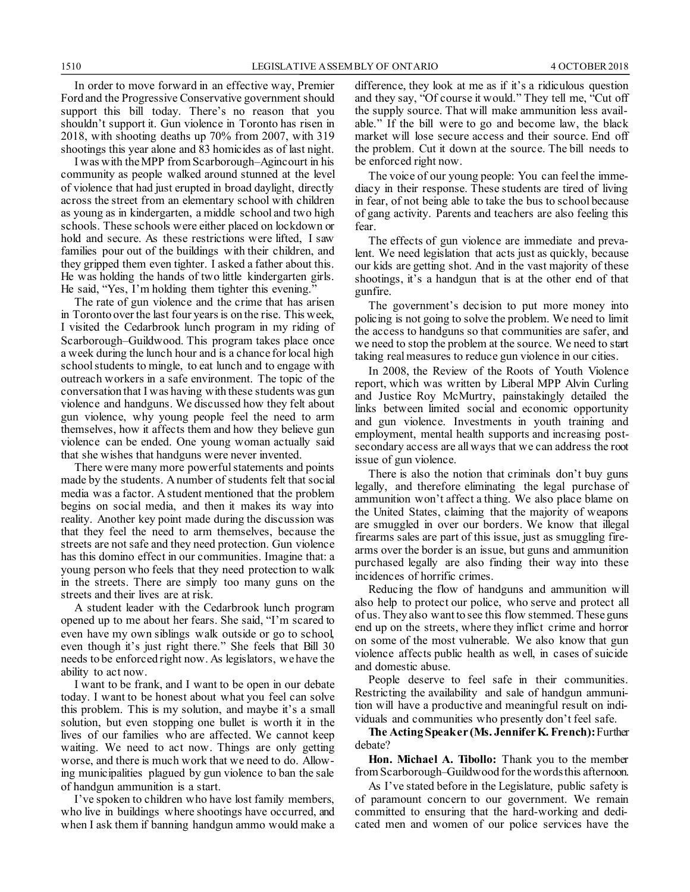In order to move forward in an effective way, Premier Ford and the Progressive Conservative government should support this bill today. There's no reason that you shouldn't support it. Gun violence in Toronto has risen in 2018, with shooting deaths up 70% from 2007, with 319 shootings this year alone and 83 homicides as of last night.

I was with the MPP from Scarborough–Agincourt in his community as people walked around stunned at the level of violence that had just erupted in broad daylight, directly across the street from an elementary school with children as young as in kindergarten, a middle school and two high schools. These schools were either placed on lockdown or hold and secure. As these restrictions were lifted, I saw families pour out of the buildings with their children, and they gripped them even tighter. I asked a father about this. He was holding the hands of two little kindergarten girls. He said, "Yes, I'm holding them tighter this evening."

The rate of gun violence and the crime that has arisen in Toronto over the last four years is on the rise. This week, I visited the Cedarbrook lunch program in my riding of Scarborough–Guildwood. This program takes place once a week during the lunch hour and is a chance for local high school students to mingle, to eat lunch and to engage with outreach workers in a safe environment. The topic of the conversation that I was having with these students was gun violence and handguns. We discussed how they felt about gun violence, why young people feel the need to arm themselves, how it affects them and how they believe gun violence can be ended. One young woman actually said that she wishes that handguns were never invented.

There were many more powerful statements and points made by the students. A number of students felt that social media was a factor. A student mentioned that the problem begins on social media, and then it makes its way into reality. Another key point made during the discussion was that they feel the need to arm themselves, because the streets are not safe and they need protection. Gun violence has this domino effect in our communities. Imagine that: a young person who feels that they need protection to walk in the streets. There are simply too many guns on the streets and their lives are at risk.

A student leader with the Cedarbrook lunch program opened up to me about her fears. She said, "I'm scared to even have my own siblings walk outside or go to school, even though it's just right there." She feels that Bill 30 needs to be enforced right now. As legislators, we have the ability to act now.

I want to be frank, and I want to be open in our debate today. I want to be honest about what you feel can solve this problem. This is my solution, and maybe it's a small solution, but even stopping one bullet is worth it in the lives of our families who are affected. We cannot keep waiting. We need to act now. Things are only getting worse, and there is much work that we need to do. Allowing municipalities plagued by gun violence to ban the sale of handgun ammunition is a start.

I've spoken to children who have lost family members, who live in buildings where shootings have occurred, and when I ask them if banning handgun ammo would make a difference, they look at me as if it's a ridiculous question and they say, "Of course it would." They tell me, "Cut off the supply source. That will make ammunition less available." If the bill were to go and become law, the black market will lose secure access and their source. End off the problem. Cut it down at the source. The bill needs to be enforced right now.

The voice of our young people: You can feel the immediacy in their response. These students are tired of living in fear, of not being able to take the bus to school because of gang activity. Parents and teachers are also feeling this fear.

The effects of gun violence are immediate and prevalent. We need legislation that acts just as quickly, because our kids are getting shot. And in the vast majority of these shootings, it's a handgun that is at the other end of that gunfire.

The government's decision to put more money into policing is not going to solve the problem. We need to limit the access to handguns so that communities are safer, and we need to stop the problem at the source. We need to start taking real measures to reduce gun violence in our cities.

In 2008, the Review of the Roots of Youth Violence report, which was written by Liberal MPP Alvin Curling and Justice Roy McMurtry, painstakingly detailed the links between limited social and economic opportunity and gun violence. Investments in youth training and employment, mental health supports and increasing post-secondary access are all ways that we can address the root issue of gun violence.

There is also the notion that criminals don't buy guns legally, and therefore eliminating the legal purchase of ammunition won't affect a thing. We also place blame on the United States, claiming that the majority of weapons are smuggled in over our borders. We know that illegal firearms sales are part of this issue, just as smuggling firearms over the border is an issue, but guns and ammunition purchased legally are also finding their way into these incidences of horrific crimes.

Reducing the flow of handguns and ammunition will also help to protect our police, who serve and protect all of us. They also want to see this flow stemmed. These guns end up on the streets, where they inflict crime and horror on some of the most vulnerable. We also know that gun violence affects public health as well, in cases of suicide and domestic abuse.

People deserve to feel safe in their communities. Restricting the availability and sale of handgun ammunition will have a productive and meaningful result on individuals and communities who presently don't feel safe.

**The Acting Speaker (Ms. Jennifer K. French):** Further debate?

**Hon. Michael A. Tibollo:** Thank you to the member from Scarborough–Guildwood for the words this afternoon.

As I've stated before in the Legislature, public safety is of paramount concern to our government. We remain committed to ensuring that the hard-working and dedicated men and women of our police services have the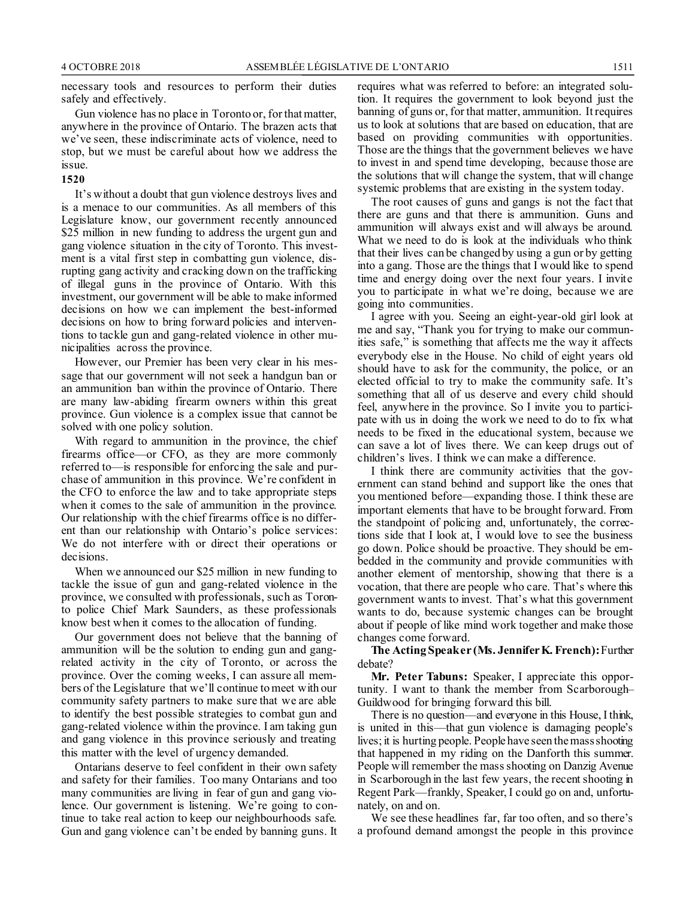necessary tools and resources to perform their duties safely and effectively.

Gun violence has no place in Toronto or, for that matter, anywhere in the province of Ontario. The brazen acts that we've seen, these indiscriminate acts of violence, need to stop, but we must be careful about how we address the issue.

**1520**

It's without a doubt that gun violence destroys lives and is a menace to our communities. As all members of this Legislature know, our government recently announced $25 million in new funding to address the urgent gun and gang violence situation in the city of Toronto. This investment is a vital first step in combatting gun violence, disrupting gang activity and cracking down on the trafficking of illegal guns in the province of Ontario. With this investment, our government will be able to make informed decisions on how we can implement the best-informed decisions on how to bring forward policies and interventions to tackle gun and gang-related violence in other municipalities across the province.

However, our Premier has been very clear in his message that our government will not seek a handgun ban or an ammunition ban within the province of Ontario. There are many law-abiding firearm owners within this great province. Gun violence is a complex issue that cannot be solved with one policy solution.

With regard to ammunition in the province, the chief firearms office—or CFO, as they are more commonly referred to—is responsible for enforcing the sale and purchase of ammunition in this province. We're confident in the CFO to enforce the law and to take appropriate steps when it comes to the sale of ammunition in the province. Our relationship with the chief firearms office is no different than our relationship with Ontario's police services: We do not interfere with or direct their operations or decisions.

When we announced our $25 million in new funding to tackle the issue of gun and gang-related violence in the province, we consulted with professionals, such as Toronto police Chief Mark Saunders, as these professionals know best when it comes to the allocation of funding.

Our government does not believe that the banning of ammunition will be the solution to ending gun and gang-related activity in the city of Toronto, or across the province. Over the coming weeks, I can assure all members of the Legislature that we'll continue to meet with our community safety partners to make sure that we are able to identify the best possible strategies to combat gun and gang-related violence within the province. I am taking gun and gang violence in this province seriously and treating this matter with the level of urgency demanded.

Ontarians deserve to feel confident in their own safety and safety for their families. Too many Ontarians and too many communities are living in fear of gun and gang violence. Our government is listening. We're going to continue to take real action to keep our neighbourhoods safe. Gun and gang violence can't be ended by banning guns. It requires what was referred to before: an integrated solution. It requires the government to look beyond just the banning of guns or, for that matter, ammunition. It requires us to look at solutions that are based on education, that are based on providing communities with opportunities. Those are the things that the government believes we have to invest in and spend time developing, because those are the solutions that will change the system, that will change systemic problems that are existing in the system today.

The root causes of guns and gangs is not the fact that there are guns and that there is ammunition. Guns and ammunition will always exist and will always be around. What we need to do is look at the individuals who think that their lives can be changed by using a gun or by getting into a gang. Those are the things that I would like to spend time and energy doing over the next four years. I invite you to participate in what we're doing, because we are going into communities.

I agree with you. Seeing an eight-year-old girl look at me and say, "Thank you for trying to make our communities safe," is something that affects me the way it affects everybody else in the House. No child of eight years old should have to ask for the community, the police, or an elected official to try to make the community safe. It's something that all of us deserve and every child should feel, anywhere in the province. So I invite you to participate with us in doing the work we need to do to fix what needs to be fixed in the educational system, because we can save a lot of lives there. We can keep drugs out of children's lives. I think we can make a difference.

I think there are community activities that the government can stand behind and support like the ones that you mentioned before—expanding those. I think these are important elements that have to be brought forward. From the standpoint of policing and, unfortunately, the corrections side that I look at, I would love to see the business go down. Police should be proactive. They should be embedded in the community and provide communities with another element of mentorship, showing that there is a vocation, that there are people who care. That's where this government wants to invest. That's what this government wants to do, because systemic changes can be brought about if people of like mind work together and make those changes come forward.

**The Acting Speaker (Ms. Jennifer K. French):** Further debate?

**Mr. Peter Tabuns:** Speaker, I appreciate this opportunity. I want to thank the member from Scarborough–Guildwood for bringing forward this bill.

There is no question—and everyone in this House, I think, is united in this—that gun violence is damaging people's lives; it is hurting people. People have seen the mass shooting that happened in my riding on the Danforth this summer. People will remember the mass shooting on Danzig Avenue in Scarborough in the last few years, the recent shooting in Regent Park—frankly, Speaker, I could go on and, unfortunately, on and on.

We see these headlines far, far too often, and so there's a profound demand amongst the people in this province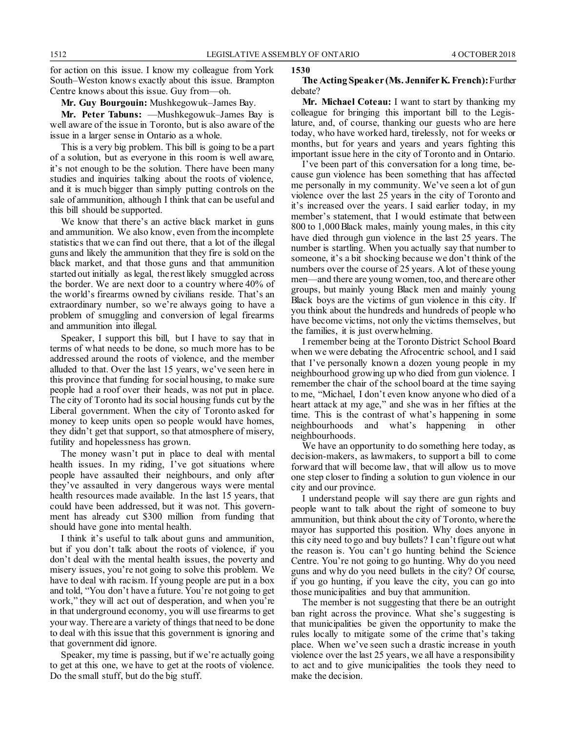for action on this issue. I know my colleague from York South–Weston knows exactly about this issue. Brampton Centre knows about this issue. Guy from—oh.

**Mr. Guy Bourgouin:** Mushkegowuk–James Bay.

**Mr. Peter Tabuns:** —Mushkegowuk–James Bay is well aware of the issue in Toronto, but is also aware of the issue in a larger sense in Ontario as a whole.

This is a very big problem. This bill is going to be a part of a solution, but as everyone in this room is well aware, it's not enough to be the solution. There have been many studies and inquiries talking about the roots of violence, and it is much bigger than simply putting controls on the sale of ammunition, although I think that can be useful and this bill should be supported.

We know that there's an active black market in guns and ammunition. We also know, even from the incomplete statistics that we can find out there, that a lot of the illegal guns and likely the ammunition that they fire is sold on the black market, and that those guns and that ammunition started out initially as legal, the rest likely smuggled across the border. We are next door to a country where 40% of the world's firearms owned by civilians reside. That's an extraordinary number, so we're always going to have a problem of smuggling and conversion of legal firearms and ammunition into illegal.

Speaker, I support this bill, but I have to say that in terms of what needs to be done, so much more has to be addressed around the roots of violence, and the member alluded to that. Over the last 15 years, we've seen here in this province that funding for social housing, to make sure people had a roof over their heads, was not put in place. The city of Toronto had its social housing funds cut by the Liberal government. When the city of Toronto asked for money to keep units open so people would have homes, they didn't get that support, so that atmosphere of misery, futility and hopelessness has grown.

The money wasn't put in place to deal with mental health issues. In my riding, I've got situations where people have assaulted their neighbours, and only after they've assaulted in very dangerous ways were mental health resources made available. In the last 15 years, that could have been addressed, but it was not. This government has already cut $300 million from funding that should have gone into mental health.

I think it's useful to talk about guns and ammunition, but if you don't talk about the roots of violence, if you don't deal with the mental health issues, the poverty and misery issues, you're not going to solve this problem. We have to deal with racism. If young people are put in a box and told, "You don't have a future. You're not going to get work," they will act out of desperation, and when you're in that underground economy, you will use firearms to get your way. There are a variety of things that need to be done to deal with this issue that this government is ignoring and that government did ignore.

Speaker, my time is passing, but if we're actually going to get at this one, we have to get at the roots of violence. Do the small stuff, but do the big stuff.

**1530**

**The Acting Speaker (Ms. Jennifer K. French):** Further debate?

**Mr. Michael Coteau:** I want to start by thanking my colleague for bringing this important bill to the Legislature, and, of course, thanking our guests who are here today, who have worked hard, tirelessly, not for weeks or months, but for years and years and years fighting this important issue here in the city of Toronto and in Ontario.

I've been part of this conversation for a long time, because gun violence has been something that has affected me personally in my community. We've seen a lot of gun violence over the last 25 years in the city of Toronto and it's increased over the years. I said earlier today, in my member's statement, that I would estimate that between 800 to 1,000 Black males, mainly young males, in this city have died through gun violence in the last 25 years. The number is startling. When you actually say that number to someone, it's a bit shocking because we don't think of the numbers over the course of 25 years. A lot of these young men—and there are young women, too, and there are other groups, but mainly young Black men and mainly young Black boys are the victims of gun violence in this city. If you think about the hundreds and hundreds of people who have become victims, not only the victims themselves, but the families, it is just overwhelming.

I remember being at the Toronto District School Board when we were debating the Afrocentric school, and I said that I've personally known a dozen young people in my neighbourhood growing up who died from gun violence. I remember the chair of the school board at the time saying to me, "Michael, I don't even know anyone who died of a heart attack at my age," and she was in her fifties at the time. This is the contrast of what's happening in some neighbourhoods and what's happening in other neighbourhoods.

We have an opportunity to do something here today, as decision-makers, as lawmakers, to support a bill to come forward that will become law, that will allow us to move one step closer to finding a solution to gun violence in our city and our province.

I understand people will say there are gun rights and people want to talk about the right of someone to buy ammunition, but think about the city of Toronto, where the mayor has supported this position. Why does anyone in this city need to go and buy bullets? I can't figure out what the reason is. You can't go hunting behind the Science Centre. You're not going to go hunting. Why do you need guns and why do you need bullets in the city? Of course, if you go hunting, if you leave the city, you can go into those municipalities and buy that ammunition.

The member is not suggesting that there be an outright ban right across the province. What she's suggesting is that municipalities be given the opportunity to make the rules locally to mitigate some of the crime that's taking place. When we've seen such a drastic increase in youth violence over the last 25 years, we all have a responsibility to act and to give municipalities the tools they need to make the decision.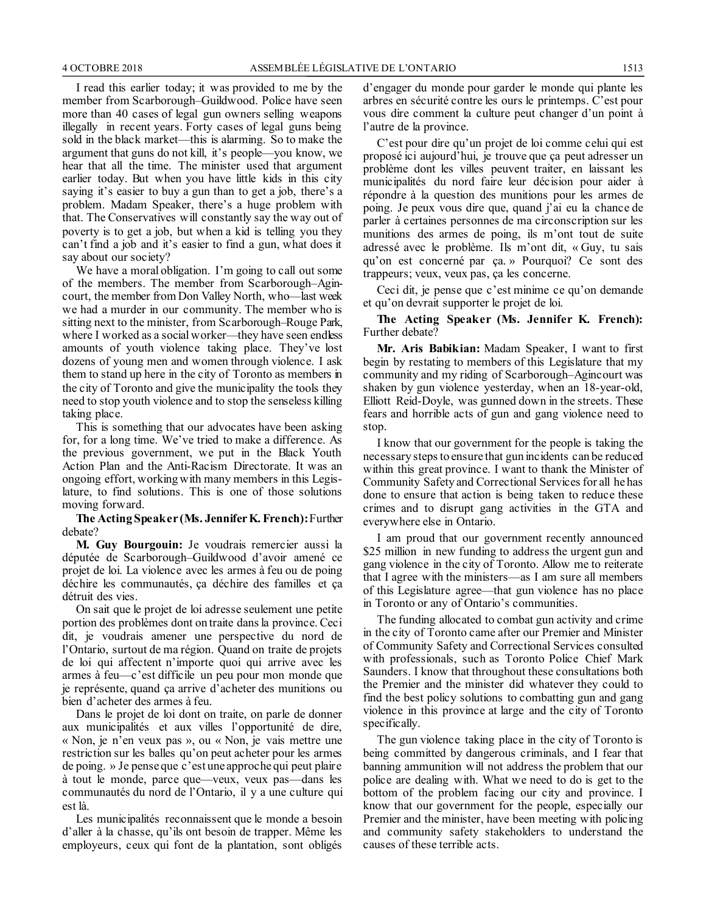I read this earlier today; it was provided to me by the member from Scarborough–Guildwood. Police have seen more than 40 cases of legal gun owners selling weapons illegally in recent years. Forty cases of legal guns being sold in the black market—this is alarming. So to make the argument that guns do not kill, it's people—you know, we hear that all the time. The minister used that argument earlier today. But when you have little kids in this city saying it's easier to buy a gun than to get a job, there's a problem. Madam Speaker, there's a huge problem with that. The Conservatives will constantly say the way out of poverty is to get a job, but when a kid is telling you they can't find a job and it's easier to find a gun, what does it say about our society?

We have a moral obligation. I'm going to call out some of the members. The member from Scarborough–Agincourt, the member from Don Valley North, who—last week we had a murder in our community. The member who is sitting next to the minister, from Scarborough–Rouge Park, where I worked as a social worker—they have seen endless amounts of youth violence taking place. They've lost dozens of young men and women through violence. I ask them to stand up here in the city of Toronto as members in the city of Toronto and give the municipality the tools they need to stop youth violence and to stop the senseless killing taking place.

This is something that our advocates have been asking for, for a long time. We've tried to make a difference. As the previous government, we put in the Black Youth Action Plan and the Anti-Racism Directorate. It was an ongoing effort, working with many members in this Legislature, to find solutions. This is one of those solutions moving forward.

**The Acting Speaker (Ms. Jennifer K. French):** Further debate?

**M. Guy Bourgouin:** Je voudrais remercier aussi la députée de Scarborough–Guildwood d'avoir amené ce projet de loi. La violence avec les armes à feu ou de poing déchire les communautés, ça déchire des familles et ça détruit des vies.

On sait que le projet de loi adresse seulement une petite portion des problèmes dont on traite dans la province. Ceci dit, je voudrais amener une perspective du nord de l'Ontario, surtout de ma région. Quand on traite de projets de loi qui affectent n'importe quoi qui arrive avec les armes à feu—c'est difficile un peu pour mon monde que je représente, quand ça arrive d'acheter des munitions ou bien d'acheter des armes à feu.

Dans le projet de loi dont on traite, on parle de donner aux municipalités et aux villes l'opportunité de dire, « Non, je n'en veux pas », ou « Non, je vais mettre une restriction sur les balles qu'on peut acheter pour les armes de poing. » Je pense que c'est une approche qui peut plaire à tout le monde, parce que—veux, veux pas—dans les communautés du nord de l'Ontario, il y a une culture qui est là.

Les municipalités reconnaissent que le monde a besoin d'aller à la chasse, qu'ils ont besoin de trapper. Même les employeurs, ceux qui font de la plantation, sont obligés d'engager du monde pour garder le monde qui plante les arbres en sécurité contre les ours le printemps. C'est pour vous dire comment la culture peut changer d'un point à l'autre de la province.

C'est pour dire qu'un projet de loi comme celui qui est proposé ici aujourd'hui, je trouve que ça peut adresser un problème dont les villes peuvent traiter, en laissant les municipalités du nord faire leur décision pour aider à répondre à la question des munitions pour les armes de poing. Je peux vous dire que, quand j'ai eu la chance de parler à certaines personnes de ma circonscription sur les munitions des armes de poing, ils m'ont tout de suite adressé avec le problème. Ils m'ont dit, « Guy, tu sais qu'on est concerné par ça. » Pourquoi? Ce sont des trappeurs; veux, veux pas, ça les concerne.

Ceci dit, je pense que c'est minime ce qu'on demande et qu'on devrait supporter le projet de loi.

**The Acting Speaker (Ms. Jennifer K. French):** Further debate?

**Mr. Aris Babikian:** Madam Speaker, I want to first begin by restating to members of this Legislature that my community and my riding of Scarborough–Agincourt was shaken by gun violence yesterday, when an 18-year-old, Elliott Reid-Doyle, was gunned down in the streets. These fears and horrible acts of gun and gang violence need to stop.

I know that our government for the people is taking the necessary steps to ensure that gun incidents can be reduced within this great province. I want to thank the Minister of Community Safety and Correctional Services for all he has done to ensure that action is being taken to reduce these crimes and to disrupt gang activities in the GTA and everywhere else in Ontario.

I am proud that our government recently announced $25 million in new funding to address the urgent gun and gang violence in the city of Toronto. Allow me to reiterate that I agree with the ministers—as I am sure all members of this Legislature agree—that gun violence has no place in Toronto or any of Ontario's communities.

The funding allocated to combat gun activity and crime in the city of Toronto came after our Premier and Minister of Community Safety and Correctional Services consulted with professionals, such as Toronto Police Chief Mark Saunders. I know that throughout these consultations both the Premier and the minister did whatever they could to find the best policy solutions to combatting gun and gang violence in this province at large and the city of Toronto specifically.

The gun violence taking place in the city of Toronto is being committed by dangerous criminals, and I fear that banning ammunition will not address the problem that our police are dealing with. What we need to do is get to the bottom of the problem facing our city and province. I know that our government for the people, especially our Premier and the minister, have been meeting with policing and community safety stakeholders to understand the causes of these terrible acts.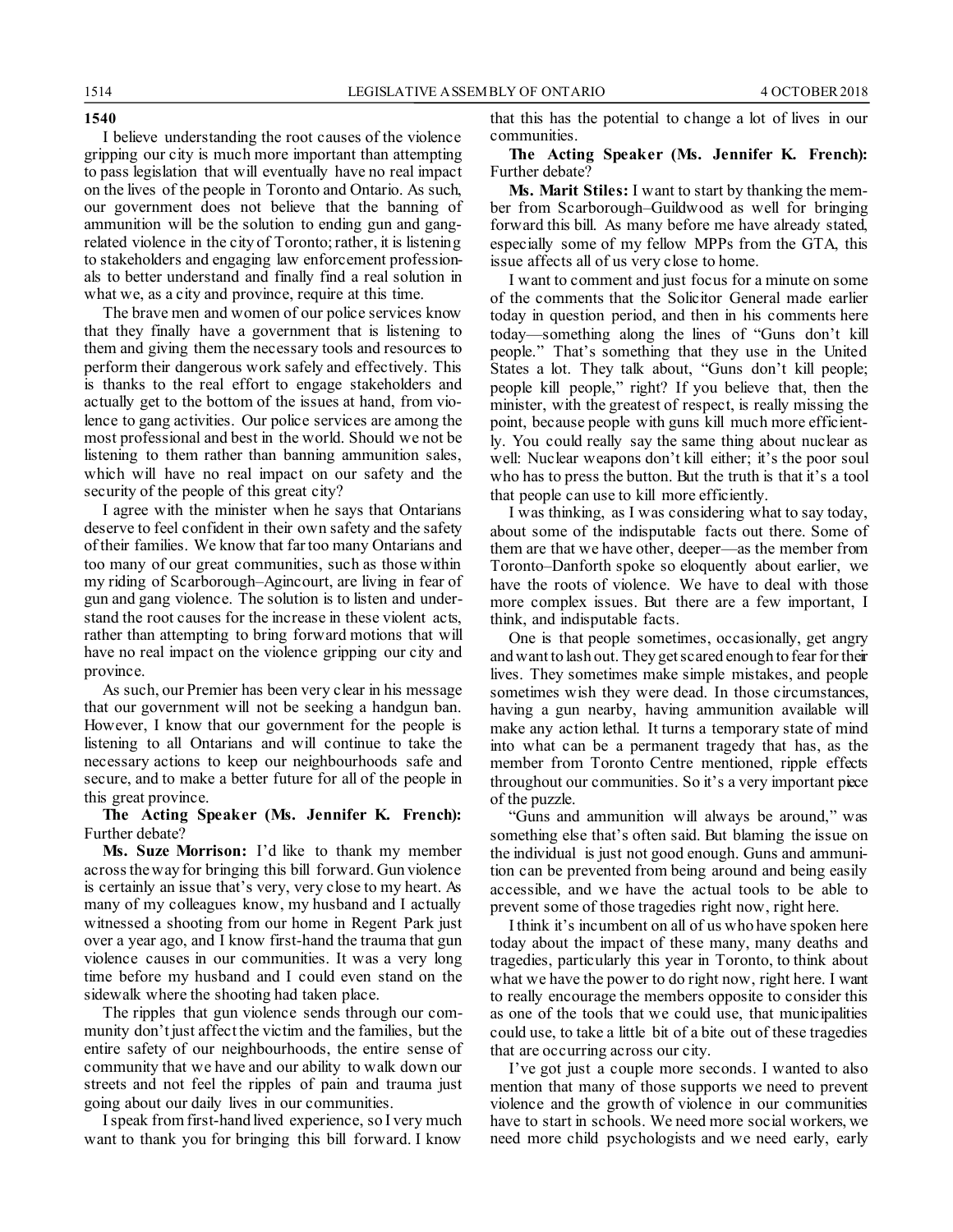**1540**

I believe understanding the root causes of the violence gripping our city is much more important than attempting to pass legislation that will eventually have no real impact on the lives of the people in Toronto and Ontario. As such, our government does not believe that the banning of ammunition will be the solution to ending gun and gang-related violence in the city of Toronto; rather, it is listening to stakeholders and engaging law enforcement professionals to better understand and finally find a real solution in what we, as a city and province, require at this time.

The brave men and women of our police services know that they finally have a government that is listening to them and giving them the necessary tools and resources to perform their dangerous work safely and effectively. This is thanks to the real effort to engage stakeholders and actually get to the bottom of the issues at hand, from violence to gang activities. Our police services are among the most professional and best in the world. Should we not be listening to them rather than banning ammunition sales, which will have no real impact on our safety and the security of the people of this great city?

I agree with the minister when he says that Ontarians deserve to feel confident in their own safety and the safety of their families. We know that far too many Ontarians and too many of our great communities, such as those within my riding of Scarborough–Agincourt, are living in fear of gun and gang violence. The solution is to listen and understand the root causes for the increase in these violent acts, rather than attempting to bring forward motions that will have no real impact on the violence gripping our city and province.

As such, our Premier has been very clear in his message that our government will not be seeking a handgun ban. However, I know that our government for the people is listening to all Ontarians and will continue to take the necessary actions to keep our neighbourhoods safe and secure, and to make a better future for all of the people in this great province.

**The Acting Speaker (Ms. Jennifer K. French):** Further debate?

**Ms. Suze Morrison:** I'd like to thank my member across the way for bringing this bill forward. Gun violence is certainly an issue that's very, very close to my heart. As many of my colleagues know, my husband and I actually witnessed a shooting from our home in Regent Park just over a year ago, and I know first-hand the trauma that gun violence causes in our communities. It was a very long time before my husband and I could even stand on the sidewalk where the shooting had taken place.

The ripples that gun violence sends through our community don't just affect the victim and the families, but the entire safety of our neighbourhoods, the entire sense of community that we have and our ability to walk down our streets and not feel the ripples of pain and trauma just going about our daily lives in our communities.

I speak from first-hand lived experience, so I very much want to thank you for bringing this bill forward. I know that this has the potential to change a lot of lives in our communities.

**The Acting Speaker (Ms. Jennifer K. French):** Further debate?

**Ms. Marit Stiles:** I want to start by thanking the member from Scarborough–Guildwood as well for bringing forward this bill. As many before me have already stated, especially some of my fellow MPPs from the GTA, this issue affects all of us very close to home.

I want to comment and just focus for a minute on some of the comments that the Solicitor General made earlier today in question period, and then in his comments here today—something along the lines of "Guns don't kill people." That's something that they use in the United States a lot. They talk about, "Guns don't kill people; people kill people," right? If you believe that, then the minister, with the greatest of respect, is really missing the point, because people with guns kill much more efficiently. You could really say the same thing about nuclear as well: Nuclear weapons don't kill either; it's the poor soul who has to press the button. But the truth is that it's a tool that people can use to kill more efficiently.

I was thinking, as I was considering what to say today, about some of the indisputable facts out there. Some of them are that we have other, deeper—as the member from Toronto–Danforth spoke so eloquently about earlier, we have the roots of violence. We have to deal with those more complex issues. But there are a few important, I think, and indisputable facts.

One is that people sometimes, occasionally, get angry and want to lash out. They get scared enough to fear for their lives. They sometimes make simple mistakes, and people sometimes wish they were dead. In those circumstances, having a gun nearby, having ammunition available will make any action lethal. It turns a temporary state of mind into what can be a permanent tragedy that has, as the member from Toronto Centre mentioned, ripple effects throughout our communities. So it's a very important piece of the puzzle.

"Guns and ammunition will always be around," was something else that's often said. But blaming the issue on the individual is just not good enough. Guns and ammunition can be prevented from being around and being easily accessible, and we have the actual tools to be able to prevent some of those tragedies right now, right here.

I think it's incumbent on all of us who have spoken here today about the impact of these many, many deaths and tragedies, particularly this year in Toronto, to think about what we have the power to do right now, right here. I want to really encourage the members opposite to consider this as one of the tools that we could use, that municipalities could use, to take a little bit of a bite out of these tragedies that are occurring across our city.

I've got just a couple more seconds. I wanted to also mention that many of those supports we need to prevent violence and the growth of violence in our communities have to start in schools. We need more social workers, we need more child psychologists and we need early, early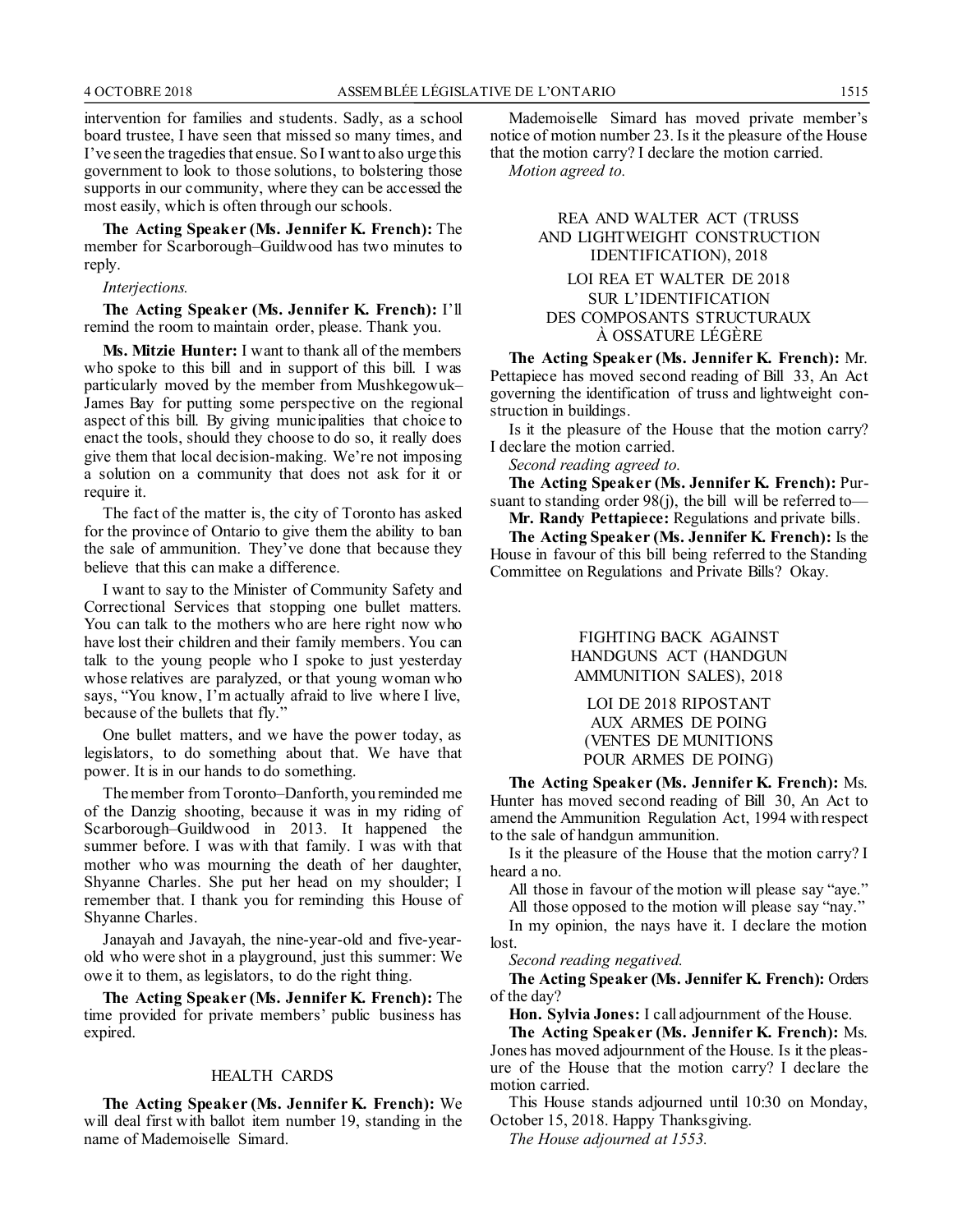intervention for families and students. Sadly, as a school board trustee, I have seen that missed so many times, and I've seen the tragedies that ensue. So I want to also urge this government to look to those solutions, to bolstering those supports in our community, where they can be accessed the most easily, which is often through our schools.

**The Acting Speaker (Ms. Jennifer K. French):** The member for Scarborough–Guildwood has two minutes to reply.

*Interjections.*

**The Acting Speaker (Ms. Jennifer K. French):** I'll remind the room to maintain order, please. Thank you.

**Ms. Mitzie Hunter:** I want to thank all of the members who spoke to this bill and in support of this bill. I was particularly moved by the member from Mushkegowuk–James Bay for putting some perspective on the regional aspect of this bill. By giving municipalities that choice to enact the tools, should they choose to do so, it really does give them that local decision-making. We're not imposing a solution on a community that does not ask for it or require it.

The fact of the matter is, the city of Toronto has asked for the province of Ontario to give them the ability to ban the sale of ammunition. They've done that because they believe that this can make a difference.

I want to say to the Minister of Community Safety and Correctional Services that stopping one bullet matters. You can talk to the mothers who are here right now who have lost their children and their family members. You can talk to the young people who I spoke to just yesterday whose relatives are paralyzed, or that young woman who says, "You know, I'm actually afraid to live where I live, because of the bullets that fly."

One bullet matters, and we have the power today, as legislators, to do something about that. We have that power. It is in our hands to do something.

The member from Toronto–Danforth, you reminded me of the Danzig shooting, because it was in my riding of Scarborough–Guildwood in 2013. It happened the summer before. I was with that family. I was with that mother who was mourning the death of her daughter, Shyanne Charles. She put her head on my shoulder; I remember that. I thank you for reminding this House of Shyanne Charles.

Janayah and Javayah, the nine-year-old and five-year-old who were shot in a playground, just this summer: We owe it to them, as legislators, to do the right thing.

**The Acting Speaker (Ms. Jennifer K. French):** The time provided for private members' public business has expired.

## HEALTH CARDS

**The Acting Speaker (Ms. Jennifer K. French):** We will deal first with ballot item number 19, standing in the name of Mademoiselle Simard.

Mademoiselle Simard has moved private member's notice of motion number 23. Is it the pleasure of the House that the motion carry? I declare the motion carried.

*Motion agreed to.*

## REA AND WALTER ACT (TRUSS AND LIGHTWEIGHT CONSTRUCTION IDENTIFICATION), 2018

## LOI REA ET WALTER DE 2018 SUR L'IDENTIFICATION DES COMPOSANTS STRUCTURAUX À OSSATURE LÉGÈRE

**The Acting Speaker (Ms. Jennifer K. French):** Mr. Pettapiece has moved second reading of Bill 33, An Act governing the identification of truss and lightweight construction in buildings.

Is it the pleasure of the House that the motion carry? I declare the motion carried.

*Second reading agreed to.*

**The Acting Speaker (Ms. Jennifer K. French):** Pursuant to standing order 98(j), the bill will be referred to—

**Mr. Randy Pettapiece:** Regulations and private bills.

**The Acting Speaker (Ms. Jennifer K. French):** Is the House in favour of this bill being referred to the Standing Committee on Regulations and Private Bills? Okay.

## FIGHTING BACK AGAINST HANDGUNS ACT (HANDGUN AMMUNITION SALES), 2018

## LOI DE 2018 RIPOSTANT AUX ARMES DE POING (VENTES DE MUNITIONS POUR ARMES DE POING)

**The Acting Speaker (Ms. Jennifer K. French):** Ms. Hunter has moved second reading of Bill 30, An Act to amend the Ammunition Regulation Act, 1994 with respect to the sale of handgun ammunition.

Is it the pleasure of the House that the motion carry? I heard a no.

All those in favour of the motion will please say "aye."

All those opposed to the motion will please say "nay."

In my opinion, the nays have it. I declare the motion lost.

*Second reading negatived.*

**The Acting Speaker (Ms. Jennifer K. French):** Orders of the day?

**Hon. Sylvia Jones:** I call adjournment of the House.

**The Acting Speaker (Ms. Jennifer K. French):** Ms. Jones has moved adjournment of the House. Is it the pleasure of the House that the motion carry? I declare the motion carried.

This House stands adjourned until 10:30 on Monday, October 15, 2018. Happy Thanksgiving.

*The House adjourned at 1553.*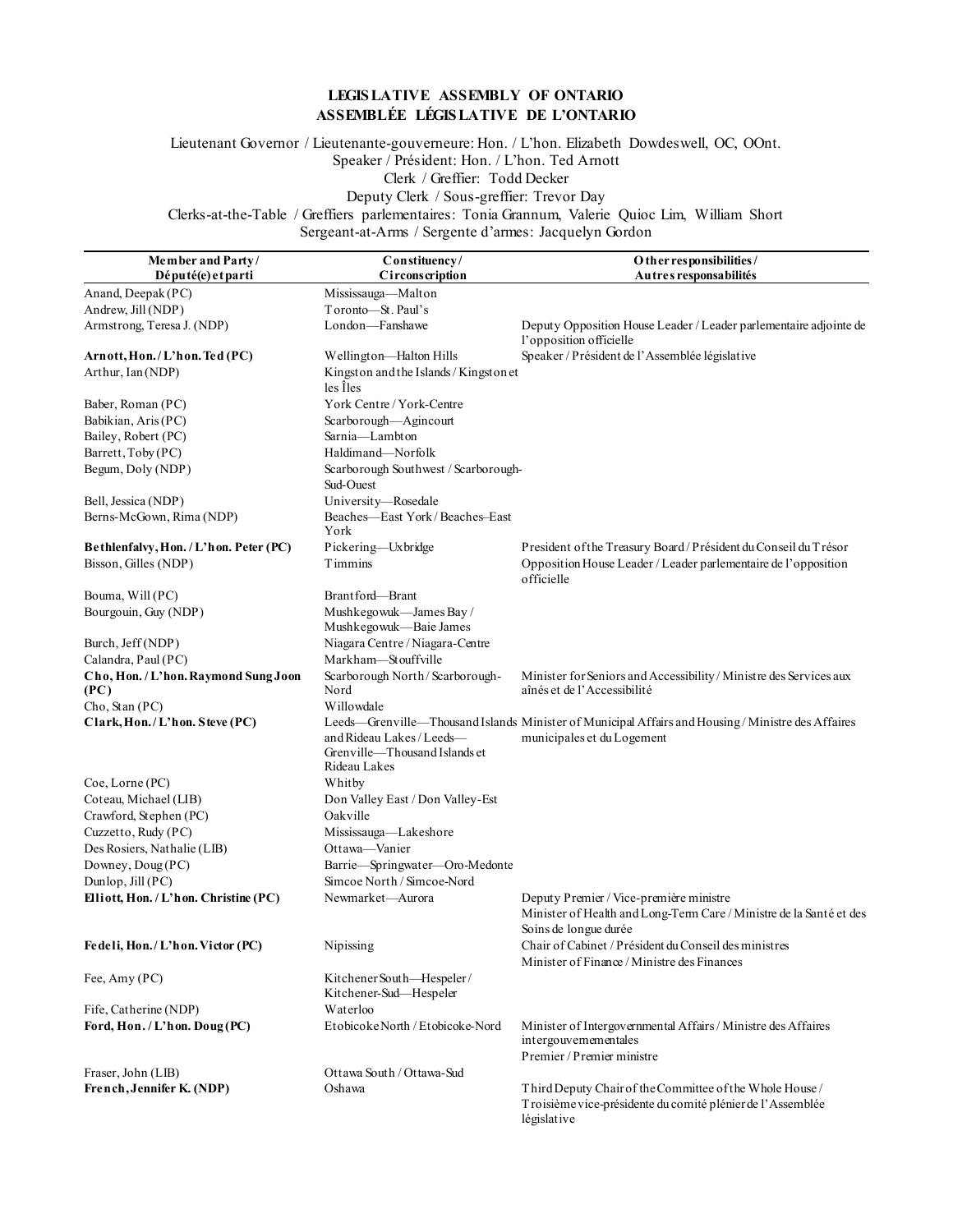**LEGISLATIVE ASSEMBLY OF ONTARIO**
**ASSEMBLÉE LÉGISLATIVE DE L'ONTARIO**

Lieutenant Governor / Lieutenante-gouverneure: Hon. / L'hon. Elizabeth Dowdeswell, OC, OOnt.
Speaker / Président: Hon. / L'hon. Ted Arnott
Clerk / Greffier: Todd Decker
Deputy Clerk / Sous-greffier: Trevor Day
Clerks-at-the-Table / Greffiers parlementaires: Tonia Grannum, Valerie Quioc Lim, William Short
Sergeant-at-Arms / Sergente d'armes: Jacquelyn Gordon

| Member and Party / Député(e) et parti | Constituency / Circonscription | Other responsibilities / Autres responsabilités |
|---|---|---|
| Anand, Deepak (PC) | Mississauga—Malton | |
| Andrew, Jill (NDP) | Toronto—St. Paul's | |
| Armstrong, Teresa J. (NDP) | London—Fanshawe | Deputy Opposition House Leader / Leader parlementaire adjointe de l'opposition officielle |
| **Arnott, Hon. / L'hon. Ted (PC)** | Wellington—Halton Hills | Speaker / Président de l'Assemblée législative |
| Arthur, Ian (NDP) | Kingston and the Islands / Kingston et les Îles | |
| Baber, Roman (PC) | York Centre / York-Centre | |
| Babikian, Aris (PC) | Scarborough—Agincourt | |
| Bailey, Robert (PC) | Sarnia—Lambton | |
| Barrett, Toby (PC) | Haldimand—Norfolk | |
| Begum, Doly (NDP) | Scarborough Southwest / Scarborough-Sud-Ouest | |
| Bell, Jessica (NDP) | University—Rosedale | |
| Berns-McGown, Rima (NDP) | Beaches—East York / Beaches–East York | |
| **Bethlenfalvy, Hon. / L'hon. Peter (PC)** | Pickering—Uxbridge | President of the Treasury Board / Président du Conseil du Trésor |
| Bisson, Gilles (NDP) | Timmins | Opposition House Leader / Leader parlementaire de l'opposition officielle |
| Bouma, Will (PC) | Brantford—Brant | |
| Bourgouin, Guy (NDP) | Mushkegowuk—James Bay / Mushkegowuk—Baie James | |
| Burch, Jeff (NDP) | Niagara Centre / Niagara-Centre | |
| Calandra, Paul (PC) | Markham—Stouffville | |
| **Cho, Hon. / L'hon. Raymond Sung Joon (PC)** | Scarborough North / Scarborough-Nord | Minister for Seniors and Accessibility / Ministre des Services aux aînés et de l'Accessibilité |
| Cho, Stan (PC) | Willowdale | |
| **Clark, Hon. / L'hon. Steve (PC)** | Leeds—Grenville—Thousand Islands and Rideau Lakes / Leeds—Grenville—Thousand Islands et Rideau Lakes | Minister of Municipal Affairs and Housing / Ministre des Affaires municipales et du Logement |
| Coe, Lorne (PC) | Whitby | |
| Coteau, Michael (LIB) | Don Valley East / Don Valley-Est | |
| Crawford, Stephen (PC) | Oakville | |
| Cuzzetto, Rudy (PC) | Mississauga—Lakeshore | |
| Des Rosiers, Nathalie (LIB) | Ottawa—Vanier | |
| Downey, Doug (PC) | Barrie—Springwater—Oro-Medonte | |
| Dunlop, Jill (PC) | Simcoe North / Simcoe-Nord | |
| **Elliott, Hon. / L'hon. Christine (PC)** | Newmarket—Aurora | Deputy Premier / Vice-première ministre<br>Minister of Health and Long-Term Care / Ministre de la Santé et des Soins de longue durée |
| **Fedeli, Hon. / L'hon. Victor (PC)** | Nipissing | Chair of Cabinet / Président du Conseil des ministres<br>Minister of Finance / Ministre des Finances |
| Fee, Amy (PC) | Kitchener South—Hespeler / Kitchener-Sud—Hespeler | |
| Fife, Catherine (NDP) | Waterloo | |
| **Ford, Hon. / L'hon. Doug (PC)** | Etobicoke North / Etobicoke-Nord | Minister of Intergovernmental Affairs / Ministre des Affaires intergouvernementales<br>Premier / Premier ministre |
| Fraser, John (LIB) | Ottawa South / Ottawa-Sud | |
| **French, Jennifer K. (NDP)** | Oshawa | Third Deputy Chair of the Committee of the Whole House / Troisième vice-présidente du comité plénier de l'Assemblée législative |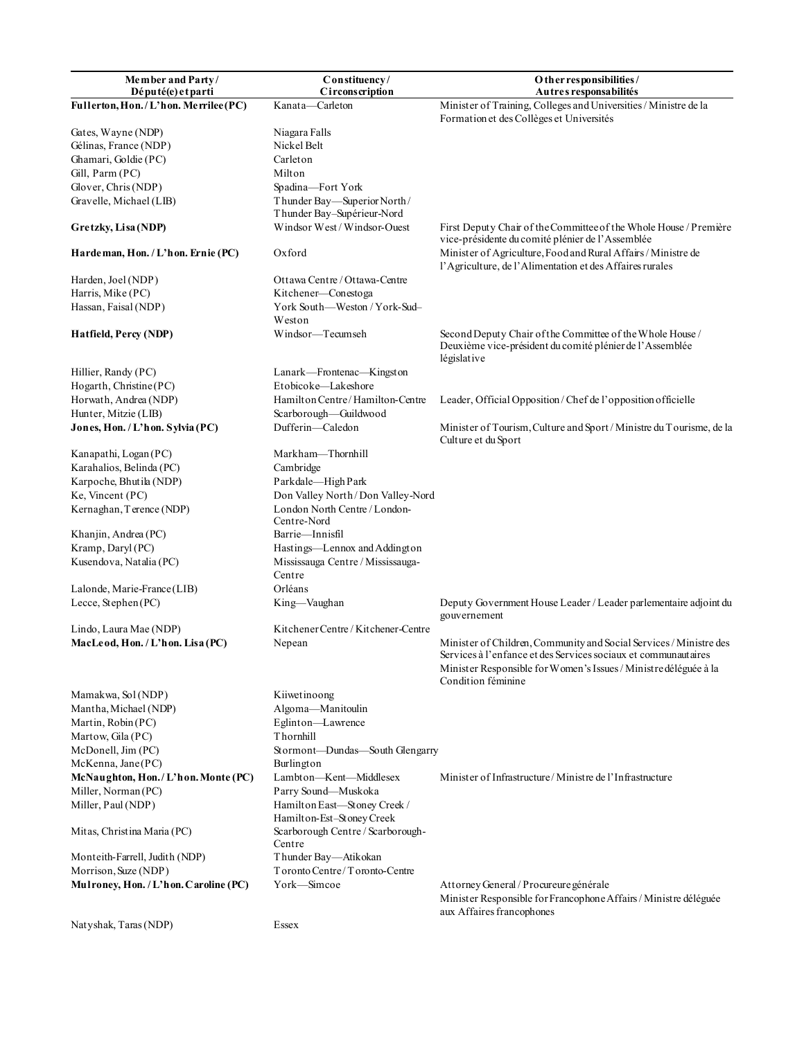| Member and Party / Député(e) et parti | Constituency / Circonscription | Other responsibilities / Autres responsabilités |
|---|---|---|
| **Fullerton, Hon. / L'hon. Merrilee (PC)** | Kanata—Carleton | Minister of Training, Colleges and Universities / Ministre de la Formation et des Collèges et Universités |
| Gates, Wayne (NDP) | Niagara Falls | |
| Gélinas, France (NDP) | Nickel Belt | |
| Ghamari, Goldie (PC) | Carleton | |
| Gill, Parm (PC) | Milton | |
| Glover, Chris (NDP) | Spadina—Fort York | |
| Gravelle, Michael (LIB) | Thunder Bay—Superior North / Thunder Bay–Supérieur-Nord | |
| **Gretzky, Lisa (NDP)** | Windsor West / Windsor-Ouest | First Deputy Chair of the Committee of the Whole House / Première vice-présidente du comité plénier de l'Assemblée |
| **Hardeman, Hon. / L'hon. Ernie (PC)** | Oxford | Minister of Agriculture, Food and Rural Affairs / Ministre de l'Agriculture, de l'Alimentation et des Affaires rurales |
| Harden, Joel (NDP) | Ottawa Centre / Ottawa-Centre | |
| Harris, Mike (PC) | Kitchener—Conestoga | |
| Hassan, Faisal (NDP) | York South—Weston / York-Sud–Weston | |
| **Hatfield, Percy (NDP)** | Windsor—Tecumseh | Second Deputy Chair of the Committee of the Whole House / Deuxième vice-président du comité plénier de l'Assemblée législative |
| Hillier, Randy (PC) | Lanark—Frontenac—Kingston | |
| Hogarth, Christine (PC) | Etobicoke—Lakeshore | |
| Horwath, Andrea (NDP) | Hamilton Centre / Hamilton-Centre | Leader, Official Opposition / Chef de l'opposition officielle |
| Hunter, Mitzie (LIB) | Scarborough—Guildwood | |
| **Jones, Hon. / L'hon. Sylvia (PC)** | Dufferin—Caledon | Minister of Tourism, Culture and Sport / Ministre du Tourisme, de la Culture et du Sport |
| Kanapathi, Logan (PC) | Markham—Thornhill | |
| Karahalios, Belinda (PC) | Cambridge | |
| Karpoche, Bhutila (NDP) | Parkdale—High Park | |
| Ke, Vincent (PC) | Don Valley North / Don Valley-Nord | |
| Kernaghan, Terence (NDP) | London North Centre / London-Centre-Nord | |
| Khanjin, Andrea (PC) | Barrie—Innisfil | |
| Kramp, Daryl (PC) | Hastings—Lennox and Addington | |
| Kusendova, Natalia (PC) | Mississauga Centre / Mississauga-Centre | |
| Lalonde, Marie-France (LIB) | Orléans | |
| Lecce, Stephen (PC) | King—Vaughan | Deputy Government House Leader / Leader parlementaire adjoint du gouvernement |
| Lindo, Laura Mae (NDP) | Kitchener Centre / Kitchener-Centre | |
| **MacLeod, Hon. / L'hon. Lisa (PC)** | Nepean | Minister of Children, Community and Social Services / Ministre des Services à l'enfance et des Services sociaux et communautaires<br>Minister Responsible for Women's Issues / Ministre déléguée à la Condition féminine |
| Mamakwa, Sol (NDP) | Kiiwetinoong | |
| Mantha, Michael (NDP) | Algoma—Manitoulin | |
| Martin, Robin (PC) | Eglinton—Lawrence | |
| Martow, Gila (PC) | Thornhill | |
| McDonell, Jim (PC) | Stormont—Dundas—South Glengarry | |
| McKenna, Jane (PC) | Burlington | |
| **McNaughton, Hon. / L'hon. Monte (PC)** | Lambton—Kent—Middlesex | Minister of Infrastructure / Ministre de l'Infrastructure |
| Miller, Norman (PC) | Parry Sound—Muskoka | |
| Miller, Paul (NDP) | Hamilton East—Stoney Creek / Hamilton-Est–Stoney Creek | |
| Mitas, Christina Maria (PC) | Scarborough Centre / Scarborough-Centre | |
| Monteith-Farrell, Judith (NDP) | Thunder Bay—Atikokan | |
| Morrison, Suze (NDP) | Toronto Centre / Toronto-Centre | |
| **Mulroney, Hon. / L'hon. Caroline (PC)** | York—Simcoe | Attorney General / Procureure générale<br>Minister Responsible for Francophone Affairs / Ministre déléguée aux Affaires francophones |
| Natyshak, Taras (NDP) | Essex | |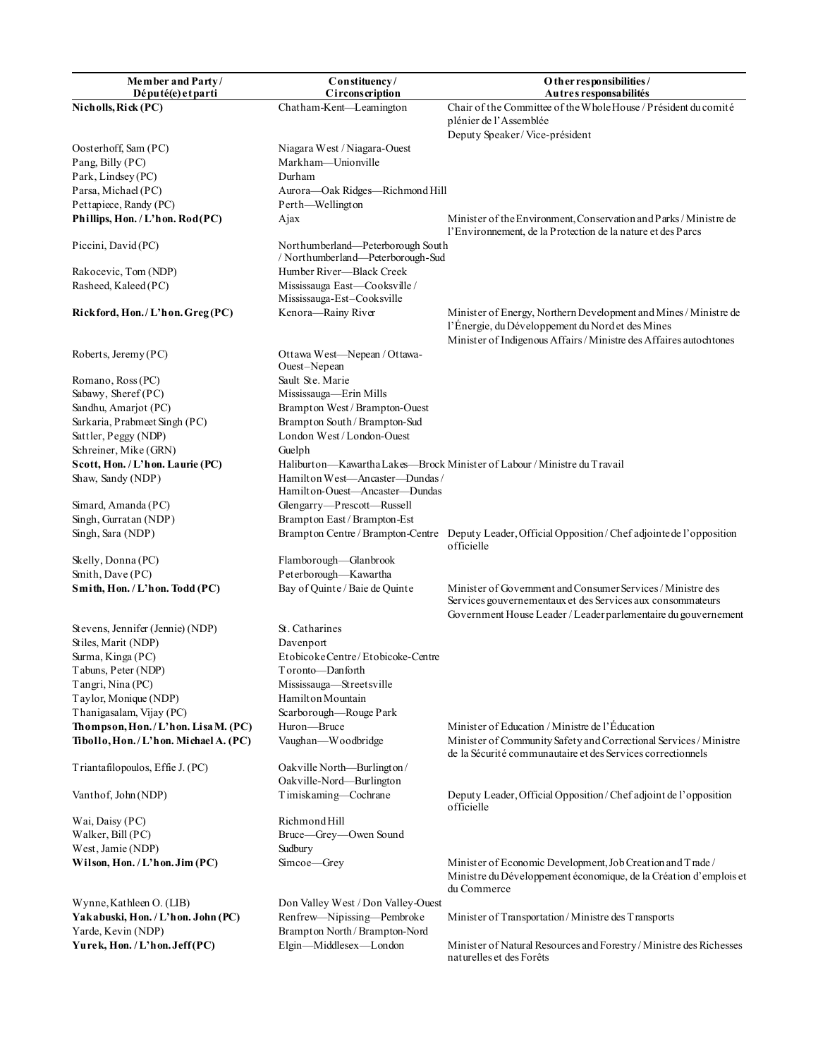| Member and Party / Député(e) et parti | Constituency / Circonscription | Other responsibilities / Autres responsabilités |
|---|---|---|
| **Nicholls, Rick (PC)** | Chatham-Kent—Leamington | Chair of the Committee of the Whole House / Président du comité plénier de l'Assemblée<br>Deputy Speaker / Vice-président |
| Oosterhoff, Sam (PC) | Niagara West / Niagara-Ouest | |
| Pang, Billy (PC) | Markham—Unionville | |
| Park, Lindsey (PC) | Durham | |
| Parsa, Michael (PC) | Aurora—Oak Ridges—Richmond Hill | |
| Pettapiece, Randy (PC) | Perth—Wellington | |
| **Phillips, Hon. / L'hon. Rod (PC)** | Ajax | Minister of the Environment, Conservation and Parks / Ministre de l'Environnement, de la Protection de la nature et des Parcs |
| Piccini, David (PC) | Northumberland—Peterborough South / Northumberland—Peterborough-Sud | |
| Rakocevic, Tom (NDP) | Humber River—Black Creek | |
| Rasheed, Kaleed (PC) | Mississauga East—Cooksville / Mississauga-Est–Cooksville | |
| **Rickford, Hon. / L'hon. Greg (PC)** | Kenora—Rainy River | Minister of Energy, Northern Development and Mines / Ministre de l'Énergie, du Développement du Nord et des Mines<br>Minister of Indigenous Affairs / Ministre des Affaires autochtones |
| Roberts, Jeremy (PC) | Ottawa West—Nepean / Ottawa-Ouest–Nepean | |
| Romano, Ross (PC) | Sault Ste. Marie | |
| Sabawy, Sheref (PC) | Mississauga—Erin Mills | |
| Sandhu, Amarjot (PC) | Brampton West / Brampton-Ouest | |
| Sarkaria, Prabmeet Singh (PC) | Brampton South / Brampton-Sud | |
| Sattler, Peggy (NDP) | London West / London-Ouest | |
| Schreiner, Mike (GRN) | Guelph | |
| **Scott, Hon. / L'hon. Laurie (PC)** | Haliburton—Kawartha Lakes—Brock | Minister of Labour / Ministre du Travail |
| Shaw, Sandy (NDP) | Hamilton West—Ancaster—Dundas / Hamilton-Ouest—Ancaster—Dundas | |
| Simard, Amanda (PC) | Glengarry—Prescott—Russell | |
| Singh, Gurratan (NDP) | Brampton East / Brampton-Est | |
| Singh, Sara (NDP) | Brampton Centre / Brampton-Centre | Deputy Leader, Official Opposition / Chef adjointe de l'opposition officielle |
| Skelly, Donna (PC) | Flamborough—Glanbrook | |
| Smith, Dave (PC) | Peterborough—Kawartha | |
| **Smith, Hon. / L'hon. Todd (PC)** | Bay of Quinte / Baie de Quinte | Minister of Government and Consumer Services / Ministre des Services gouvernementaux et des Services aux consommateurs<br>Government House Leader / Leader parlementaire du gouvernement |
| Stevens, Jennifer (Jennie) (NDP) | St. Catharines | |
| Stiles, Marit (NDP) | Davenport | |
| Surma, Kinga (PC) | Etobicoke Centre / Etobicoke-Centre | |
| Tabuns, Peter (NDP) | Toronto—Danforth | |
| Tangri, Nina (PC) | Mississauga—Streetsville | |
| Taylor, Monique (NDP) | Hamilton Mountain | |
| Thanigasalam, Vijay (PC) | Scarborough—Rouge Park | |
| **Thompson, Hon. / L'hon. Lisa M. (PC)** | Huron—Bruce | Minister of Education / Ministre de l'Éducation |
| **Tibollo, Hon. / L'hon. Michael A. (PC)** | Vaughan—Woodbridge | Minister of Community Safety and Correctional Services / Ministre de la Sécurité communautaire et des Services correctionnels |
| Triantafilopoulos, Effie J. (PC) | Oakville North—Burlington / Oakville-Nord—Burlington | |
| Vanthof, John (NDP) | Timiskaming—Cochrane | Deputy Leader, Official Opposition / Chef adjoint de l'opposition officielle |
| Wai, Daisy (PC) | Richmond Hill | |
| Walker, Bill (PC) | Bruce—Grey—Owen Sound | |
| West, Jamie (NDP) | Sudbury | |
| **Wilson, Hon. / L'hon. Jim (PC)** | Simcoe—Grey | Minister of Economic Development, Job Creation and Trade / Ministre du Développement économique, de la Création d'emplois et du Commerce |
| Wynne, Kathleen O. (LIB) | Don Valley West / Don Valley-Ouest | |
| **Yakabuski, Hon. / L'hon. John (PC)** | Renfrew—Nipissing—Pembroke | Minister of Transportation / Ministre des Transports |
| Yarde, Kevin (NDP) | Brampton North / Brampton-Nord | |
| **Yurek, Hon. / L'hon. Jeff (PC)** | Elgin—Middlesex—London | Minister of Natural Resources and Forestry / Ministre des Richesses naturelles et des Forêts |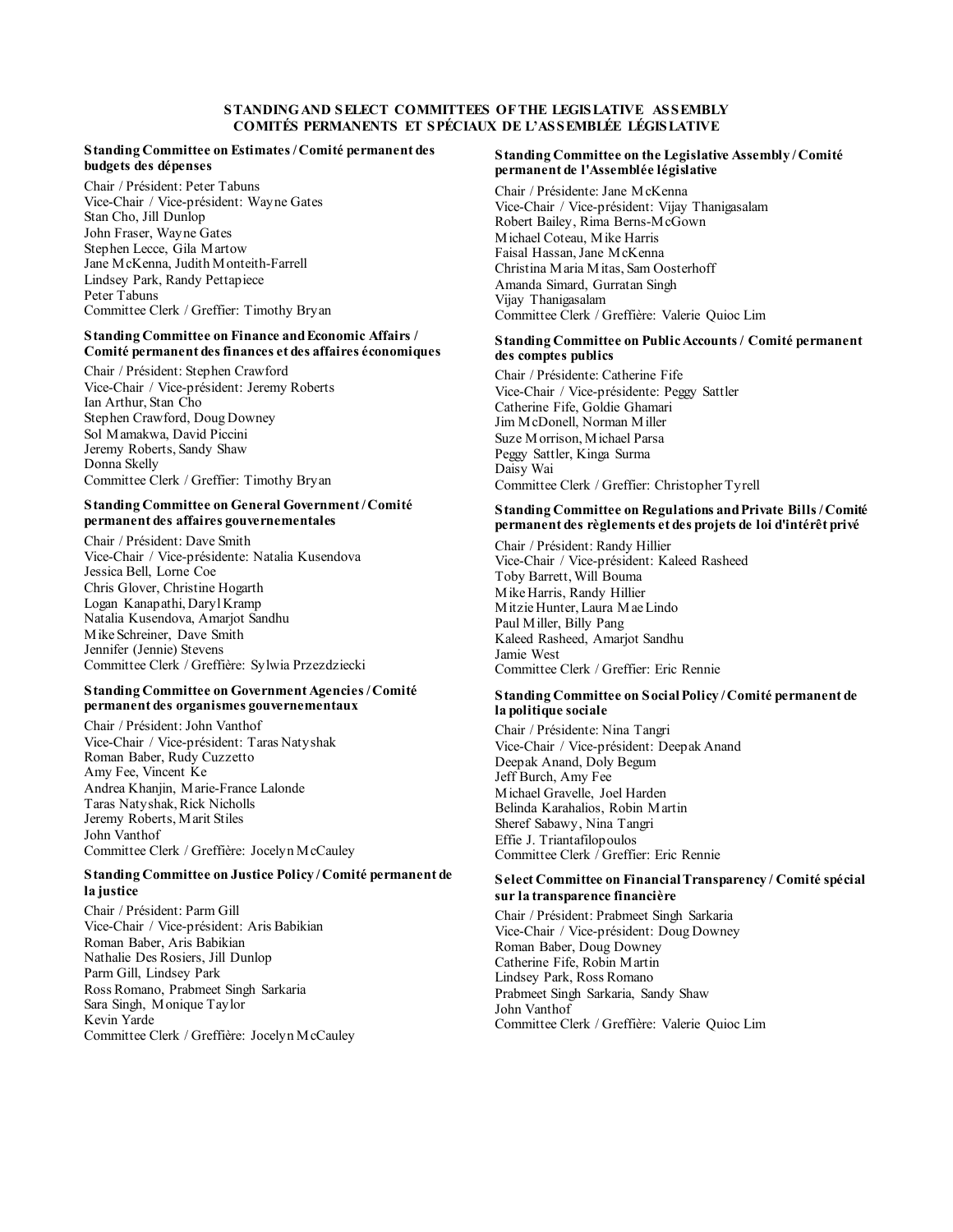# STANDING AND SELECT COMMITTEES OF THE LEGISLATIVE ASSEMBLY
# COMITÉS PERMANENTS ET SPÉCIAUX DE L'ASSEMBLÉE LÉGISLATIVE

**Standing Committee on Estimates / Comité permanent des budgets des dépenses**

Chair / Président: Peter Tabuns
Vice-Chair / Vice-président: Wayne Gates
Stan Cho, Jill Dunlop
John Fraser, Wayne Gates
Stephen Lecce, Gila Martow
Jane McKenna, Judith Monteith-Farrell
Lindsey Park, Randy Pettapiece
Peter Tabuns
Committee Clerk / Greffier: Timothy Bryan

**Standing Committee on Finance and Economic Affairs / Comité permanent des finances et des affaires économiques**

Chair / Président: Stephen Crawford
Vice-Chair / Vice-président: Jeremy Roberts
Ian Arthur, Stan Cho
Stephen Crawford, Doug Downey
Sol Mamakwa, David Piccini
Jeremy Roberts, Sandy Shaw
Donna Skelly
Committee Clerk / Greffier: Timothy Bryan

**Standing Committee on General Government / Comité permanent des affaires gouvernementales**

Chair / Président: Dave Smith
Vice-Chair / Vice-présidente: Natalia Kusendova
Jessica Bell, Lorne Coe
Chris Glover, Christine Hogarth
Logan Kanapathi, Daryl Kramp
Natalia Kusendova, Amarjot Sandhu
Mike Schreiner, Dave Smith
Jennifer (Jennie) Stevens
Committee Clerk / Greffière: Sylwia Przezdziecki

**Standing Committee on Government Agencies / Comité permanent des organismes gouvernementaux**

Chair / Président: John Vanthof
Vice-Chair / Vice-président: Taras Natyshak
Roman Baber, Rudy Cuzzetto
Amy Fee, Vincent Ke
Andrea Khanjin, Marie-France Lalonde
Taras Natyshak, Rick Nicholls
Jeremy Roberts, Marit Stiles
John Vanthof
Committee Clerk / Greffière: Jocelyn McCauley

**Standing Committee on Justice Policy / Comité permanent de la justice**

Chair / Président: Parm Gill
Vice-Chair / Vice-président: Aris Babikian
Roman Baber, Aris Babikian
Nathalie Des Rosiers, Jill Dunlop
Parm Gill, Lindsey Park
Ross Romano, Prabmeet Singh Sarkaria
Sara Singh, Monique Taylor
Kevin Yarde
Committee Clerk / Greffière: Jocelyn McCauley

**Standing Committee on the Legislative Assembly / Comité permanent de l'Assemblée législative**

Chair / Présidente: Jane McKenna
Vice-Chair / Vice-président: Vijay Thanigasalam
Robert Bailey, Rima Berns-McGown
Michael Coteau, Mike Harris
Faisal Hassan, Jane McKenna
Christina Maria Mitas, Sam Oosterhoff
Amanda Simard, Gurratan Singh
Vijay Thanigasalam
Committee Clerk / Greffière: Valerie Quioc Lim

**Standing Committee on Public Accounts / Comité permanent des comptes publics**

Chair / Présidente: Catherine Fife
Vice-Chair / Vice-présidente: Peggy Sattler
Catherine Fife, Goldie Ghamari
Jim McDonell, Norman Miller
Suze Morrison, Michael Parsa
Peggy Sattler, Kinga Surma
Daisy Wai
Committee Clerk / Greffier: Christopher Tyrell

**Standing Committee on Regulations and Private Bills / Comité permanent des règlements et des projets de loi d'intérêt privé**

Chair / Président: Randy Hillier
Vice-Chair / Vice-président: Kaleed Rasheed
Toby Barrett, Will Bouma
Mike Harris, Randy Hillier
Mitzie Hunter, Laura Mae Lindo
Paul Miller, Billy Pang
Kaleed Rasheed, Amarjot Sandhu
Jamie West
Committee Clerk / Greffier: Eric Rennie

**Standing Committee on Social Policy / Comité permanent de la politique sociale**

Chair / Présidente: Nina Tangri
Vice-Chair / Vice-président: Deepak Anand
Deepak Anand, Doly Begum
Jeff Burch, Amy Fee
Michael Gravelle, Joel Harden
Belinda Karahalios, Robin Martin
Sheref Sabawy, Nina Tangri
Effie J. Triantafilopoulos
Committee Clerk / Greffier: Eric Rennie

**Select Committee on Financial Transparency / Comité spécial sur la transparence financière**

Chair / Président: Prabmeet Singh Sarkaria
Vice-Chair / Vice-président: Doug Downey
Roman Baber, Doug Downey
Catherine Fife, Robin Martin
Lindsey Park, Ross Romano
Prabmeet Singh Sarkaria, Sandy Shaw
John Vanthof
Committee Clerk / Greffière: Valerie Quioc Lim